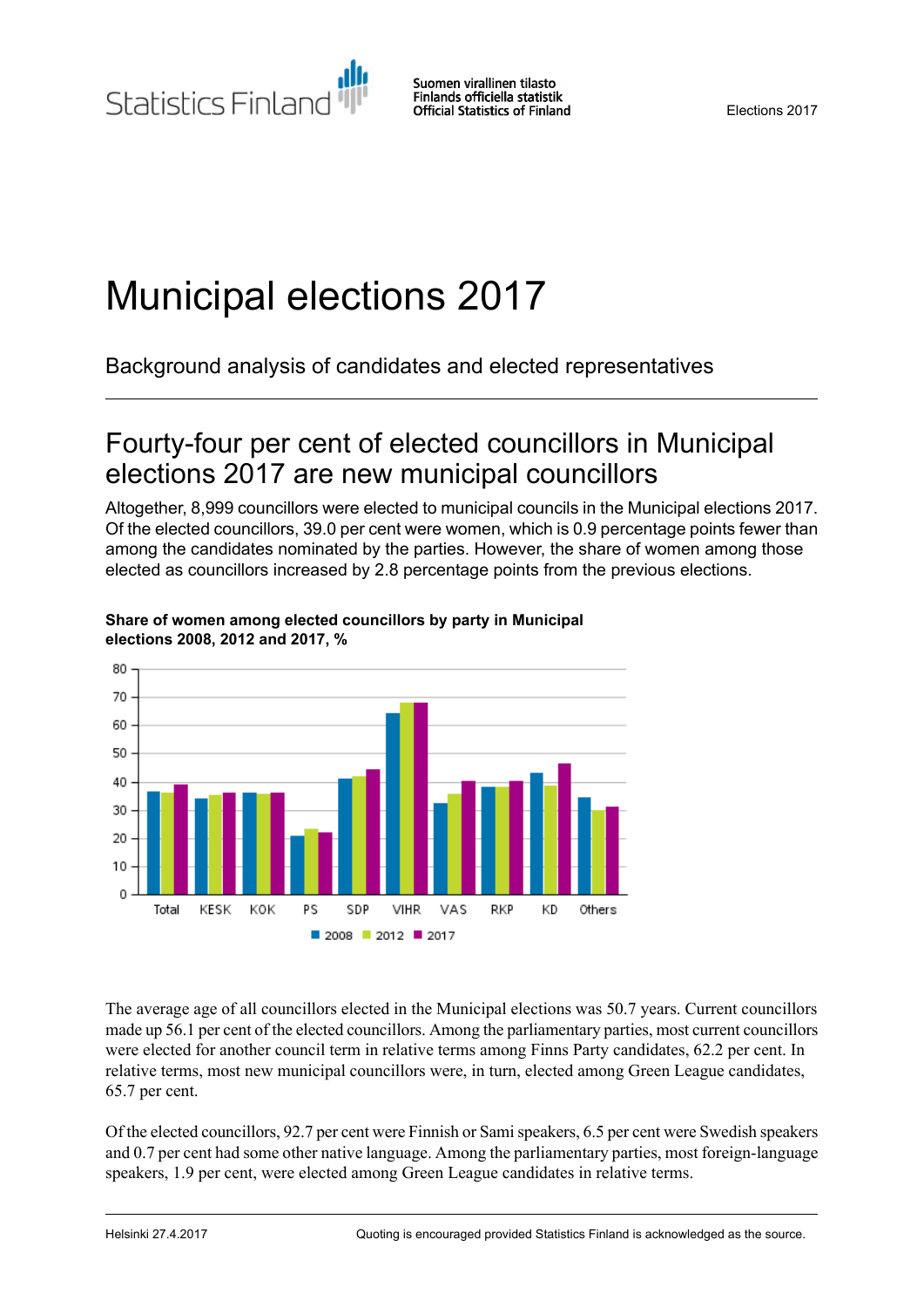# Municipal elections 2017

Background analysis of candidates and elected representatives

## Fourty-four per cent of elected councillors in Municipal elections 2017 are new municipal councillors

Altogether, 8,999 councillors were elected to municipal councils in the Municipal elections 2017. Of the elected councillors, 39.0 per cent were women, which is 0.9 percentage points fewer than among the candidates nominated by the parties. However, the share of women among those elected as councillors increased by 2.8 percentage points from the previous elections.

**Share of women among elected councillors by party in Municipal elections 2008, 2012 and 2017, %**

The average age of all councillors elected in the Municipal elections was 50.7 years. Current councillors made up 56.1 per cent of the elected councillors. Among the parliamentary parties, most current councillors were elected for another council term in relative terms among Finns Party candidates, 62.2 per cent. In relative terms, most new municipal councillors were, in turn, elected among Green League candidates, 65.7 per cent.

Of the elected councillors, 92.7 per cent were Finnish or Sami speakers, 6.5 per cent were Swedish speakers and 0.7 per cent had some other native language. Among the parliamentary parties, most foreign-language speakers, 1.9 per cent, were elected among Green League candidates in relative terms.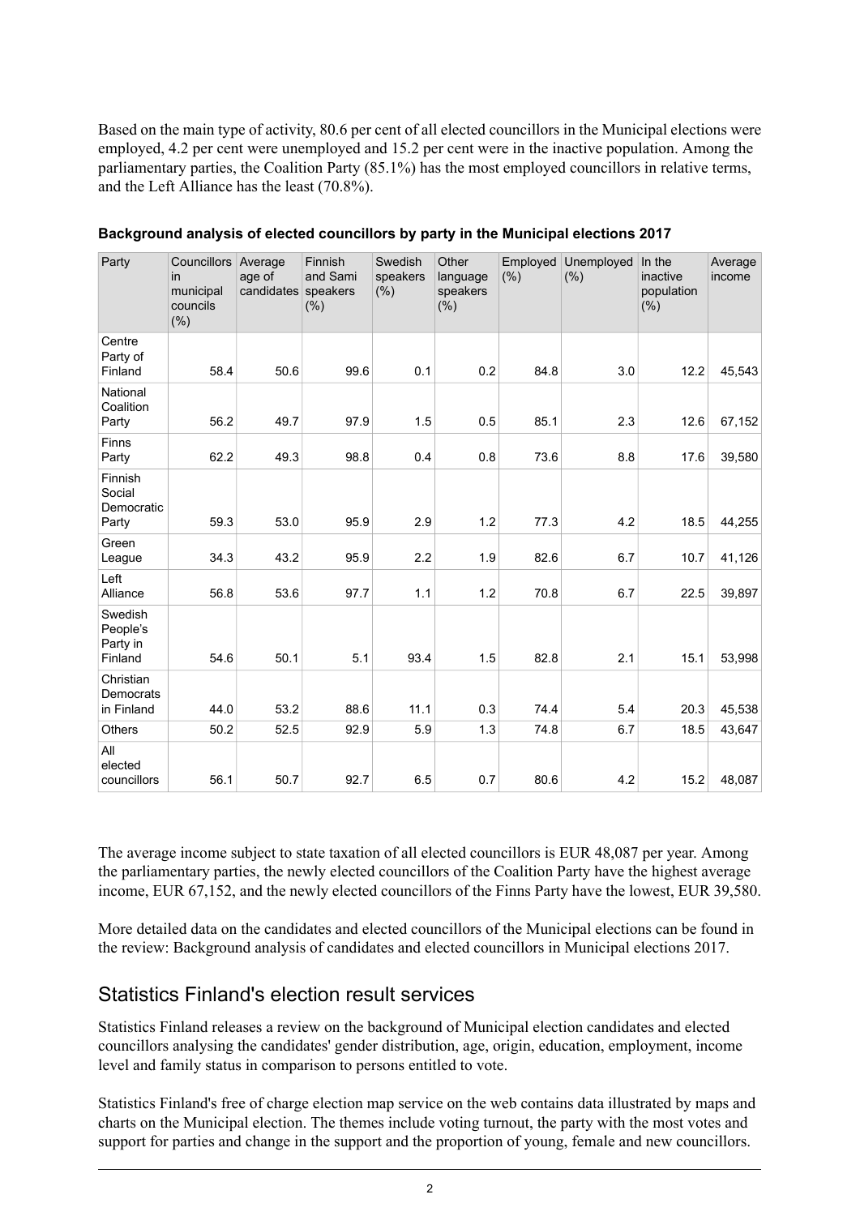Based on the main type of activity, 80.6 per cent of all elected councillors in the Municipal elections were employed, 4.2 per cent were unemployed and 15.2 per cent were in the inactive population. Among the parliamentary parties, the Coalition Party (85.1%) has the most employed councillors in relative terms, and the Left Alliance has the least (70.8%).

**Background analysis of elected councillors by party in the Municipal elections 2017**

| Party | Councillors in municipal councils (%) | Average age of candidates | Finnish and Sami speakers (%) | Swedish speakers (%) | Other language speakers (%) | Employed (%) | Unemployed (%) | In the inactive population (%) | Average income |
|---|---|---|---|---|---|---|---|---|---|
| Centre Party of Finland | 58.4 | 50.6 | 99.6 | 0.1 | 0.2 | 84.8 | 3.0 | 12.2 | 45,543 |
| National Coalition Party | 56.2 | 49.7 | 97.9 | 1.5 | 0.5 | 85.1 | 2.3 | 12.6 | 67,152 |
| Finns Party | 62.2 | 49.3 | 98.8 | 0.4 | 0.8 | 73.6 | 8.8 | 17.6 | 39,580 |
| Finnish Social Democratic Party | 59.3 | 53.0 | 95.9 | 2.9 | 1.2 | 77.3 | 4.2 | 18.5 | 44,255 |
| Green League | 34.3 | 43.2 | 95.9 | 2.2 | 1.9 | 82.6 | 6.7 | 10.7 | 41,126 |
| Left Alliance | 56.8 | 53.6 | 97.7 | 1.1 | 1.2 | 70.8 | 6.7 | 22.5 | 39,897 |
| Swedish People's Party in Finland | 54.6 | 50.1 | 5.1 | 93.4 | 1.5 | 82.8 | 2.1 | 15.1 | 53,998 |
| Christian Democrats in Finland | 44.0 | 53.2 | 88.6 | 11.1 | 0.3 | 74.4 | 5.4 | 20.3 | 45,538 |
| Others | 50.2 | 52.5 | 92.9 | 5.9 | 1.3 | 74.8 | 6.7 | 18.5 | 43,647 |
| All elected councillors | 56.1 | 50.7 | 92.7 | 6.5 | 0.7 | 80.6 | 4.2 | 15.2 | 48,087 |

The average income subject to state taxation of all elected councillors is EUR 48,087 per year. Among the parliamentary parties, the newly elected councillors of the Coalition Party have the highest average income, EUR 67,152, and the newly elected councillors of the Finns Party have the lowest, EUR 39,580.

More detailed data on the candidates and elected councillors of the Municipal elections can be found in the review: Background analysis of candidates and elected councillors in Municipal elections 2017.

## Statistics Finland's election result services

Statistics Finland releases a review on the background of Municipal election candidates and elected councillors analysing the candidates' gender distribution, age, origin, education, employment, income level and family status in comparison to persons entitled to vote.

Statistics Finland's free of charge election map service on the web contains data illustrated by maps and charts on the Municipal election. The themes include voting turnout, the party with the most votes and support for parties and change in the support and the proportion of young, female and new councillors.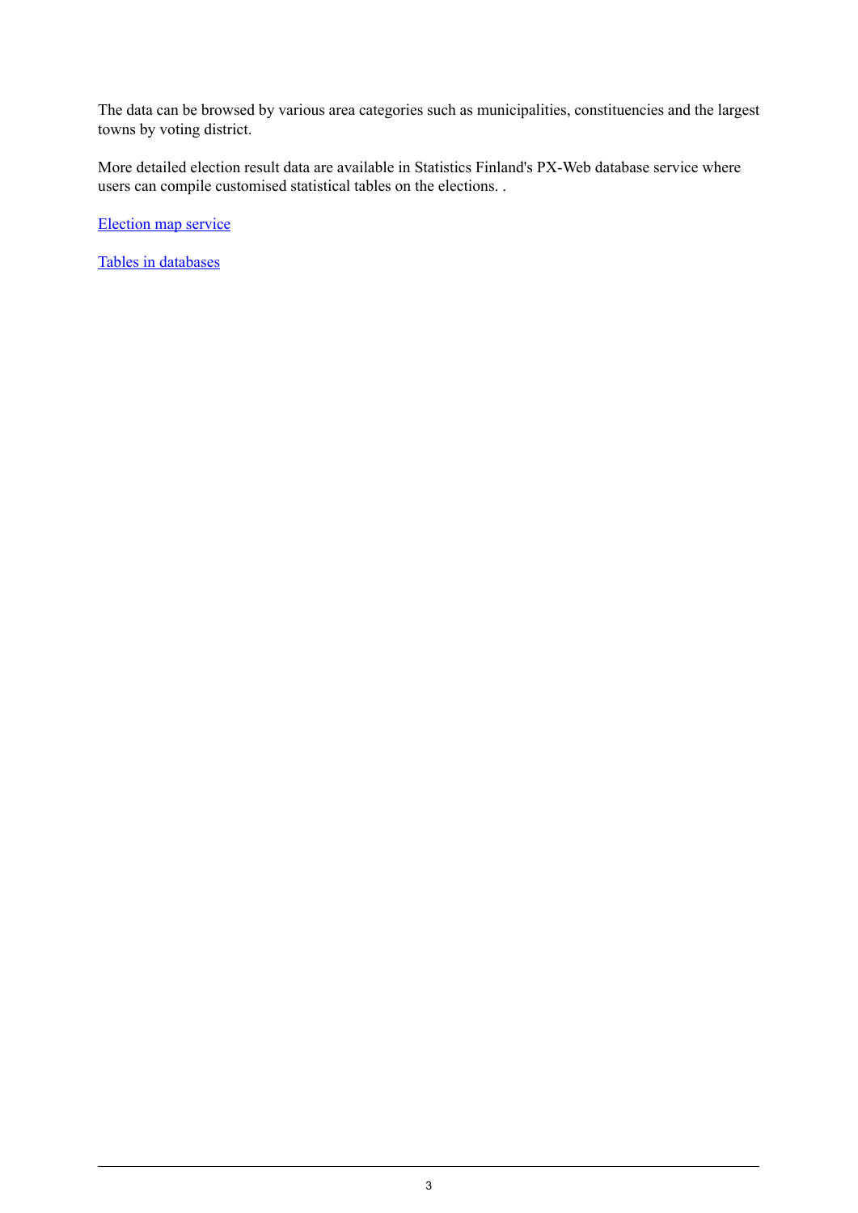The data can be browsed by various area categories such as municipalities, constituencies and the largest towns by voting district.

More detailed election result data are available in Statistics Finland's PX-Web database service where users can compile customised statistical tables on the elections. .

Election map service

Tables in databases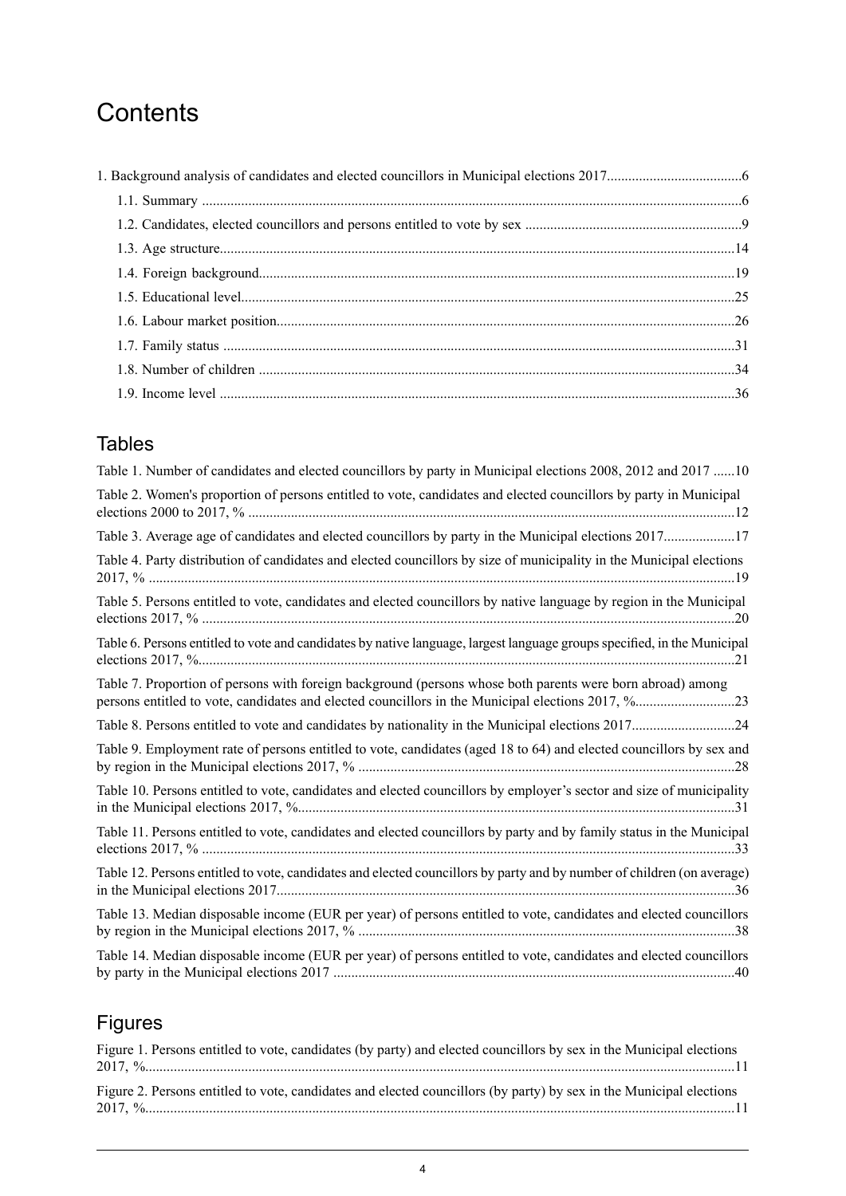# Contents

1. Background analysis of candidates and elected councillors in Municipal elections 2017......................................6
   - 1.1. Summary .......................................................................................................................................6
   - 1.2. Candidates, elected councillors and persons entitled to vote by sex .............................................................9
   - 1.3. Age structure...................................................................................................................................14
   - 1.4. Foreign background.........................................................................................................................19
   - 1.5. Educational level..............................................................................................................................25
   - 1.6. Labour market position......................................................................................................................26
   - 1.7. Family status ....................................................................................................................................31
   - 1.8. Number of children ...........................................................................................................................34
   - 1.9. Income level .....................................................................................................................................36

## Tables

Table 1. Number of candidates and elected councillors by party in Municipal elections 2008, 2012 and 2017 ......10

Table 2. Women's proportion of persons entitled to vote, candidates and elected councillors by party in Municipal elections 2000 to 2017, % .......................................................................................................................12

Table 3. Average age of candidates and elected councillors by party in the Municipal elections 2017....................17

Table 4. Party distribution of candidates and elected councillors by size of municipality in the Municipal elections 2017, % ...................................................................................................................................................19

Table 5. Persons entitled to vote, candidates and elected councillors by native language by region in the Municipal elections 2017, % ....................................................................................................................................20

Table 6. Persons entitled to vote and candidates by native language, largest language groups specified, in the Municipal elections 2017, %.....................................................................................................................................21

Table 7. Proportion of persons with foreign background (persons whose both parents were born abroad) among persons entitled to vote, candidates and elected councillors in the Municipal elections 2017, %............................23

Table 8. Persons entitled to vote and candidates by nationality in the Municipal elections 2017.............................24

Table 9. Employment rate of persons entitled to vote, candidates (aged 18 to 64) and elected councillors by sex and by region in the Municipal elections 2017, % .........................................................................................................28

Table 10. Persons entitled to vote, candidates and elected councillors by employer's sector and size of municipality in the Municipal elections 2017, %..........................................................................................................................31

Table 11. Persons entitled to vote, candidates and elected councillors by party and by family status in the Municipal elections 2017, % ....................................................................................................................................33

Table 12. Persons entitled to vote, candidates and elected councillors by party and by number of children (on average) in the Municipal elections 2017...............................................................................................................36

Table 13. Median disposable income (EUR per year) of persons entitled to vote, candidates and elected councillors by region in the Municipal elections 2017, % .........................................................................................................38

Table 14. Median disposable income (EUR per year) of persons entitled to vote, candidates and elected councillors by party in the Municipal elections 2017 ................................................................................................................40

## Figures

Figure 1. Persons entitled to vote, candidates (by party) and elected councillors by sex in the Municipal elections 2017, %...................................................................................................................................................................11

Figure 2. Persons entitled to vote, candidates and elected councillors (by party) by sex in the Municipal elections 2017, %...................................................................................................................................................................11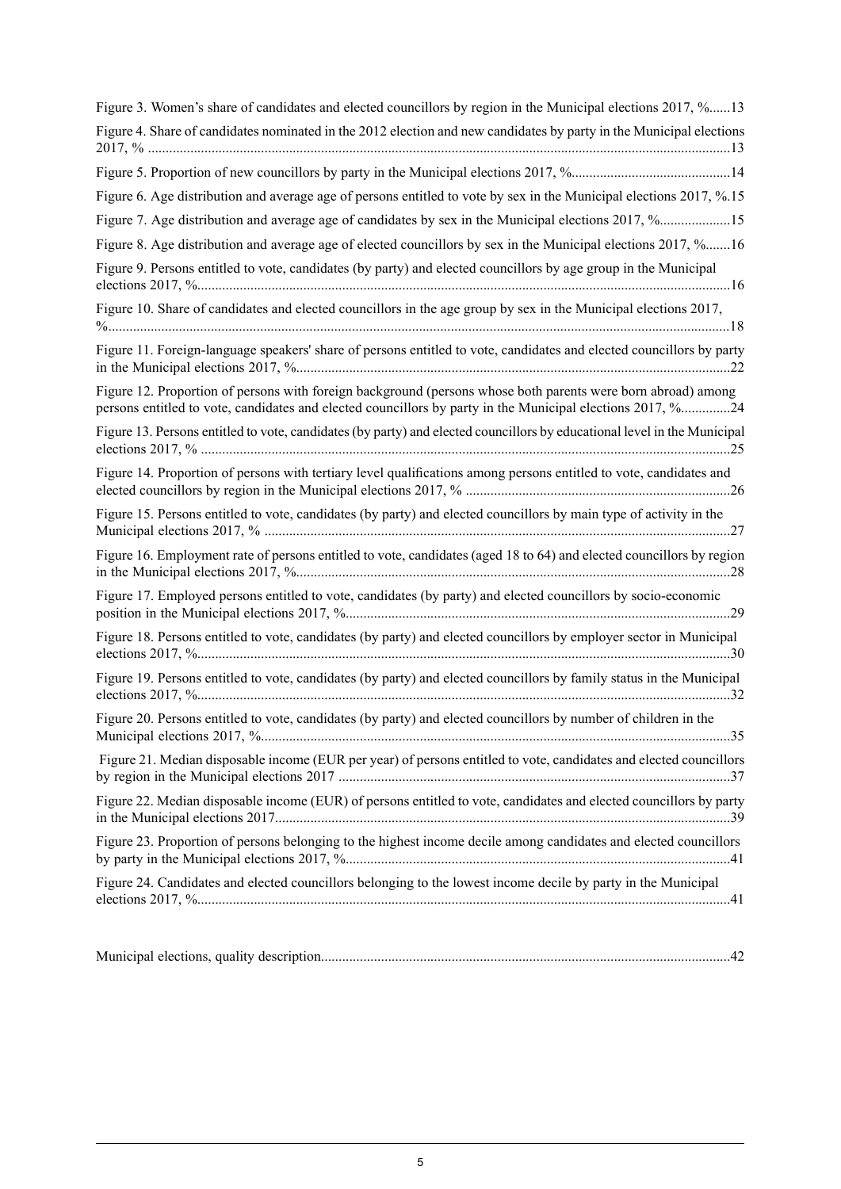Figure 3. Women's share of candidates and elected councillors by region in the Municipal elections 2017, %......13

Figure 4. Share of candidates nominated in the 2012 election and new candidates by party in the Municipal elections 2017, % ....................................................................................................................................................13

Figure 5. Proportion of new councillors by party in the Municipal elections 2017, %............................................14

Figure 6. Age distribution and average age of persons entitled to vote by sex in the Municipal elections 2017, %.15

Figure 7. Age distribution and average age of candidates by sex in the Municipal elections 2017, %....................15

Figure 8. Age distribution and average age of elected councillors by sex in the Municipal elections 2017, %.......16

Figure 9. Persons entitled to vote, candidates (by party) and elected councillors by age group in the Municipal elections 2017, %....................................................................................................................................................16

Figure 10. Share of candidates and elected councillors in the age group by sex in the Municipal elections 2017, %..............................................................................................................................................................................18

Figure 11. Foreign-language speakers' share of persons entitled to vote, candidates and elected councillors by party in the Municipal elections 2017, %..........................................................................................................................22

Figure 12. Proportion of persons with foreign background (persons whose both parents were born abroad) among persons entitled to vote, candidates and elected councillors by party in the Municipal elections 2017, %.............24

Figure 13. Persons entitled to vote, candidates (by party) and elected councillors by educational level in the Municipal elections 2017, % ....................................................................................................................................................25

Figure 14. Proportion of persons with tertiary level qualifications among persons entitled to vote, candidates and elected councillors by region in the Municipal elections 2017, % ..........................................................................26

Figure 15. Persons entitled to vote, candidates (by party) and elected councillors by main type of activity in the Municipal elections 2017, % ...................................................................................................................................27

Figure 16. Employment rate of persons entitled to vote, candidates (aged 18 to 64) and elected councillors by region in the Municipal elections 2017, %..........................................................................................................................28

Figure 17. Employed persons entitled to vote, candidates (by party) and elected councillors by socio-economic position in the Municipal elections 2017, %............................................................................................................29

Figure 18. Persons entitled to vote, candidates (by party) and elected councillors by employer sector in Municipal elections 2017, %....................................................................................................................................................30

Figure 19. Persons entitled to vote, candidates (by party) and elected councillors by family status in the Municipal elections 2017, %....................................................................................................................................................32

Figure 20. Persons entitled to vote, candidates (by party) and elected councillors by number of children in the Municipal elections 2017, %....................................................................................................................................35

Figure 21. Median disposable income (EUR per year) of persons entitled to vote, candidates and elected councillors by region in the Municipal elections 2017 .............................................................................................................37

Figure 22. Median disposable income (EUR) of persons entitled to vote, candidates and elected councillors by party in the Municipal elections 2017...............................................................................................................................39

Figure 23. Proportion of persons belonging to the highest income decile among candidates and elected councillors by party in the Municipal elections 2017, %............................................................................................................41

Figure 24. Candidates and elected councillors belonging to the lowest income decile by party in the Municipal elections 2017, %....................................................................................................................................................41

Municipal elections, quality description..................................................................................................................42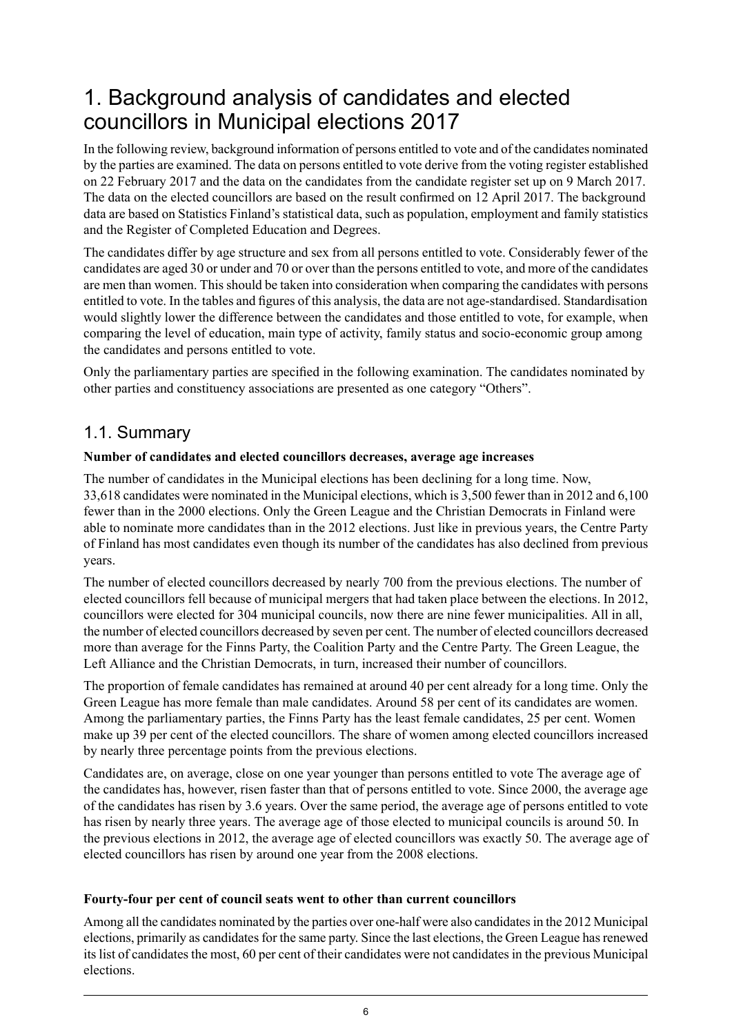# 1. Background analysis of candidates and elected councillors in Municipal elections 2017

In the following review, background information of persons entitled to vote and of the candidates nominated by the parties are examined. The data on persons entitled to vote derive from the voting register established on 22 February 2017 and the data on the candidates from the candidate register set up on 9 March 2017. The data on the elected councillors are based on the result confirmed on 12 April 2017. The background data are based on Statistics Finland's statistical data, such as population, employment and family statistics and the Register of Completed Education and Degrees.

The candidates differ by age structure and sex from all persons entitled to vote. Considerably fewer of the candidates are aged 30 or under and 70 or over than the persons entitled to vote, and more of the candidates are men than women. This should be taken into consideration when comparing the candidates with persons entitled to vote. In the tables and figures of this analysis, the data are not age-standardised. Standardisation would slightly lower the difference between the candidates and those entitled to vote, for example, when comparing the level of education, main type of activity, family status and socio-economic group among the candidates and persons entitled to vote.

Only the parliamentary parties are specified in the following examination. The candidates nominated by other parties and constituency associations are presented as one category "Others".

## 1.1. Summary

**Number of candidates and elected councillors decreases, average age increases**

The number of candidates in the Municipal elections has been declining for a long time. Now, 33,618 candidates were nominated in the Municipal elections, which is 3,500 fewer than in 2012 and 6,100 fewer than in the 2000 elections. Only the Green League and the Christian Democrats in Finland were able to nominate more candidates than in the 2012 elections. Just like in previous years, the Centre Party of Finland has most candidates even though its number of the candidates has also declined from previous years.

The number of elected councillors decreased by nearly 700 from the previous elections. The number of elected councillors fell because of municipal mergers that had taken place between the elections. In 2012, councillors were elected for 304 municipal councils, now there are nine fewer municipalities. All in all, the number of elected councillors decreased by seven per cent. The number of elected councillors decreased more than average for the Finns Party, the Coalition Party and the Centre Party. The Green League, the Left Alliance and the Christian Democrats, in turn, increased their number of councillors.

The proportion of female candidates has remained at around 40 per cent already for a long time. Only the Green League has more female than male candidates. Around 58 per cent of its candidates are women. Among the parliamentary parties, the Finns Party has the least female candidates, 25 per cent. Women make up 39 per cent of the elected councillors. The share of women among elected councillors increased by nearly three percentage points from the previous elections.

Candidates are, on average, close on one year younger than persons entitled to vote The average age of the candidates has, however, risen faster than that of persons entitled to vote. Since 2000, the average age of the candidates has risen by 3.6 years. Over the same period, the average age of persons entitled to vote has risen by nearly three years. The average age of those elected to municipal councils is around 50. In the previous elections in 2012, the average age of elected councillors was exactly 50. The average age of elected councillors has risen by around one year from the 2008 elections.

**Fourty-four per cent of council seats went to other than current councillors**

Among all the candidates nominated by the parties over one-half were also candidates in the 2012 Municipal elections, primarily as candidates for the same party. Since the last elections, the Green League has renewed its list of candidates the most, 60 per cent of their candidates were not candidates in the previous Municipal elections.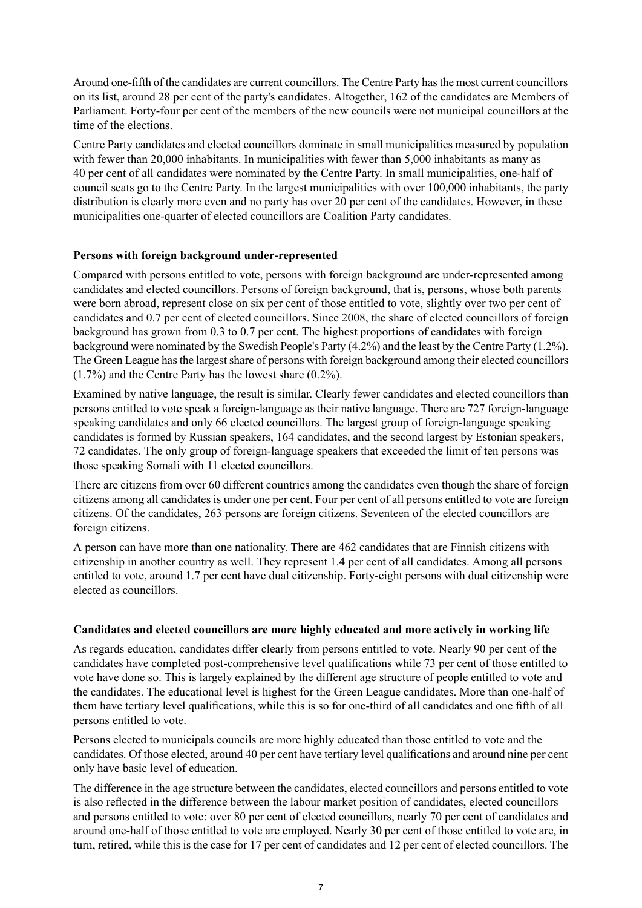Around one-fifth of the candidates are current councillors. The Centre Party has the most current councillors on its list, around 28 per cent of the party's candidates. Altogether, 162 of the candidates are Members of Parliament. Forty-four per cent of the members of the new councils were not municipal councillors at the time of the elections.

Centre Party candidates and elected councillors dominate in small municipalities measured by population with fewer than 20,000 inhabitants. In municipalities with fewer than 5,000 inhabitants as many as 40 per cent of all candidates were nominated by the Centre Party. In small municipalities, one-half of council seats go to the Centre Party. In the largest municipalities with over 100,000 inhabitants, the party distribution is clearly more even and no party has over 20 per cent of the candidates. However, in these municipalities one-quarter of elected councillors are Coalition Party candidates.

**Persons with foreign background under-represented**

Compared with persons entitled to vote, persons with foreign background are under-represented among candidates and elected councillors. Persons of foreign background, that is, persons, whose both parents were born abroad, represent close on six per cent of those entitled to vote, slightly over two per cent of candidates and 0.7 per cent of elected councillors. Since 2008, the share of elected councillors of foreign background has grown from 0.3 to 0.7 per cent. The highest proportions of candidates with foreign background were nominated by the Swedish People's Party (4.2%) and the least by the Centre Party (1.2%). The Green League has the largest share of persons with foreign background among their elected councillors (1.7%) and the Centre Party has the lowest share (0.2%).

Examined by native language, the result is similar. Clearly fewer candidates and elected councillors than persons entitled to vote speak a foreign-language as their native language. There are 727 foreign-language speaking candidates and only 66 elected councillors. The largest group of foreign-language speaking candidates is formed by Russian speakers, 164 candidates, and the second largest by Estonian speakers, 72 candidates. The only group of foreign-language speakers that exceeded the limit of ten persons was those speaking Somali with 11 elected councillors.

There are citizens from over 60 different countries among the candidates even though the share of foreign citizens among all candidates is under one per cent. Four per cent of all persons entitled to vote are foreign citizens. Of the candidates, 263 persons are foreign citizens. Seventeen of the elected councillors are foreign citizens.

A person can have more than one nationality. There are 462 candidates that are Finnish citizens with citizenship in another country as well. They represent 1.4 per cent of all candidates. Among all persons entitled to vote, around 1.7 per cent have dual citizenship. Forty-eight persons with dual citizenship were elected as councillors.

**Candidates and elected councillors are more highly educated and more actively in working life**

As regards education, candidates differ clearly from persons entitled to vote. Nearly 90 per cent of the candidates have completed post-comprehensive level qualifications while 73 per cent of those entitled to vote have done so. This is largely explained by the different age structure of people entitled to vote and the candidates. The educational level is highest for the Green League candidates. More than one-half of them have tertiary level qualifications, while this is so for one-third of all candidates and one fifth of all persons entitled to vote.

Persons elected to municipals councils are more highly educated than those entitled to vote and the candidates. Of those elected, around 40 per cent have tertiary level qualifications and around nine per cent only have basic level of education.

The difference in the age structure between the candidates, elected councillors and persons entitled to vote is also reflected in the difference between the labour market position of candidates, elected councillors and persons entitled to vote: over 80 per cent of elected councillors, nearly 70 per cent of candidates and around one-half of those entitled to vote are employed. Nearly 30 per cent of those entitled to vote are, in turn, retired, while this is the case for 17 per cent of candidates and 12 per cent of elected councillors. The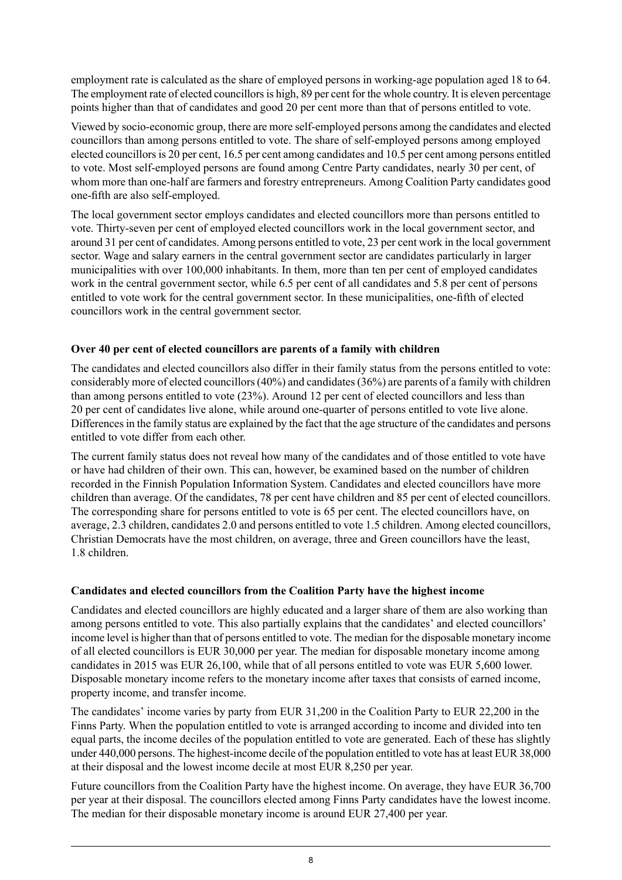employment rate is calculated as the share of employed persons in working-age population aged 18 to 64. The employment rate of elected councillors is high, 89 per cent for the whole country. It is eleven percentage points higher than that of candidates and good 20 per cent more than that of persons entitled to vote.

Viewed by socio-economic group, there are more self-employed persons among the candidates and elected councillors than among persons entitled to vote. The share of self-employed persons among employed elected councillors is 20 per cent, 16.5 per cent among candidates and 10.5 per cent among persons entitled to vote. Most self-employed persons are found among Centre Party candidates, nearly 30 per cent, of whom more than one-half are farmers and forestry entrepreneurs. Among Coalition Party candidates good one-fifth are also self-employed.

The local government sector employs candidates and elected councillors more than persons entitled to vote. Thirty-seven per cent of employed elected councillors work in the local government sector, and around 31 per cent of candidates. Among persons entitled to vote, 23 per cent work in the local government sector. Wage and salary earners in the central government sector are candidates particularly in larger municipalities with over 100,000 inhabitants. In them, more than ten per cent of employed candidates work in the central government sector, while 6.5 per cent of all candidates and 5.8 per cent of persons entitled to vote work for the central government sector. In these municipalities, one-fifth of elected councillors work in the central government sector.

### Over 40 per cent of elected councillors are parents of a family with children

The candidates and elected councillors also differ in their family status from the persons entitled to vote: considerably more of elected councillors (40%) and candidates (36%) are parents of a family with children than among persons entitled to vote (23%). Around 12 per cent of elected councillors and less than 20 per cent of candidates live alone, while around one-quarter of persons entitled to vote live alone. Differences in the family status are explained by the fact that the age structure of the candidates and persons entitled to vote differ from each other.

The current family status does not reveal how many of the candidates and of those entitled to vote have or have had children of their own. This can, however, be examined based on the number of children recorded in the Finnish Population Information System. Candidates and elected councillors have more children than average. Of the candidates, 78 per cent have children and 85 per cent of elected councillors. The corresponding share for persons entitled to vote is 65 per cent. The elected councillors have, on average, 2.3 children, candidates 2.0 and persons entitled to vote 1.5 children. Among elected councillors, Christian Democrats have the most children, on average, three and Green councillors have the least, 1.8 children.

### Candidates and elected councillors from the Coalition Party have the highest income

Candidates and elected councillors are highly educated and a larger share of them are also working than among persons entitled to vote. This also partially explains that the candidates' and elected councillors' income level is higher than that of persons entitled to vote. The median for the disposable monetary income of all elected councillors is EUR 30,000 per year. The median for disposable monetary income among candidates in 2015 was EUR 26,100, while that of all persons entitled to vote was EUR 5,600 lower. Disposable monetary income refers to the monetary income after taxes that consists of earned income, property income, and transfer income.

The candidates' income varies by party from EUR 31,200 in the Coalition Party to EUR 22,200 in the Finns Party. When the population entitled to vote is arranged according to income and divided into ten equal parts, the income deciles of the population entitled to vote are generated. Each of these has slightly under 440,000 persons. The highest-income decile of the population entitled to vote has at least EUR 38,000 at their disposal and the lowest income decile at most EUR 8,250 per year.

Future councillors from the Coalition Party have the highest income. On average, they have EUR 36,700 per year at their disposal. The councillors elected among Finns Party candidates have the lowest income. The median for their disposable monetary income is around EUR 27,400 per year.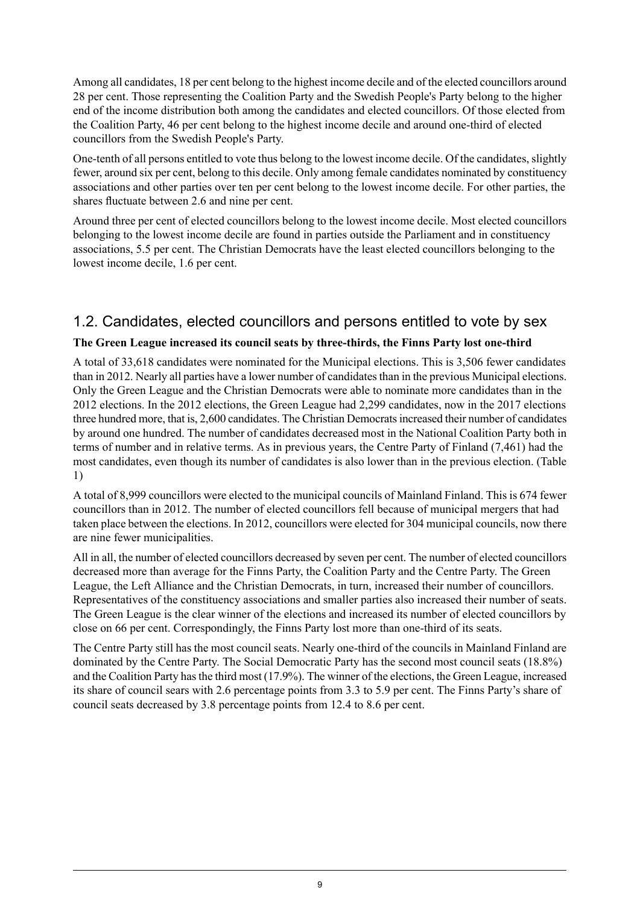Among all candidates, 18 per cent belong to the highest income decile and of the elected councillors around 28 per cent. Those representing the Coalition Party and the Swedish People's Party belong to the higher end of the income distribution both among the candidates and elected councillors. Of those elected from the Coalition Party, 46 per cent belong to the highest income decile and around one-third of elected councillors from the Swedish People's Party.

One-tenth of all persons entitled to vote thus belong to the lowest income decile. Of the candidates, slightly fewer, around six per cent, belong to this decile. Only among female candidates nominated by constituency associations and other parties over ten per cent belong to the lowest income decile. For other parties, the shares fluctuate between 2.6 and nine per cent.

Around three per cent of elected councillors belong to the lowest income decile. Most elected councillors belonging to the lowest income decile are found in parties outside the Parliament and in constituency associations, 5.5 per cent. The Christian Democrats have the least elected councillors belonging to the lowest income decile, 1.6 per cent.

## 1.2. Candidates, elected councillors and persons entitled to vote by sex

**The Green League increased its council seats by three-thirds, the Finns Party lost one-third**

A total of 33,618 candidates were nominated for the Municipal elections. This is 3,506 fewer candidates than in 2012. Nearly all parties have a lower number of candidates than in the previous Municipal elections. Only the Green League and the Christian Democrats were able to nominate more candidates than in the 2012 elections. In the 2012 elections, the Green League had 2,299 candidates, now in the 2017 elections three hundred more, that is, 2,600 candidates. The Christian Democrats increased their number of candidates by around one hundred. The number of candidates decreased most in the National Coalition Party both in terms of number and in relative terms. As in previous years, the Centre Party of Finland (7,461) had the most candidates, even though its number of candidates is also lower than in the previous election. (Table 1)

A total of 8,999 councillors were elected to the municipal councils of Mainland Finland. This is 674 fewer councillors than in 2012. The number of elected councillors fell because of municipal mergers that had taken place between the elections. In 2012, councillors were elected for 304 municipal councils, now there are nine fewer municipalities.

All in all, the number of elected councillors decreased by seven per cent. The number of elected councillors decreased more than average for the Finns Party, the Coalition Party and the Centre Party. The Green League, the Left Alliance and the Christian Democrats, in turn, increased their number of councillors. Representatives of the constituency associations and smaller parties also increased their number of seats. The Green League is the clear winner of the elections and increased its number of elected councillors by close on 66 per cent. Correspondingly, the Finns Party lost more than one-third of its seats.

The Centre Party still has the most council seats. Nearly one-third of the councils in Mainland Finland are dominated by the Centre Party. The Social Democratic Party has the second most council seats (18.8%) and the Coalition Party has the third most (17.9%). The winner of the elections, the Green League, increased its share of council sears with 2.6 percentage points from 3.3 to 5.9 per cent. The Finns Party's share of council seats decreased by 3.8 percentage points from 12.4 to 8.6 per cent.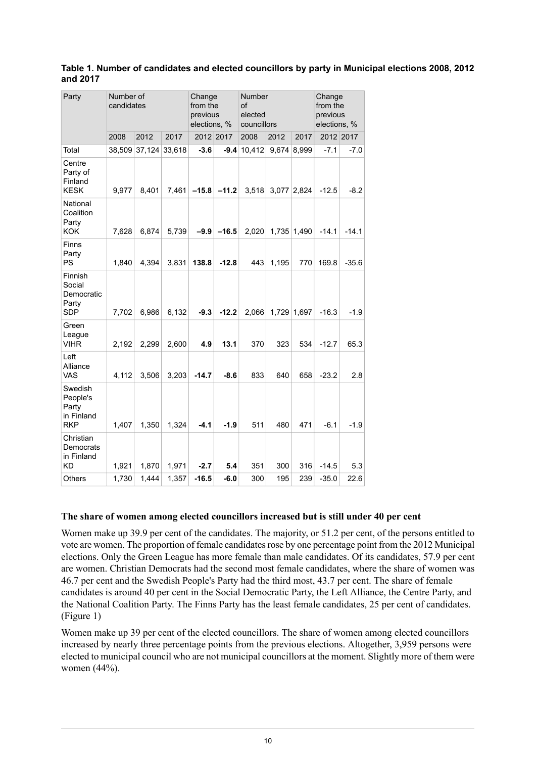**Table 1. Number of candidates and elected councillors by party in Municipal elections 2008, 2012 and 2017**

| Party | Number of candidates | | | Change from the previous elections, % | | Number of elected councillors | | | Change from the previous elections, % | |
|---|---|---|---|---|---|---|---|---|---|---|
| | 2008 | 2012 | 2017 | 2012 | 2017 | 2008 | 2012 | 2017 | 2012 | 2017 |
| Total | 38,509 | 37,124 | 33,618 | **-3.6** | **-9.4** | 10,412 | 9,674 | 8,999 | -7.1 | -7.0 |
| Centre Party of Finland KESK | 9,977 | 8,401 | 7,461 | **–15.8** | **–11.2** | 3,518 | 3,077 | 2,824 | -12.5 | -8.2 |
| National Coalition Party KOK | 7,628 | 6,874 | 5,739 | **–9.9** | **–16.5** | 2,020 | 1,735 | 1,490 | -14.1 | -14.1 |
| Finns Party PS | 1,840 | 4,394 | 3,831 | **138.8** | **-12.8** | 443 | 1,195 | 770 | 169.8 | -35.6 |
| Finnish Social Democratic Party SDP | 7,702 | 6,986 | 6,132 | **-9.3** | **-12.2** | 2,066 | 1,729 | 1,697 | -16.3 | -1.9 |
| Green League VIHR | 2,192 | 2,299 | 2,600 | **4.9** | **13.1** | 370 | 323 | 534 | -12.7 | 65.3 |
| Left Alliance VAS | 4,112 | 3,506 | 3,203 | **-14.7** | **-8.6** | 833 | 640 | 658 | -23.2 | 2.8 |
| Swedish People's Party in Finland RKP | 1,407 | 1,350 | 1,324 | **-4.1** | **-1.9** | 511 | 480 | 471 | -6.1 | -1.9 |
| Christian Democrats in Finland KD | 1,921 | 1,870 | 1,971 | **-2.7** | **5.4** | 351 | 300 | 316 | -14.5 | 5.3 |
| Others | 1,730 | 1,444 | 1,357 | **-16.5** | **-6.0** | 300 | 195 | 239 | -35.0 | 22.6 |

## The share of women among elected councillors increased but is still under 40 per cent

Women make up 39.9 per cent of the candidates. The majority, or 51.2 per cent, of the persons entitled to vote are women. The proportion of female candidates rose by one percentage point from the 2012 Municipal elections. Only the Green League has more female than male candidates. Of its candidates, 57.9 per cent are women. Christian Democrats had the second most female candidates, where the share of women was 46.7 per cent and the Swedish People's Party had the third most, 43.7 per cent. The share of female candidates is around 40 per cent in the Social Democratic Party, the Left Alliance, the Centre Party, and the National Coalition Party. The Finns Party has the least female candidates, 25 per cent of candidates. (Figure 1)

Women make up 39 per cent of the elected councillors. The share of women among elected councillors increased by nearly three percentage points from the previous elections. Altogether, 3,959 persons were elected to municipal council who are not municipal councillors at the moment. Slightly more of them were women (44%).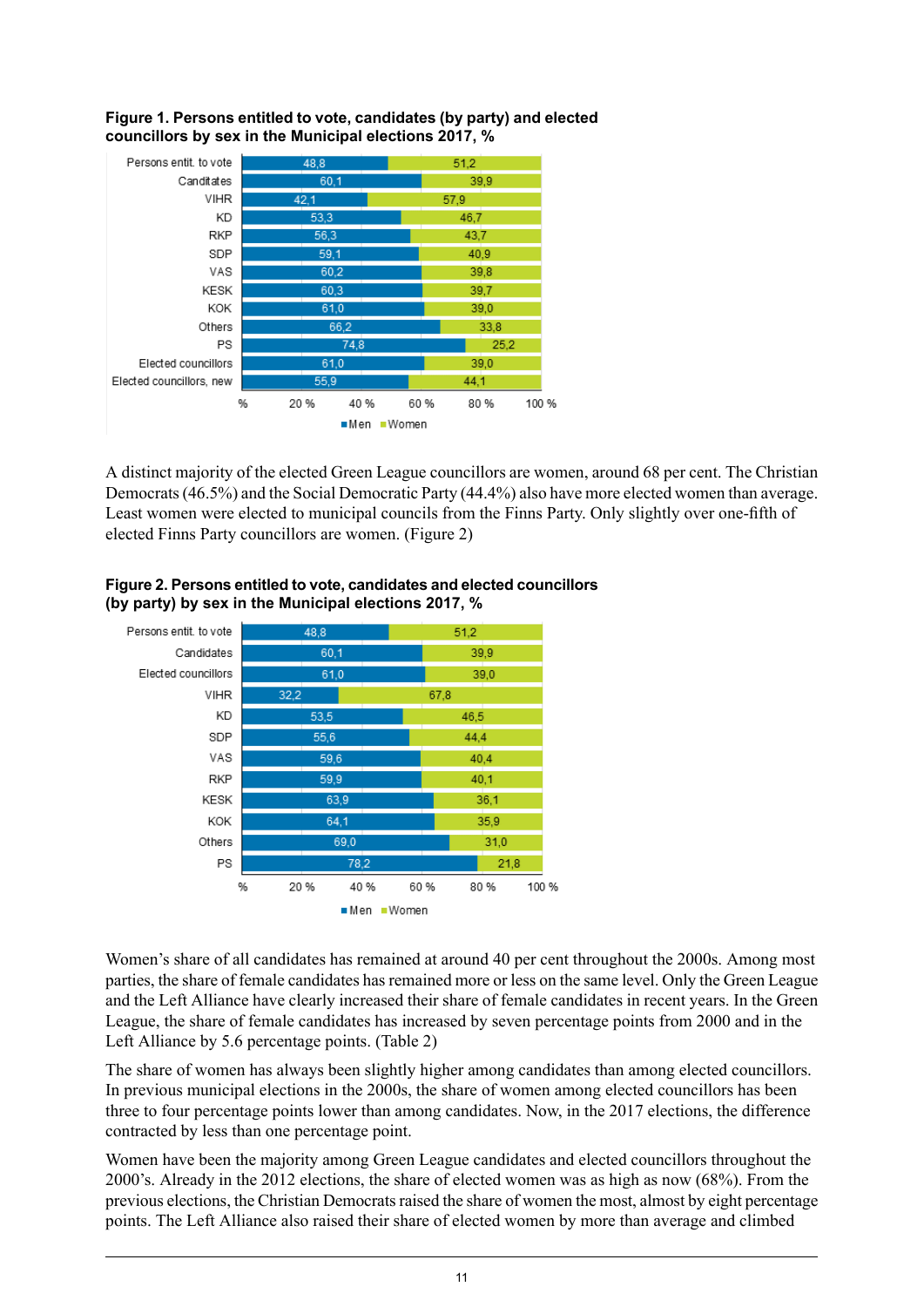**Figure 1. Persons entitled to vote, candidates (by party) and elected councillors by sex in the Municipal elections 2017, %**

| | Men | Women |
|---|---|---|
| Persons entit. to vote | 48,8 | 51,2 |
| Canditates | 60,1 | 39,9 |
| VIHR | 42,1 | 57,9 |
| KD | 53,3 | 46,7 |
| RKP | 56,3 | 43,7 |
| SDP | 59,1 | 40,9 |
| VAS | 60,2 | 39,8 |
| KESK | 60,3 | 39,7 |
| KOK | 61,0 | 39,0 |
| Others | 66,2 | 33,8 |
| PS | 74,8 | 25,2 |
| Elected councillors | 61,0 | 39,0 |
| Elected councillors, new | 55,9 | 44,1 |

A distinct majority of the elected Green League councillors are women, around 68 per cent. The Christian Democrats (46.5%) and the Social Democratic Party (44.4%) also have more elected women than average. Least women were elected to municipal councils from the Finns Party. Only slightly over one-fifth of elected Finns Party councillors are women. (Figure 2)

**Figure 2. Persons entitled to vote, candidates and elected councillors (by party) by sex in the Municipal elections 2017, %**

| | Men | Women |
|---|---|---|
| Persons entit. to vote | 48,8 | 51,2 |
| Candidates | 60,1 | 39,9 |
| Elected councillors | 61,0 | 39,0 |
| VIHR | 32,2 | 67,8 |
| KD | 53,5 | 46,5 |
| SDP | 55,6 | 44,4 |
| VAS | 59,6 | 40,4 |
| RKP | 59,9 | 40,1 |
| KESK | 63,9 | 36,1 |
| KOK | 64,1 | 35,9 |
| Others | 69,0 | 31,0 |
| PS | 78,2 | 21,8 |

Women's share of all candidates has remained at around 40 per cent throughout the 2000s. Among most parties, the share of female candidates has remained more or less on the same level. Only the Green League and the Left Alliance have clearly increased their share of female candidates in recent years. In the Green League, the share of female candidates has increased by seven percentage points from 2000 and in the Left Alliance by 5.6 percentage points. (Table 2)

The share of women has always been slightly higher among candidates than among elected councillors. In previous municipal elections in the 2000s, the share of women among elected councillors has been three to four percentage points lower than among candidates. Now, in the 2017 elections, the difference contracted by less than one percentage point.

Women have been the majority among Green League candidates and elected councillors throughout the 2000's. Already in the 2012 elections, the share of elected women was as high as now (68%). From the previous elections, the Christian Democrats raised the share of women the most, almost by eight percentage points. The Left Alliance also raised their share of elected women by more than average and climbed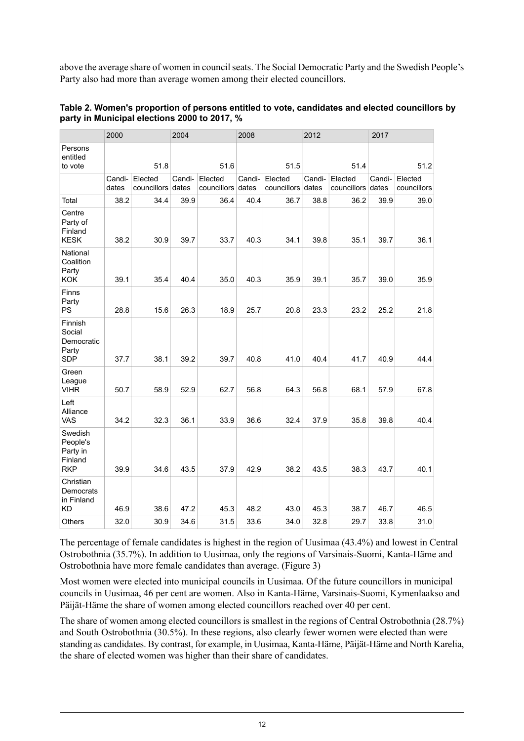above the average share of women in council seats. The Social Democratic Party and the Swedish People's Party also had more than average women among their elected councillors.

**Table 2. Women's proportion of persons entitled to vote, candidates and elected councillors by party in Municipal elections 2000 to 2017, %**

| | 2000 | | 2004 | | 2008 | | 2012 | | 2017 | |
|---|---|---|---|---|---|---|---|---|---|---|
| Persons entitled to vote | | 51.8 | | 51.6 | | 51.5 | | 51.4 | | 51.2 |
| | Candi-dates | Elected councillors | Candi-dates | Elected councillors | Candi-dates | Elected councillors | Candi-dates | Elected councillors | Candi-dates | Elected councillors |
| Total | 38.2 | 34.4 | 39.9 | 36.4 | 40.4 | 36.7 | 38.8 | 36.2 | 39.9 | 39.0 |
| Centre Party of Finland KESK | 38.2 | 30.9 | 39.7 | 33.7 | 40.3 | 34.1 | 39.8 | 35.1 | 39.7 | 36.1 |
| National Coalition Party KOK | 39.1 | 35.4 | 40.4 | 35.0 | 40.3 | 35.9 | 39.1 | 35.7 | 39.0 | 35.9 |
| Finns Party PS | 28.8 | 15.6 | 26.3 | 18.9 | 25.7 | 20.8 | 23.3 | 23.2 | 25.2 | 21.8 |
| Finnish Social Democratic Party SDP | 37.7 | 38.1 | 39.2 | 39.7 | 40.8 | 41.0 | 40.4 | 41.7 | 40.9 | 44.4 |
| Green League VIHR | 50.7 | 58.9 | 52.9 | 62.7 | 56.8 | 64.3 | 56.8 | 68.1 | 57.9 | 67.8 |
| Left Alliance VAS | 34.2 | 32.3 | 36.1 | 33.9 | 36.6 | 32.4 | 37.9 | 35.8 | 39.8 | 40.4 |
| Swedish People's Party in Finland RKP | 39.9 | 34.6 | 43.5 | 37.9 | 42.9 | 38.2 | 43.5 | 38.3 | 43.7 | 40.1 |
| Christian Democrats in Finland KD | 46.9 | 38.6 | 47.2 | 45.3 | 48.2 | 43.0 | 45.3 | 38.7 | 46.7 | 46.5 |
| Others | 32.0 | 30.9 | 34.6 | 31.5 | 33.6 | 34.0 | 32.8 | 29.7 | 33.8 | 31.0 |

The percentage of female candidates is highest in the region of Uusimaa (43.4%) and lowest in Central Ostrobothnia (35.7%). In addition to Uusimaa, only the regions of Varsinais-Suomi, Kanta-Häme and Ostrobothnia have more female candidates than average. (Figure 3)

Most women were elected into municipal councils in Uusimaa. Of the future councillors in municipal councils in Uusimaa, 46 per cent are women. Also in Kanta-Häme, Varsinais-Suomi, Kymenlaakso and Päijät-Häme the share of women among elected councillors reached over 40 per cent.

The share of women among elected councillors is smallest in the regions of Central Ostrobothnia (28.7%) and South Ostrobothnia (30.5%). In these regions, also clearly fewer women were elected than were standing as candidates. By contrast, for example, in Uusimaa, Kanta-Häme, Päijät-Häme and North Karelia, the share of elected women was higher than their share of candidates.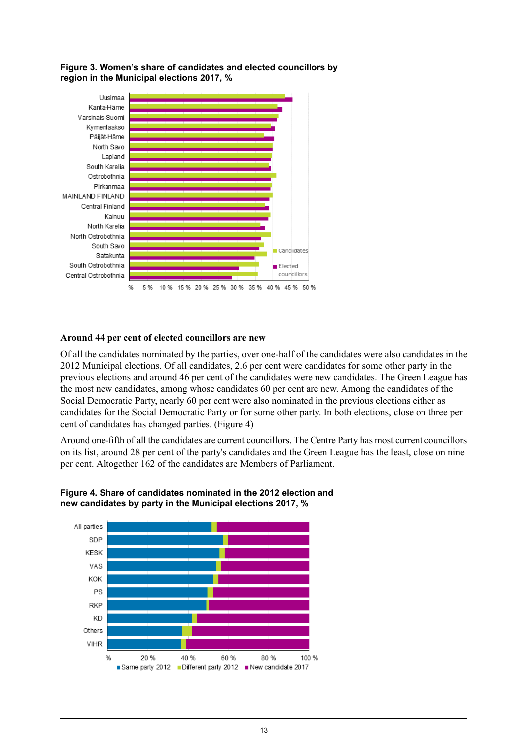**Figure 3. Women's share of candidates and elected councillors by region in the Municipal elections 2017, %**

**Around 44 per cent of elected councillors are new**

Of all the candidates nominated by the parties, over one-half of the candidates were also candidates in the 2012 Municipal elections. Of all candidates, 2.6 per cent were candidates for some other party in the previous elections and around 46 per cent of the candidates were new candidates. The Green League has the most new candidates, among whose candidates 60 per cent are new. Among the candidates of the Social Democratic Party, nearly 60 per cent were also nominated in the previous elections either as candidates for the Social Democratic Party or for some other party. In both elections, close on three per cent of candidates has changed parties. (Figure 4)

Around one-fifth of all the candidates are current councillors. The Centre Party has most current councillors on its list, around 28 per cent of the party's candidates and the Green League has the least, close on nine per cent. Altogether 162 of the candidates are Members of Parliament.

**Figure 4. Share of candidates nominated in the 2012 election and new candidates by party in the Municipal elections 2017, %**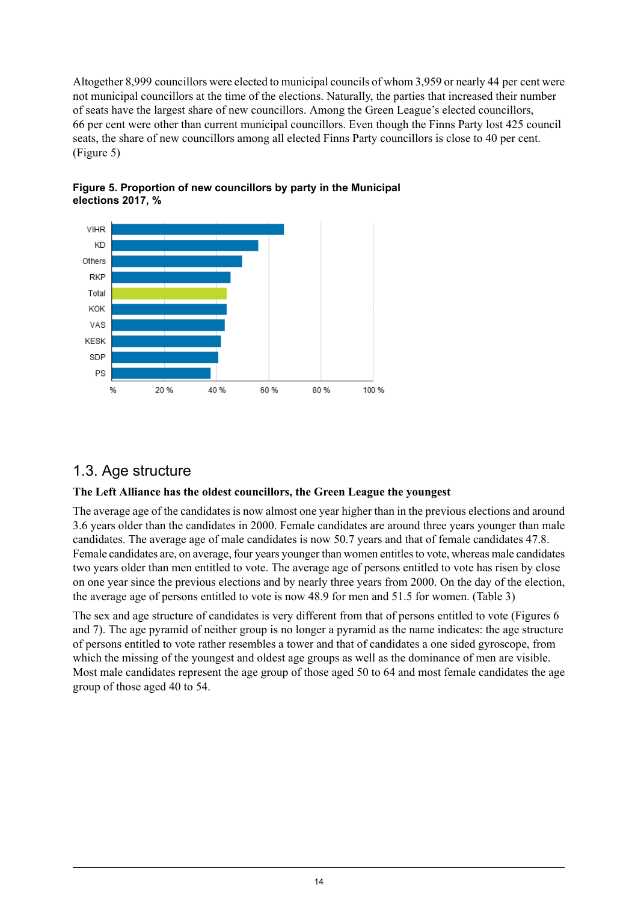Altogether 8,999 councillors were elected to municipal councils of whom 3,959 or nearly 44 per cent were not municipal councillors at the time of the elections. Naturally, the parties that increased their number of seats have the largest share of new councillors. Among the Green League's elected councillors, 66 per cent were other than current municipal councillors. Even though the Finns Party lost 425 council seats, the share of new councillors among all elected Finns Party councillors is close to 40 per cent. (Figure 5)

**Figure 5. Proportion of new councillors by party in the Municipal elections 2017, %**

## 1.3. Age structure

**The Left Alliance has the oldest councillors, the Green League the youngest**

The average age of the candidates is now almost one year higher than in the previous elections and around 3.6 years older than the candidates in 2000. Female candidates are around three years younger than male candidates. The average age of male candidates is now 50.7 years and that of female candidates 47.8. Female candidates are, on average, four years younger than women entitles to vote, whereas male candidates two years older than men entitled to vote. The average age of persons entitled to vote has risen by close on one year since the previous elections and by nearly three years from 2000. On the day of the election, the average age of persons entitled to vote is now 48.9 for men and 51.5 for women. (Table 3)

The sex and age structure of candidates is very different from that of persons entitled to vote (Figures 6 and 7). The age pyramid of neither group is no longer a pyramid as the name indicates: the age structure of persons entitled to vote rather resembles a tower and that of candidates a one sided gyroscope, from which the missing of the youngest and oldest age groups as well as the dominance of men are visible. Most male candidates represent the age group of those aged 50 to 64 and most female candidates the age group of those aged 40 to 54.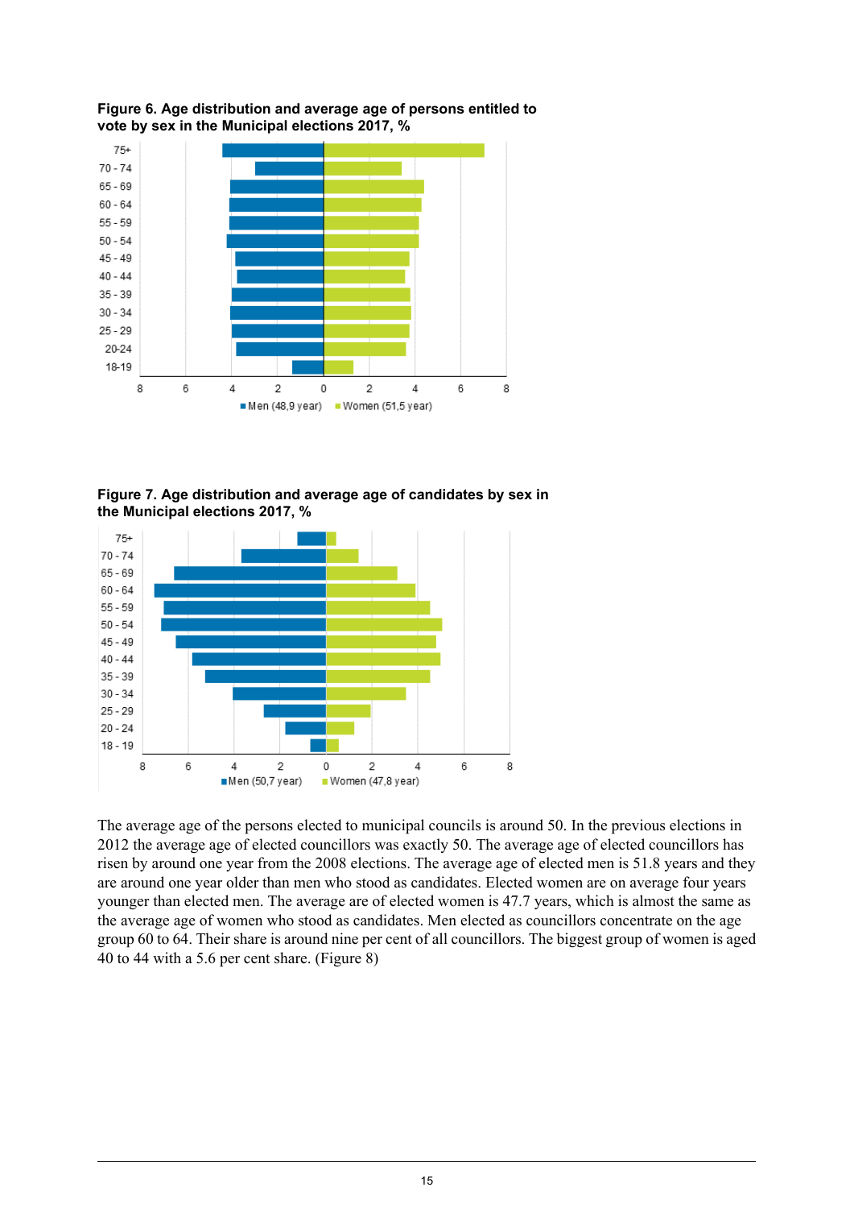**Figure 6. Age distribution and average age of persons entitled to vote by sex in the Municipal elections 2017, %**

**Figure 7. Age distribution and average age of candidates by sex in the Municipal elections 2017, %**

The average age of the persons elected to municipal councils is around 50. In the previous elections in 2012 the average age of elected councillors was exactly 50. The average age of elected councillors has risen by around one year from the 2008 elections. The average age of elected men is 51.8 years and they are around one year older than men who stood as candidates. Elected women are on average four years younger than elected men. The average are of elected women is 47.7 years, which is almost the same as the average age of women who stood as candidates. Men elected as councillors concentrate on the age group 60 to 64. Their share is around nine per cent of all councillors. The biggest group of women is aged 40 to 44 with a 5.6 per cent share. (Figure 8)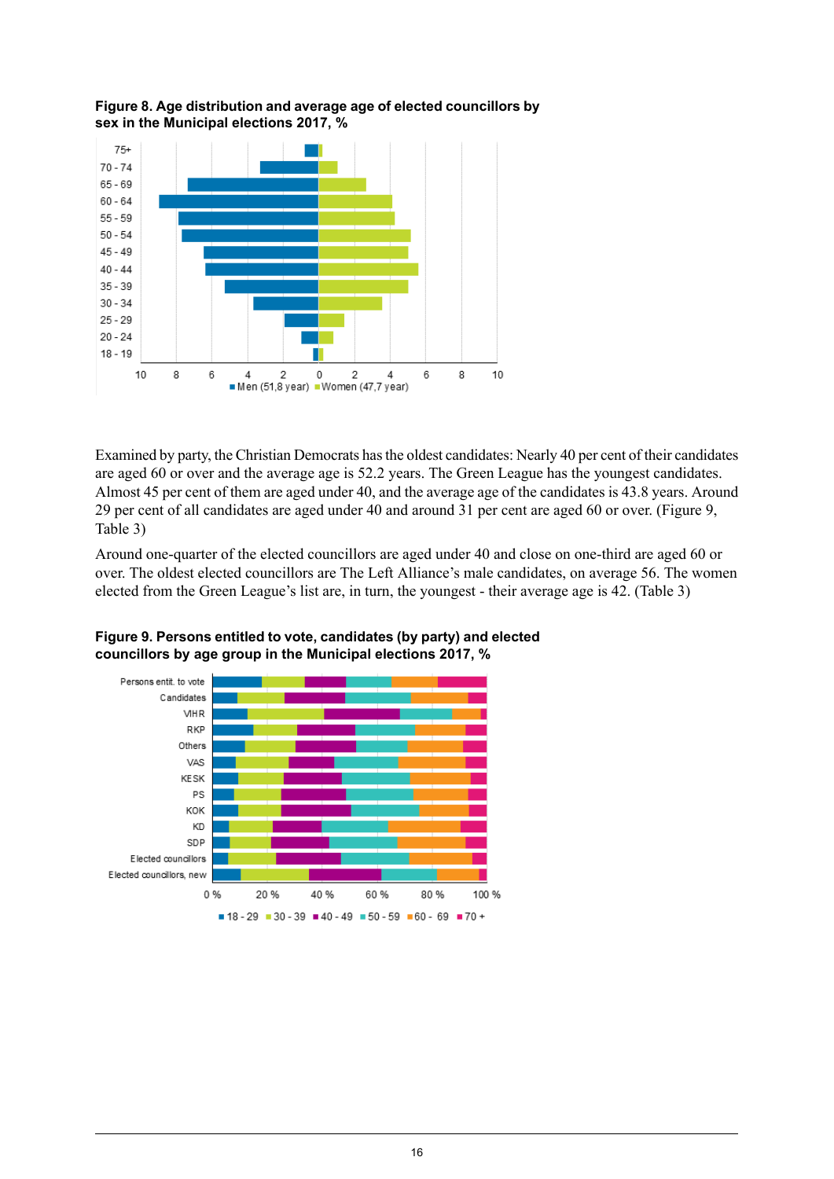**Figure 8. Age distribution and average age of elected councillors by sex in the Municipal elections 2017, %**

Examined by party, the Christian Democrats has the oldest candidates: Nearly 40 per cent of their candidates are aged 60 or over and the average age is 52.2 years. The Green League has the youngest candidates. Almost 45 per cent of them are aged under 40, and the average age of the candidates is 43.8 years. Around 29 per cent of all candidates are aged under 40 and around 31 per cent are aged 60 or over. (Figure 9, Table 3)

Around one-quarter of the elected councillors are aged under 40 and close on one-third are aged 60 or over. The oldest elected councillors are The Left Alliance's male candidates, on average 56. The women elected from the Green League's list are, in turn, the youngest - their average age is 42. (Table 3)

**Figure 9. Persons entitled to vote, candidates (by party) and elected councillors by age group in the Municipal elections 2017, %**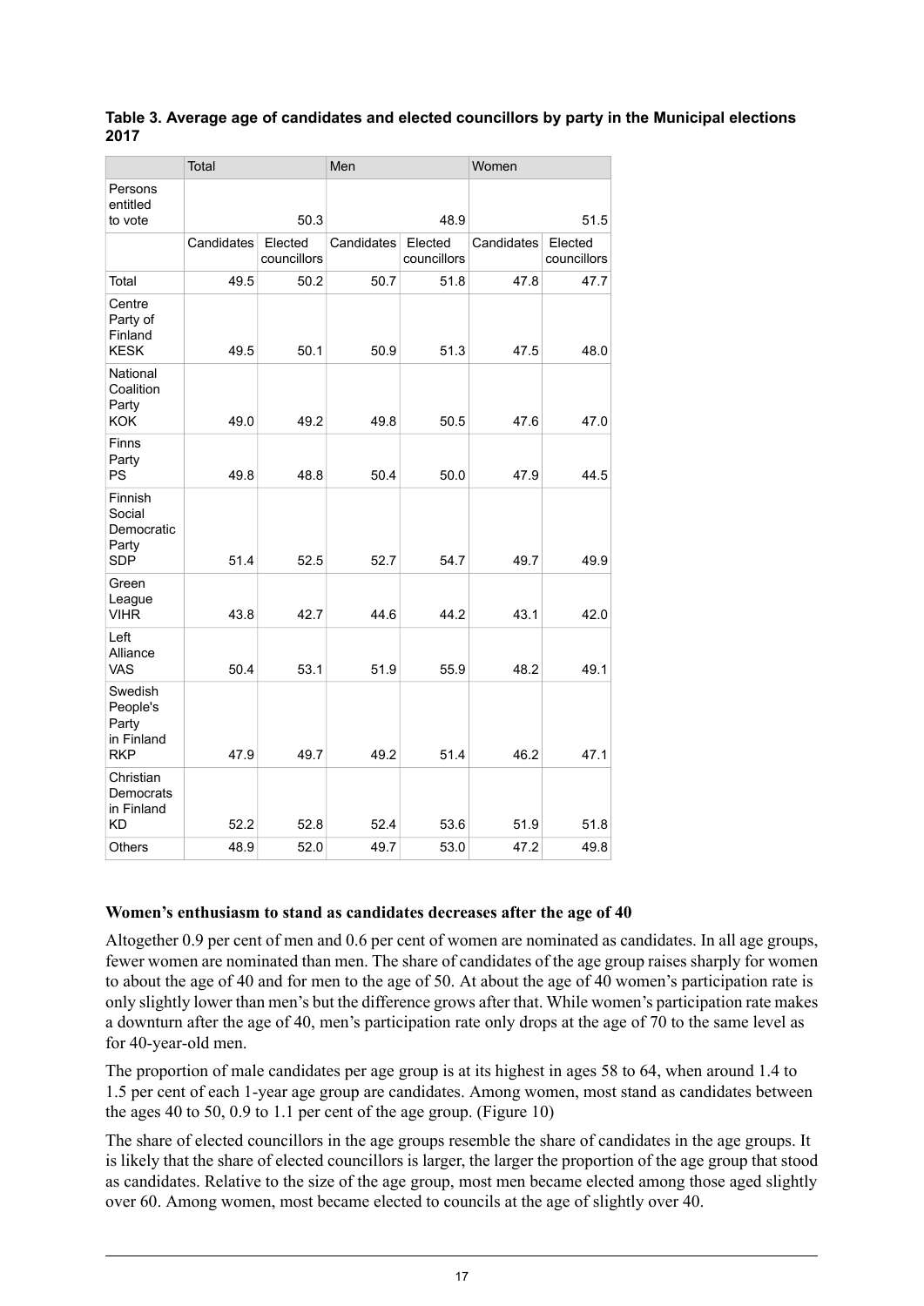**Table 3. Average age of candidates and elected councillors by party in the Municipal elections 2017**

| | Total | | Men | | Women | |
|---|---|---|---|---|---|---|
| Persons entitled to vote | | 50.3 | | 48.9 | | 51.5 |
| | Candidates | Elected councillors | Candidates | Elected councillors | Candidates | Elected councillors |
| Total | 49.5 | 50.2 | 50.7 | 51.8 | 47.8 | 47.7 |
| Centre Party of Finland KESK | 49.5 | 50.1 | 50.9 | 51.3 | 47.5 | 48.0 |
| National Coalition Party KOK | 49.0 | 49.2 | 49.8 | 50.5 | 47.6 | 47.0 |
| Finns Party PS | 49.8 | 48.8 | 50.4 | 50.0 | 47.9 | 44.5 |
| Finnish Social Democratic Party SDP | 51.4 | 52.5 | 52.7 | 54.7 | 49.7 | 49.9 |
| Green League VIHR | 43.8 | 42.7 | 44.6 | 44.2 | 43.1 | 42.0 |
| Left Alliance VAS | 50.4 | 53.1 | 51.9 | 55.9 | 48.2 | 49.1 |
| Swedish People's Party in Finland RKP | 47.9 | 49.7 | 49.2 | 51.4 | 46.2 | 47.1 |
| Christian Democrats in Finland KD | 52.2 | 52.8 | 52.4 | 53.6 | 51.9 | 51.8 |
| Others | 48.9 | 52.0 | 49.7 | 53.0 | 47.2 | 49.8 |

### Women’s enthusiasm to stand as candidates decreases after the age of 40

Altogether 0.9 per cent of men and 0.6 per cent of women are nominated as candidates. In all age groups, fewer women are nominated than men. The share of candidates of the age group raises sharply for women to about the age of 40 and for men to the age of 50. At about the age of 40 women’s participation rate is only slightly lower than men’s but the difference grows after that. While women’s participation rate makes a downturn after the age of 40, men’s participation rate only drops at the age of 70 to the same level as for 40-year-old men.

The proportion of male candidates per age group is at its highest in ages 58 to 64, when around 1.4 to 1.5 per cent of each 1-year age group are candidates. Among women, most stand as candidates between the ages 40 to 50, 0.9 to 1.1 per cent of the age group. (Figure 10)

The share of elected councillors in the age groups resemble the share of candidates in the age groups. It is likely that the share of elected councillors is larger, the larger the proportion of the age group that stood as candidates. Relative to the size of the age group, most men became elected among those aged slightly over 60. Among women, most became elected to councils at the age of slightly over 40.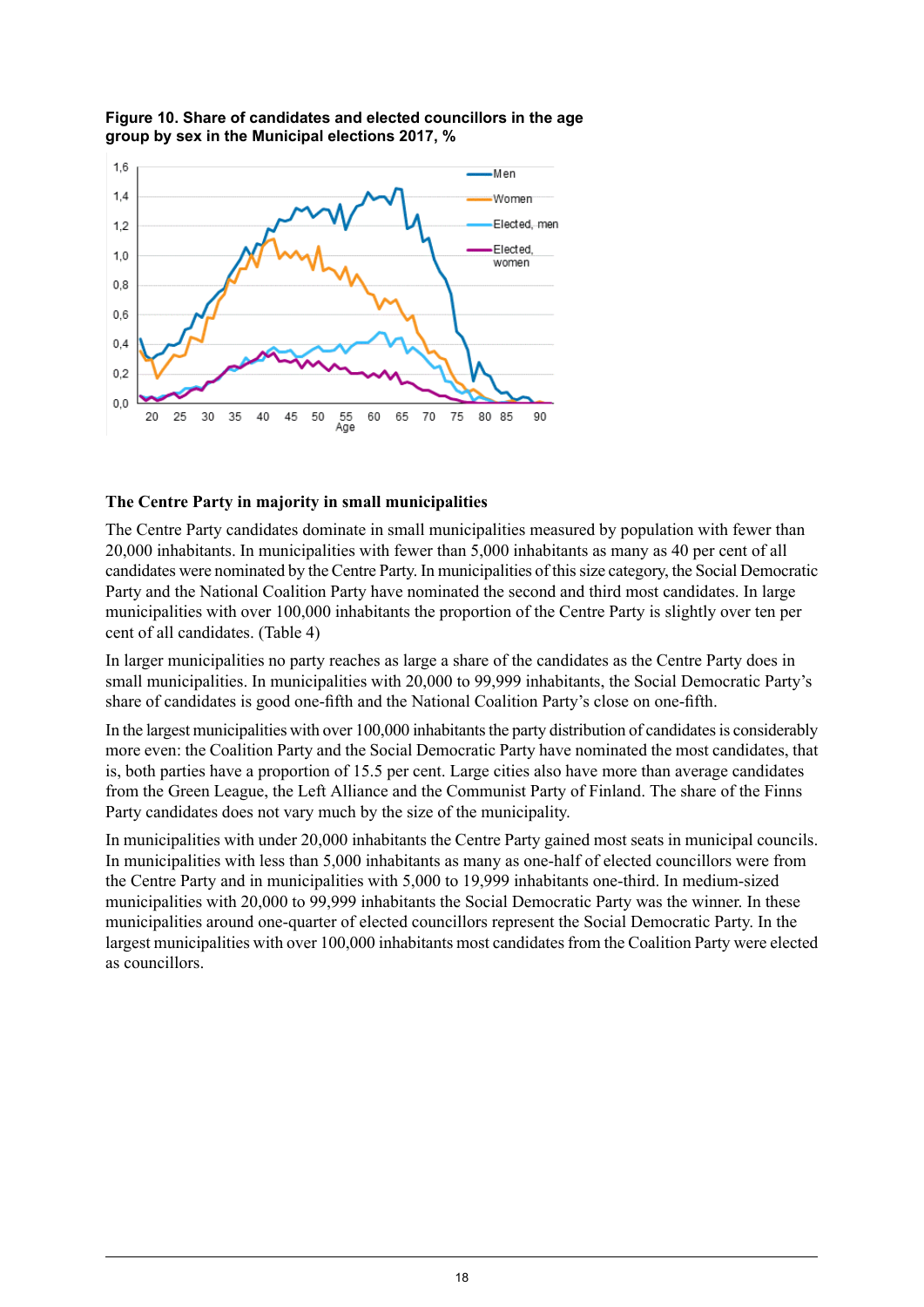**Figure 10. Share of candidates and elected councillors in the age group by sex in the Municipal elections 2017, %**

### The Centre Party in majority in small municipalities

The Centre Party candidates dominate in small municipalities measured by population with fewer than 20,000 inhabitants. In municipalities with fewer than 5,000 inhabitants as many as 40 per cent of all candidates were nominated by the Centre Party. In municipalities of this size category, the Social Democratic Party and the National Coalition Party have nominated the second and third most candidates. In large municipalities with over 100,000 inhabitants the proportion of the Centre Party is slightly over ten per cent of all candidates. (Table 4)

In larger municipalities no party reaches as large a share of the candidates as the Centre Party does in small municipalities. In municipalities with 20,000 to 99,999 inhabitants, the Social Democratic Party's share of candidates is good one-fifth and the National Coalition Party's close on one-fifth.

In the largest municipalities with over 100,000 inhabitants the party distribution of candidates is considerably more even: the Coalition Party and the Social Democratic Party have nominated the most candidates, that is, both parties have a proportion of 15.5 per cent. Large cities also have more than average candidates from the Green League, the Left Alliance and the Communist Party of Finland. The share of the Finns Party candidates does not vary much by the size of the municipality.

In municipalities with under 20,000 inhabitants the Centre Party gained most seats in municipal councils. In municipalities with less than 5,000 inhabitants as many as one-half of elected councillors were from the Centre Party and in municipalities with 5,000 to 19,999 inhabitants one-third. In medium-sized municipalities with 20,000 to 99,999 inhabitants the Social Democratic Party was the winner. In these municipalities around one-quarter of elected councillors represent the Social Democratic Party. In the largest municipalities with over 100,000 inhabitants most candidates from the Coalition Party were elected as councillors.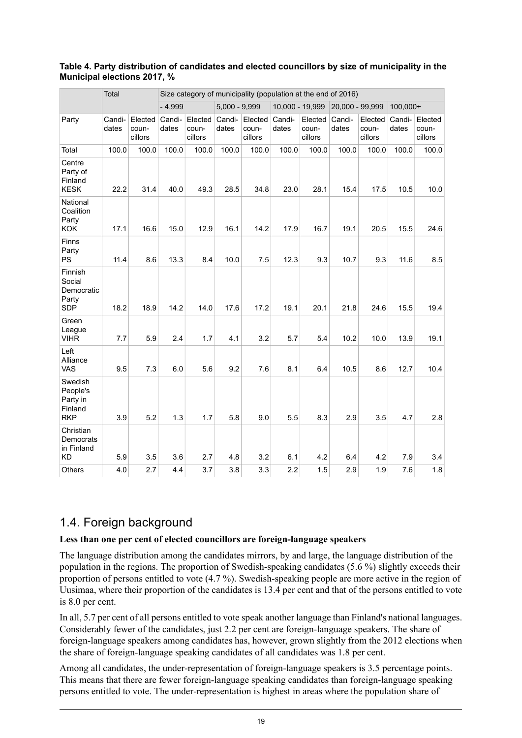**Table 4. Party distribution of candidates and elected councillors by size of municipality in the Municipal elections 2017, %**

| | Total | | Size category of municipality (population at the end of 2016) | | | | | | | | | |
|---|---|---|---|---|---|---|---|---|---|---|---|---|
| | | | - 4,999 | | 5,000 - 9,999 | | 10,000 - 19,999 | | 20,000 - 99,999 | | 100,000+ | |
| Party | Candidates | Elected councillors | Candidates | Elected councillors | Candidates | Elected councillors | Candidates | Elected councillors | Candidates | Elected councillors | Candidates | Elected councillors |
| Total | 100.0 | 100.0 | 100.0 | 100.0 | 100.0 | 100.0 | 100.0 | 100.0 | 100.0 | 100.0 | 100.0 | 100.0 |
| Centre Party of Finland KESK | 22.2 | 31.4 | 40.0 | 49.3 | 28.5 | 34.8 | 23.0 | 28.1 | 15.4 | 17.5 | 10.5 | 10.0 |
| National Coalition Party KOK | 17.1 | 16.6 | 15.0 | 12.9 | 16.1 | 14.2 | 17.9 | 16.7 | 19.1 | 20.5 | 15.5 | 24.6 |
| Finns Party PS | 11.4 | 8.6 | 13.3 | 8.4 | 10.0 | 7.5 | 12.3 | 9.3 | 10.7 | 9.3 | 11.6 | 8.5 |
| Finnish Social Democratic Party SDP | 18.2 | 18.9 | 14.2 | 14.0 | 17.6 | 17.2 | 19.1 | 20.1 | 21.8 | 24.6 | 15.5 | 19.4 |
| Green League VIHR | 7.7 | 5.9 | 2.4 | 1.7 | 4.1 | 3.2 | 5.7 | 5.4 | 10.2 | 10.0 | 13.9 | 19.1 |
| Left Alliance VAS | 9.5 | 7.3 | 6.0 | 5.6 | 9.2 | 7.6 | 8.1 | 6.4 | 10.5 | 8.6 | 12.7 | 10.4 |
| Swedish People's Party in Finland RKP | 3.9 | 5.2 | 1.3 | 1.7 | 5.8 | 9.0 | 5.5 | 8.3 | 2.9 | 3.5 | 4.7 | 2.8 |
| Christian Democrats in Finland KD | 5.9 | 3.5 | 3.6 | 2.7 | 4.8 | 3.2 | 6.1 | 4.2 | 6.4 | 4.2 | 7.9 | 3.4 |
| Others | 4.0 | 2.7 | 4.4 | 3.7 | 3.8 | 3.3 | 2.2 | 1.5 | 2.9 | 1.9 | 7.6 | 1.8 |

## 1.4. Foreign background

**Less than one per cent of elected councillors are foreign-language speakers**

The language distribution among the candidates mirrors, by and large, the language distribution of the population in the regions. The proportion of Swedish-speaking candidates (5.6 %) slightly exceeds their proportion of persons entitled to vote (4.7 %). Swedish-speaking people are more active in the region of Uusimaa, where their proportion of the candidates is 13.4 per cent and that of the persons entitled to vote is 8.0 per cent.

In all, 5.7 per cent of all persons entitled to vote speak another language than Finland's national languages. Considerably fewer of the candidates, just 2.2 per cent are foreign-language speakers. The share of foreign-language speakers among candidates has, however, grown slightly from the 2012 elections when the share of foreign-language speaking candidates of all candidates was 1.8 per cent.

Among all candidates, the under-representation of foreign-language speakers is 3.5 percentage points. This means that there are fewer foreign-language speaking candidates than foreign-language speaking persons entitled to vote. The under-representation is highest in areas where the population share of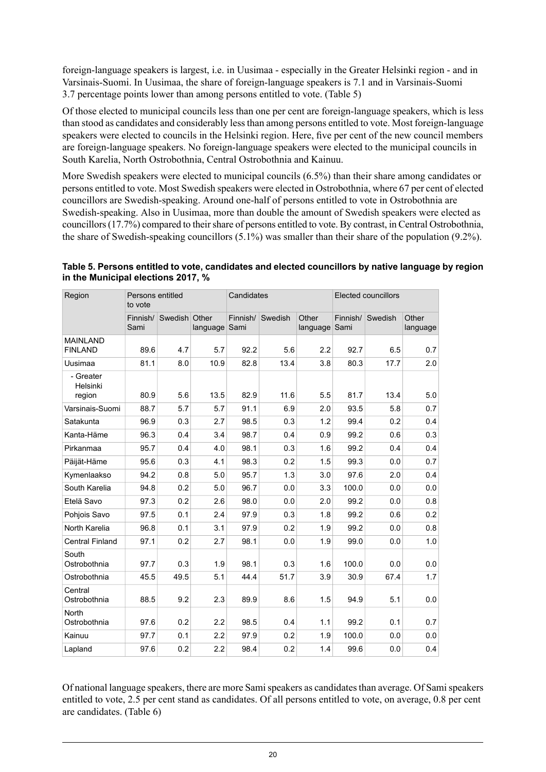foreign-language speakers is largest, i.e. in Uusimaa - especially in the Greater Helsinki region - and in Varsinais-Suomi. In Uusimaa, the share of foreign-language speakers is 7.1 and in Varsinais-Suomi 3.7 percentage points lower than among persons entitled to vote. (Table 5)

Of those elected to municipal councils less than one per cent are foreign-language speakers, which is less than stood as candidates and considerably less than among persons entitled to vote. Most foreign-language speakers were elected to councils in the Helsinki region. Here, five per cent of the new council members are foreign-language speakers. No foreign-language speakers were elected to the municipal councils in South Karelia, North Ostrobothnia, Central Ostrobothnia and Kainuu.

More Swedish speakers were elected to municipal councils (6.5%) than their share among candidates or persons entitled to vote. Most Swedish speakers were elected in Ostrobothnia, where 67 per cent of elected councillors are Swedish-speaking. Around one-half of persons entitled to vote in Ostrobothnia are Swedish-speaking. Also in Uusimaa, more than double the amount of Swedish speakers were elected as councillors (17.7%) compared to their share of persons entitled to vote. By contrast, in Central Ostrobothnia, the share of Swedish-speaking councillors (5.1%) was smaller than their share of the population (9.2%).

**Table 5. Persons entitled to vote, candidates and elected councillors by native language by region in the Municipal elections 2017, %**

| Region | Persons entitled to vote | | | Candidates | | | Elected councillors | | |
|---|---|---|---|---|---|---|---|---|---|
| | Finnish/ Sami | Swedish | Other language | Finnish/ Sami | Swedish | Other language | Finnish/ Sami | Swedish | Other language |
| MAINLAND FINLAND | 89.6 | 4.7 | 5.7 | 92.2 | 5.6 | 2.2 | 92.7 | 6.5 | 0.7 |
| Uusimaa | 81.1 | 8.0 | 10.9 | 82.8 | 13.4 | 3.8 | 80.3 | 17.7 | 2.0 |
| - Greater Helsinki region | 80.9 | 5.6 | 13.5 | 82.9 | 11.6 | 5.5 | 81.7 | 13.4 | 5.0 |
| Varsinais-Suomi | 88.7 | 5.7 | 5.7 | 91.1 | 6.9 | 2.0 | 93.5 | 5.8 | 0.7 |
| Satakunta | 96.9 | 0.3 | 2.7 | 98.5 | 0.3 | 1.2 | 99.4 | 0.2 | 0.4 |
| Kanta-Häme | 96.3 | 0.4 | 3.4 | 98.7 | 0.4 | 0.9 | 99.2 | 0.6 | 0.3 |
| Pirkanmaa | 95.7 | 0.4 | 4.0 | 98.1 | 0.3 | 1.6 | 99.2 | 0.4 | 0.4 |
| Päijät-Häme | 95.6 | 0.3 | 4.1 | 98.3 | 0.2 | 1.5 | 99.3 | 0.0 | 0.7 |
| Kymenlaakso | 94.2 | 0.8 | 5.0 | 95.7 | 1.3 | 3.0 | 97.6 | 2.0 | 0.4 |
| South Karelia | 94.8 | 0.2 | 5.0 | 96.7 | 0.0 | 3.3 | 100.0 | 0.0 | 0.0 |
| Etelä Savo | 97.3 | 0.2 | 2.6 | 98.0 | 0.0 | 2.0 | 99.2 | 0.0 | 0.8 |
| Pohjois Savo | 97.5 | 0.1 | 2.4 | 97.9 | 0.3 | 1.8 | 99.2 | 0.6 | 0.2 |
| North Karelia | 96.8 | 0.1 | 3.1 | 97.9 | 0.2 | 1.9 | 99.2 | 0.0 | 0.8 |
| Central Finland | 97.1 | 0.2 | 2.7 | 98.1 | 0.0 | 1.9 | 99.0 | 0.0 | 1.0 |
| South Ostrobothnia | 97.7 | 0.3 | 1.9 | 98.1 | 0.3 | 1.6 | 100.0 | 0.0 | 0.0 |
| Ostrobothnia | 45.5 | 49.5 | 5.1 | 44.4 | 51.7 | 3.9 | 30.9 | 67.4 | 1.7 |
| Central Ostrobothnia | 88.5 | 9.2 | 2.3 | 89.9 | 8.6 | 1.5 | 94.9 | 5.1 | 0.0 |
| North Ostrobothnia | 97.6 | 0.2 | 2.2 | 98.5 | 0.4 | 1.1 | 99.2 | 0.1 | 0.7 |
| Kainuu | 97.7 | 0.1 | 2.2 | 97.9 | 0.2 | 1.9 | 100.0 | 0.0 | 0.0 |
| Lapland | 97.6 | 0.2 | 2.2 | 98.4 | 0.2 | 1.4 | 99.6 | 0.0 | 0.4 |

Of national language speakers, there are more Sami speakers as candidates than average. Of Sami speakers entitled to vote, 2.5 per cent stand as candidates. Of all persons entitled to vote, on average, 0.8 per cent are candidates. (Table 6)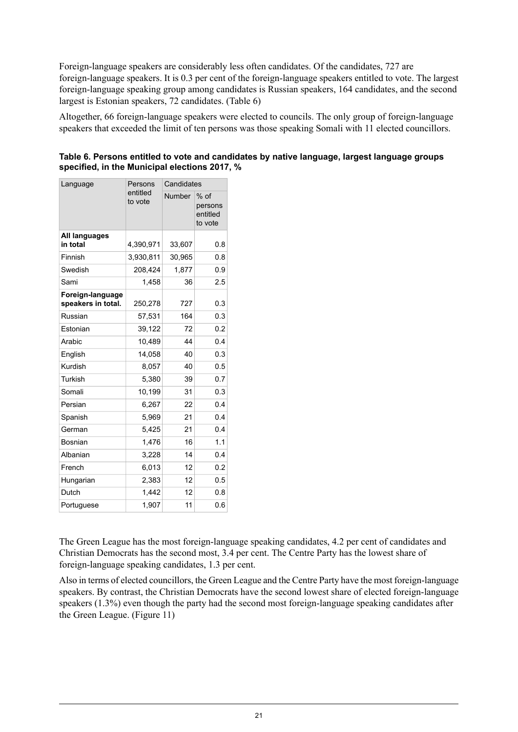Foreign-language speakers are considerably less often candidates. Of the candidates, 727 are foreign-language speakers. It is 0.3 per cent of the foreign-language speakers entitled to vote. The largest foreign-language speaking group among candidates is Russian speakers, 164 candidates, and the second largest is Estonian speakers, 72 candidates. (Table 6)

Altogether, 66 foreign-language speakers were elected to councils. The only group of foreign-language speakers that exceeded the limit of ten persons was those speaking Somali with 11 elected councillors.

**Table 6. Persons entitled to vote and candidates by native language, largest language groups specified, in the Municipal elections 2017, %**

| Language | Persons entitled to vote | Candidates | |
|---|---|---|---|
| | | Number | % of persons entitled to vote |
| **All languages in total** | 4,390,971 | 33,607 | 0.8 |
| Finnish | 3,930,811 | 30,965 | 0.8 |
| Swedish | 208,424 | 1,877 | 0.9 |
| Sami | 1,458 | 36 | 2.5 |
| **Foreign-language speakers in total.** | 250,278 | 727 | 0.3 |
| Russian | 57,531 | 164 | 0.3 |
| Estonian | 39,122 | 72 | 0.2 |
| Arabic | 10,489 | 44 | 0.4 |
| English | 14,058 | 40 | 0.3 |
| Kurdish | 8,057 | 40 | 0.5 |
| Turkish | 5,380 | 39 | 0.7 |
| Somali | 10,199 | 31 | 0.3 |
| Persian | 6,267 | 22 | 0.4 |
| Spanish | 5,969 | 21 | 0.4 |
| German | 5,425 | 21 | 0.4 |
| Bosnian | 1,476 | 16 | 1.1 |
| Albanian | 3,228 | 14 | 0.4 |
| French | 6,013 | 12 | 0.2 |
| Hungarian | 2,383 | 12 | 0.5 |
| Dutch | 1,442 | 12 | 0.8 |
| Portuguese | 1,907 | 11 | 0.6 |

The Green League has the most foreign-language speaking candidates, 4.2 per cent of candidates and Christian Democrats has the second most, 3.4 per cent. The Centre Party has the lowest share of foreign-language speaking candidates, 1.3 per cent.

Also in terms of elected councillors, the Green League and the Centre Party have the most foreign-language speakers. By contrast, the Christian Democrats have the second lowest share of elected foreign-language speakers (1.3%) even though the party had the second most foreign-language speaking candidates after the Green League. (Figure 11)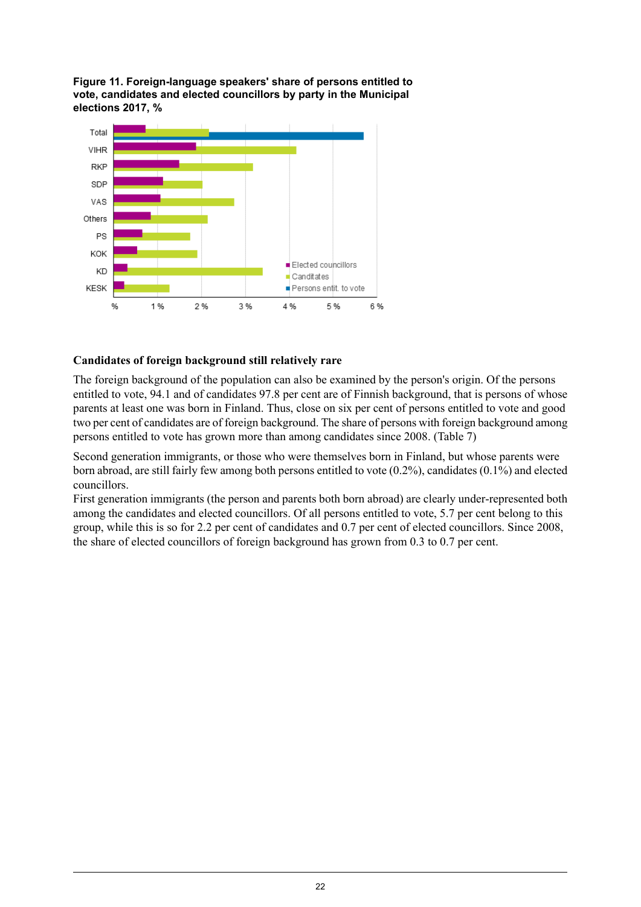**Figure 11. Foreign-language speakers' share of persons entitled to vote, candidates and elected councillors by party in the Municipal elections 2017, %**

### Candidates of foreign background still relatively rare

The foreign background of the population can also be examined by the person's origin. Of the persons entitled to vote, 94.1 and of candidates 97.8 per cent are of Finnish background, that is persons of whose parents at least one was born in Finland. Thus, close on six per cent of persons entitled to vote and good two per cent of candidates are of foreign background. The share of persons with foreign background among persons entitled to vote has grown more than among candidates since 2008. (Table 7)

Second generation immigrants, or those who were themselves born in Finland, but whose parents were born abroad, are still fairly few among both persons entitled to vote (0.2%), candidates (0.1%) and elected councillors.

First generation immigrants (the person and parents both born abroad) are clearly under-represented both among the candidates and elected councillors. Of all persons entitled to vote, 5.7 per cent belong to this group, while this is so for 2.2 per cent of candidates and 0.7 per cent of elected councillors. Since 2008, the share of elected councillors of foreign background has grown from 0.3 to 0.7 per cent.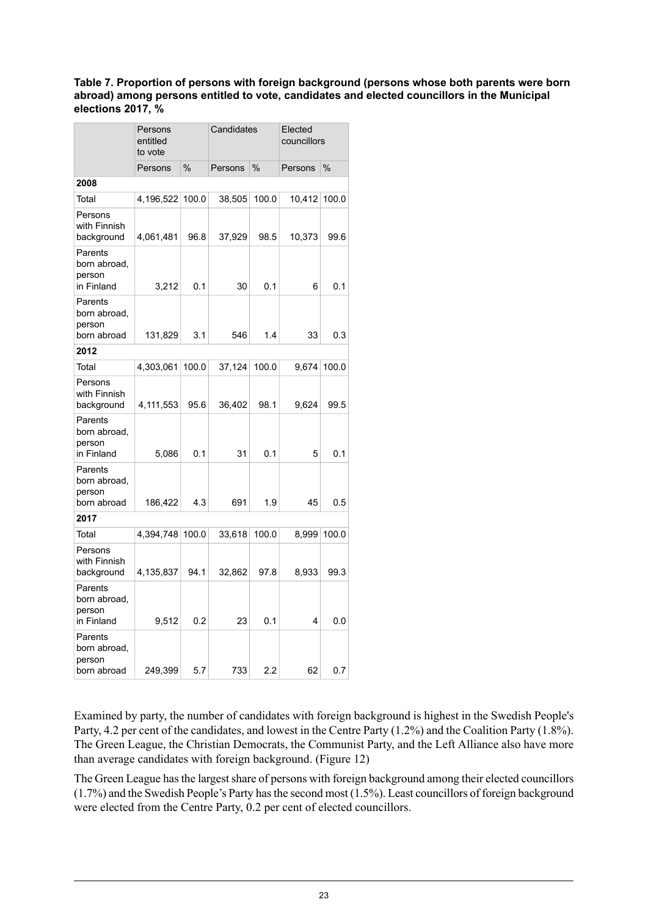**Table 7. Proportion of persons with foreign background (persons whose both parents were born abroad) among persons entitled to vote, candidates and elected councillors in the Municipal elections 2017, %**

| | Persons entitled to vote | | Candidates | | Elected councillors | |
|---|---|---|---|---|---|---|
| | Persons | % | Persons | % | Persons | % |
| **2008** | | | | | | |
| Total | 4,196,522 | 100.0 | 38,505 | 100.0 | 10,412 | 100.0 |
| Persons with Finnish background | 4,061,481 | 96.8 | 37,929 | 98.5 | 10,373 | 99.6 |
| Parents born abroad, person in Finland | 3,212 | 0.1 | 30 | 0.1 | 6 | 0.1 |
| Parents born abroad, person born abroad | 131,829 | 3.1 | 546 | 1.4 | 33 | 0.3 |
| **2012** | | | | | | |
| Total | 4,303,061 | 100.0 | 37,124 | 100.0 | 9,674 | 100.0 |
| Persons with Finnish background | 4,111,553 | 95.6 | 36,402 | 98.1 | 9,624 | 99.5 |
| Parents born abroad, person in Finland | 5,086 | 0.1 | 31 | 0.1 | 5 | 0.1 |
| Parents born abroad, person born abroad | 186,422 | 4.3 | 691 | 1.9 | 45 | 0.5 |
| **2017** | | | | | | |
| Total | 4,394,748 | 100.0 | 33,618 | 100.0 | 8,999 | 100.0 |
| Persons with Finnish background | 4,135,837 | 94.1 | 32,862 | 97.8 | 8,933 | 99.3 |
| Parents born abroad, person in Finland | 9,512 | 0.2 | 23 | 0.1 | 4 | 0.0 |
| Parents born abroad, person born abroad | 249,399 | 5.7 | 733 | 2.2 | 62 | 0.7 |

Examined by party, the number of candidates with foreign background is highest in the Swedish People's Party, 4.2 per cent of the candidates, and lowest in the Centre Party (1.2%) and the Coalition Party (1.8%). The Green League, the Christian Democrats, the Communist Party, and the Left Alliance also have more than average candidates with foreign background. (Figure 12)

The Green League has the largest share of persons with foreign background among their elected councillors (1.7%) and the Swedish People's Party has the second most (1.5%). Least councillors of foreign background were elected from the Centre Party, 0.2 per cent of elected councillors.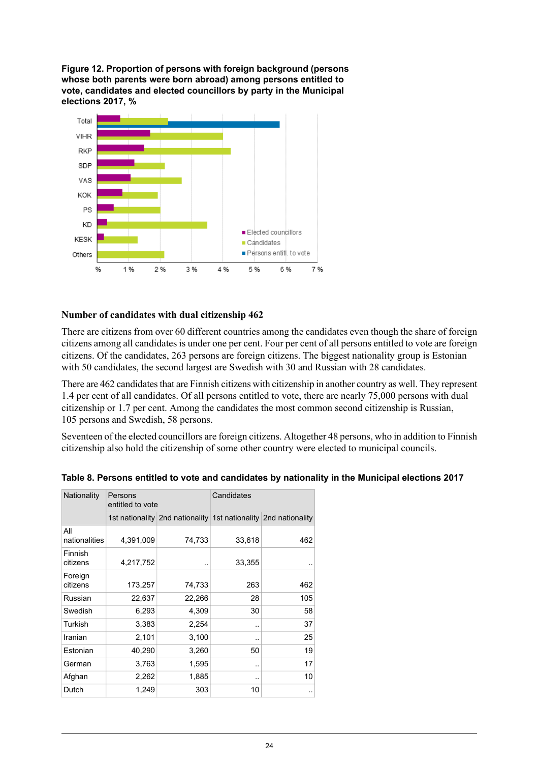**Figure 12. Proportion of persons with foreign background (persons whose both parents were born abroad) among persons entitled to vote, candidates and elected councillors by party in the Municipal elections 2017, %**

### Number of candidates with dual citizenship 462

There are citizens from over 60 different countries among the candidates even though the share of foreign citizens among all candidates is under one per cent. Four per cent of all persons entitled to vote are foreign citizens. Of the candidates, 263 persons are foreign citizens. The biggest nationality group is Estonian with 50 candidates, the second largest are Swedish with 30 and Russian with 28 candidates.

There are 462 candidates that are Finnish citizens with citizenship in another country as well. They represent 1.4 per cent of all candidates. Of all persons entitled to vote, there are nearly 75,000 persons with dual citizenship or 1.7 per cent. Among the candidates the most common second citizenship is Russian, 105 persons and Swedish, 58 persons.

Seventeen of the elected councillors are foreign citizens. Altogether 48 persons, who in addition to Finnish citizenship also hold the citizenship of some other country were elected to municipal councils.

**Table 8. Persons entitled to vote and candidates by nationality in the Municipal elections 2017**

| Nationality | Persons entitled to vote | | Candidates | |
|---|---|---|---|---|
| | 1st nationality | 2nd nationality | 1st nationality | 2nd nationality |
| All nationalities | 4,391,009 | 74,733 | 33,618 | 462 |
| Finnish citizens | 4,217,752 | .. | 33,355 | .. |
| Foreign citizens | 173,257 | 74,733 | 263 | 462 |
| Russian | 22,637 | 22,266 | 28 | 105 |
| Swedish | 6,293 | 4,309 | 30 | 58 |
| Turkish | 3,383 | 2,254 | .. | 37 |
| Iranian | 2,101 | 3,100 | .. | 25 |
| Estonian | 40,290 | 3,260 | 50 | 19 |
| German | 3,763 | 1,595 | .. | 17 |
| Afghan | 2,262 | 1,885 | .. | 10 |
| Dutch | 1,249 | 303 | 10 | .. |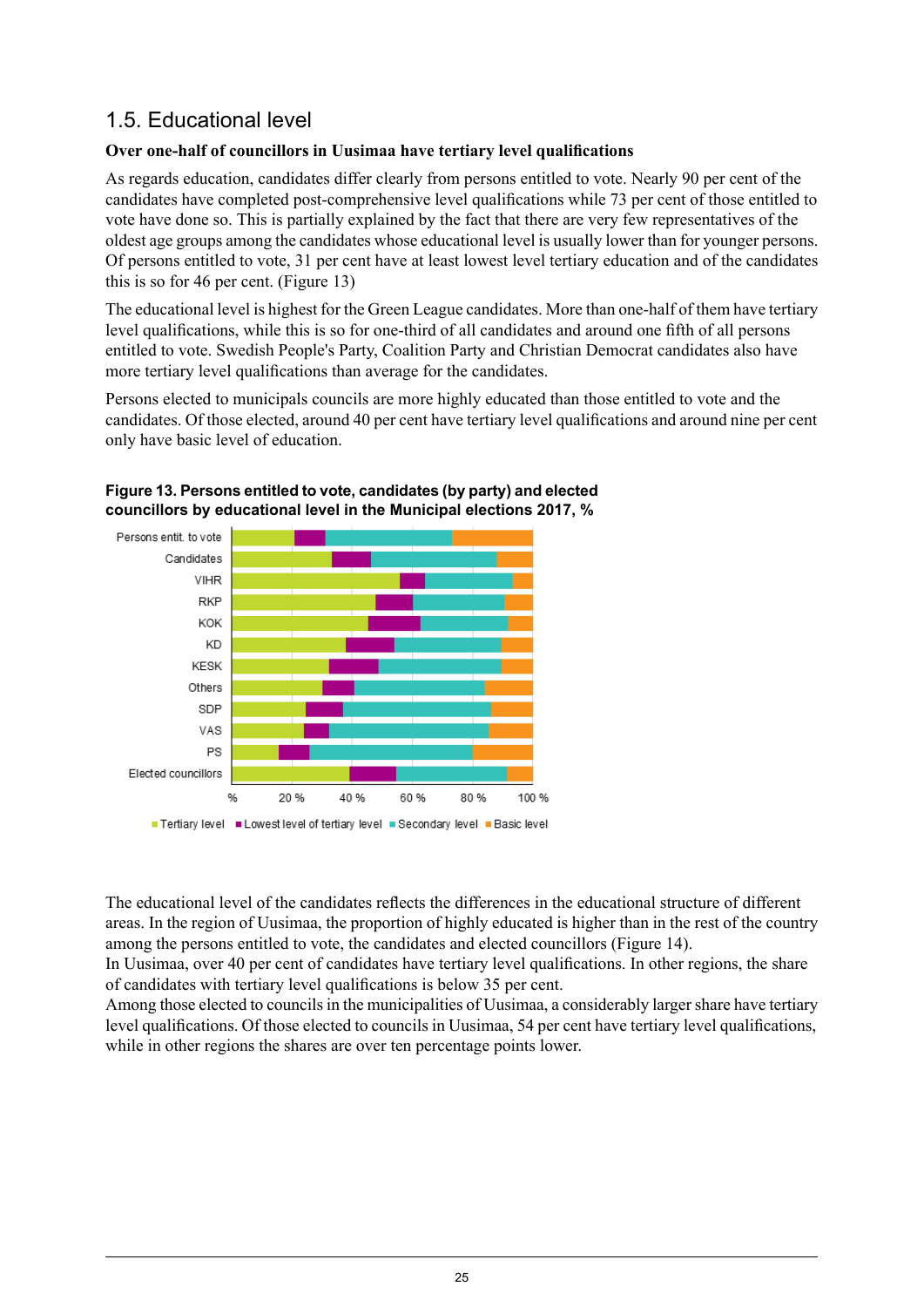## 1.5. Educational level

**Over one-half of councillors in Uusimaa have tertiary level qualifications**

As regards education, candidates differ clearly from persons entitled to vote. Nearly 90 per cent of the candidates have completed post-comprehensive level qualifications while 73 per cent of those entitled to vote have done so. This is partially explained by the fact that there are very few representatives of the oldest age groups among the candidates whose educational level is usually lower than for younger persons. Of persons entitled to vote, 31 per cent have at least lowest level tertiary education and of the candidates this is so for 46 per cent. (Figure 13)

The educational level is highest for the Green League candidates. More than one-half of them have tertiary level qualifications, while this is so for one-third of all candidates and around one fifth of all persons entitled to vote. Swedish People's Party, Coalition Party and Christian Democrat candidates also have more tertiary level qualifications than average for the candidates.

Persons elected to municipals councils are more highly educated than those entitled to vote and the candidates. Of those elected, around 40 per cent have tertiary level qualifications and around nine per cent only have basic level of education.

**Figure 13. Persons entitled to vote, candidates (by party) and elected councillors by educational level in the Municipal elections 2017, %**

The educational level of the candidates reflects the differences in the educational structure of different areas. In the region of Uusimaa, the proportion of highly educated is higher than in the rest of the country among the persons entitled to vote, the candidates and elected councillors (Figure 14).
In Uusimaa, over 40 per cent of candidates have tertiary level qualifications. In other regions, the share of candidates with tertiary level qualifications is below 35 per cent.
Among those elected to councils in the municipalities of Uusimaa, a considerably larger share have tertiary level qualifications. Of those elected to councils in Uusimaa, 54 per cent have tertiary level qualifications, while in other regions the shares are over ten percentage points lower.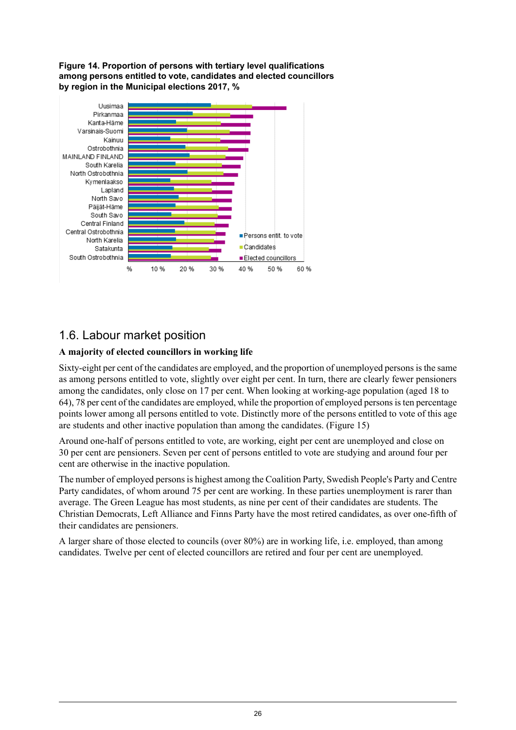**Figure 14. Proportion of persons with tertiary level qualifications among persons entitled to vote, candidates and elected councillors by region in the Municipal elections 2017, %**

## 1.6. Labour market position

**A majority of elected councillors in working life**

Sixty-eight per cent of the candidates are employed, and the proportion of unemployed persons is the same as among persons entitled to vote, slightly over eight per cent. In turn, there are clearly fewer pensioners among the candidates, only close on 17 per cent. When looking at working-age population (aged 18 to 64), 78 per cent of the candidates are employed, while the proportion of employed persons is ten percentage points lower among all persons entitled to vote. Distinctly more of the persons entitled to vote of this age are students and other inactive population than among the candidates. (Figure 15)

Around one-half of persons entitled to vote, are working, eight per cent are unemployed and close on 30 per cent are pensioners. Seven per cent of persons entitled to vote are studying and around four per cent are otherwise in the inactive population.

The number of employed persons is highest among the Coalition Party, Swedish People's Party and Centre Party candidates, of whom around 75 per cent are working. In these parties unemployment is rarer than average. The Green League has most students, as nine per cent of their candidates are students. The Christian Democrats, Left Alliance and Finns Party have the most retired candidates, as over one-fifth of their candidates are pensioners.

A larger share of those elected to councils (over 80%) are in working life, i.e. employed, than among candidates. Twelve per cent of elected councillors are retired and four per cent are unemployed.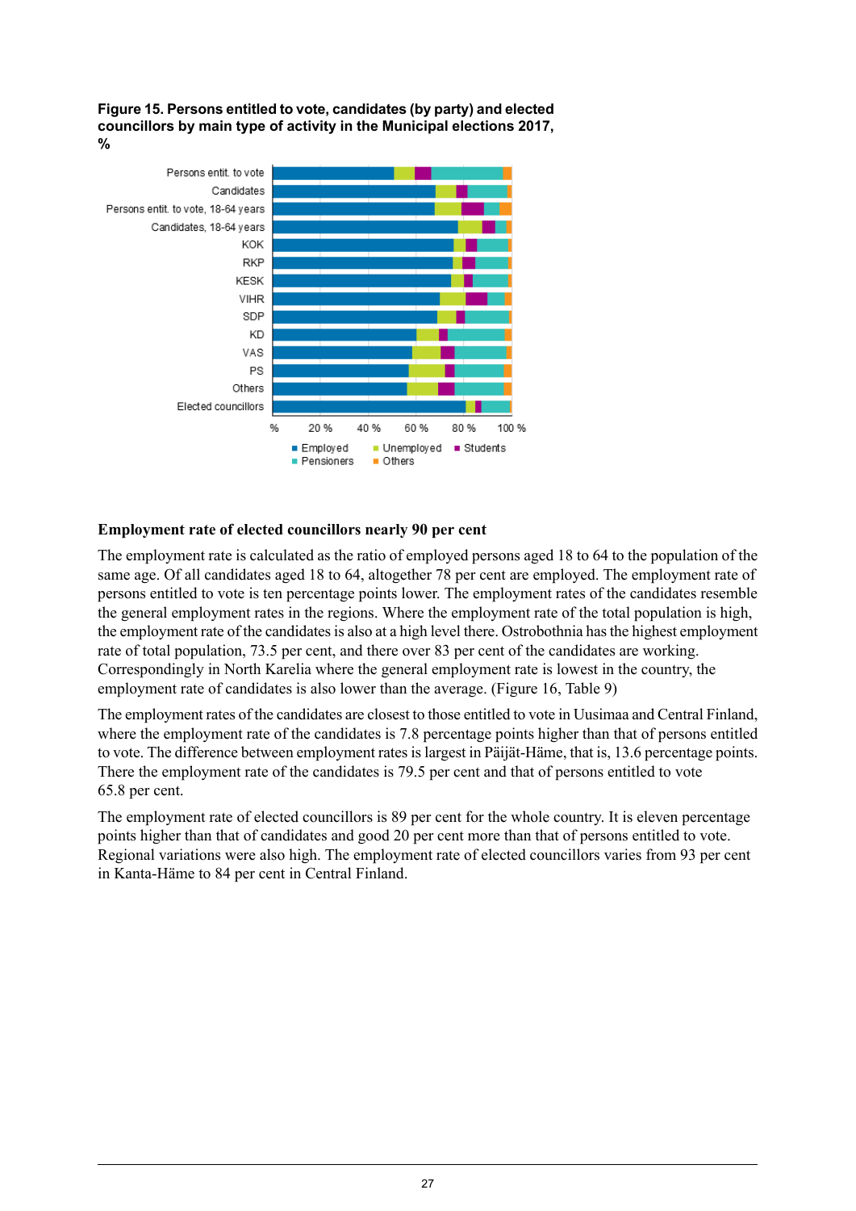**Figure 15. Persons entitled to vote, candidates (by party) and elected councillors by main type of activity in the Municipal elections 2017, %**

**Employment rate of elected councillors nearly 90 per cent**

The employment rate is calculated as the ratio of employed persons aged 18 to 64 to the population of the same age. Of all candidates aged 18 to 64, altogether 78 per cent are employed. The employment rate of persons entitled to vote is ten percentage points lower. The employment rates of the candidates resemble the general employment rates in the regions. Where the employment rate of the total population is high, the employment rate of the candidates is also at a high level there. Ostrobothnia has the highest employment rate of total population, 73.5 per cent, and there over 83 per cent of the candidates are working. Correspondingly in North Karelia where the general employment rate is lowest in the country, the employment rate of candidates is also lower than the average. (Figure 16, Table 9)

The employment rates of the candidates are closest to those entitled to vote in Uusimaa and Central Finland, where the employment rate of the candidates is 7.8 percentage points higher than that of persons entitled to vote. The difference between employment rates is largest in Päijät-Häme, that is, 13.6 percentage points. There the employment rate of the candidates is 79.5 per cent and that of persons entitled to vote 65.8 per cent.

The employment rate of elected councillors is 89 per cent for the whole country. It is eleven percentage points higher than that of candidates and good 20 per cent more than that of persons entitled to vote. Regional variations were also high. The employment rate of elected councillors varies from 93 per cent in Kanta-Häme to 84 per cent in Central Finland.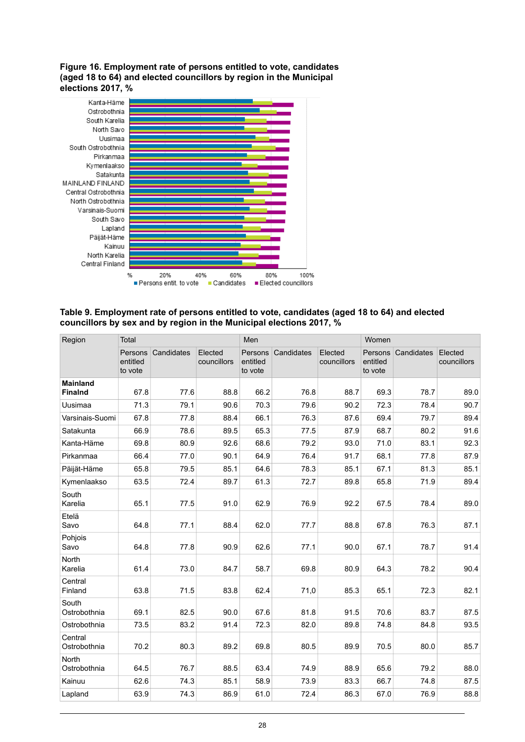**Figure 16. Employment rate of persons entitled to vote, candidates (aged 18 to 64) and elected councillors by region in the Municipal elections 2017, %**

**Table 9. Employment rate of persons entitled to vote, candidates (aged 18 to 64) and elected councillors by sex and by region in the Municipal elections 2017, %**

| Region | Total | | | Men | | | Women | | |
|---|---|---|---|---|---|---|---|---|---|
| | Persons entitled to vote | Candidates | Elected councillors | Persons entitled to vote | Candidates | Elected councillors | Persons entitled to vote | Candidates | Elected councillors |
| **Mainland Finalnd** | 67.8 | 77.6 | 88.8 | 66.2 | 76.8 | 88.7 | 69.3 | 78.7 | 89.0 |
| Uusimaa | 71.3 | 79.1 | 90.6 | 70.3 | 79.6 | 90.2 | 72.3 | 78.4 | 90.7 |
| Varsinais-Suomi | 67.8 | 77.8 | 88.4 | 66.1 | 76.3 | 87.6 | 69.4 | 79.7 | 89.4 |
| Satakunta | 66.9 | 78.6 | 89.5 | 65.3 | 77.5 | 87.9 | 68.7 | 80.2 | 91.6 |
| Kanta-Häme | 69.8 | 80.9 | 92.6 | 68.6 | 79.2 | 93.0 | 71.0 | 83.1 | 92.3 |
| Pirkanmaa | 66.4 | 77.0 | 90.1 | 64.9 | 76.4 | 91.7 | 68.1 | 77.8 | 87.9 |
| Päijät-Häme | 65.8 | 79.5 | 85.1 | 64.6 | 78.3 | 85.1 | 67.1 | 81.3 | 85.1 |
| Kymenlaakso | 63.5 | 72.4 | 89.7 | 61.3 | 72.7 | 89.8 | 65.8 | 71.9 | 89.4 |
| South Karelia | 65.1 | 77.5 | 91.0 | 62.9 | 76.9 | 92.2 | 67.5 | 78.4 | 89.0 |
| Etelä Savo | 64.8 | 77.1 | 88.4 | 62.0 | 77.7 | 88.8 | 67.8 | 76.3 | 87.1 |
| Pohjois Savo | 64.8 | 77.8 | 90.9 | 62.6 | 77.1 | 90.0 | 67.1 | 78.7 | 91.4 |
| North Karelia | 61.4 | 73.0 | 84.7 | 58.7 | 69.8 | 80.9 | 64.3 | 78.2 | 90.4 |
| Central Finland | 63.8 | 71.5 | 83.8 | 62.4 | 71,0 | 85.3 | 65.1 | 72.3 | 82.1 |
| South Ostrobothnia | 69.1 | 82.5 | 90.0 | 67.6 | 81.8 | 91.5 | 70.6 | 83.7 | 87.5 |
| Ostrobothnia | 73.5 | 83.2 | 91.4 | 72.3 | 82.0 | 89.8 | 74.8 | 84.8 | 93.5 |
| Central Ostrobothnia | 70.2 | 80.3 | 89.2 | 69.8 | 80.5 | 89.9 | 70.5 | 80.0 | 85.7 |
| North Ostrobothnia | 64.5 | 76.7 | 88.5 | 63.4 | 74.9 | 88.9 | 65.6 | 79.2 | 88.0 |
| Kainuu | 62.6 | 74.3 | 85.1 | 58.9 | 73.9 | 83.3 | 66.7 | 74.8 | 87.5 |
| Lapland | 63.9 | 74.3 | 86.9 | 61.0 | 72.4 | 86.3 | 67.0 | 76.9 | 88.8 |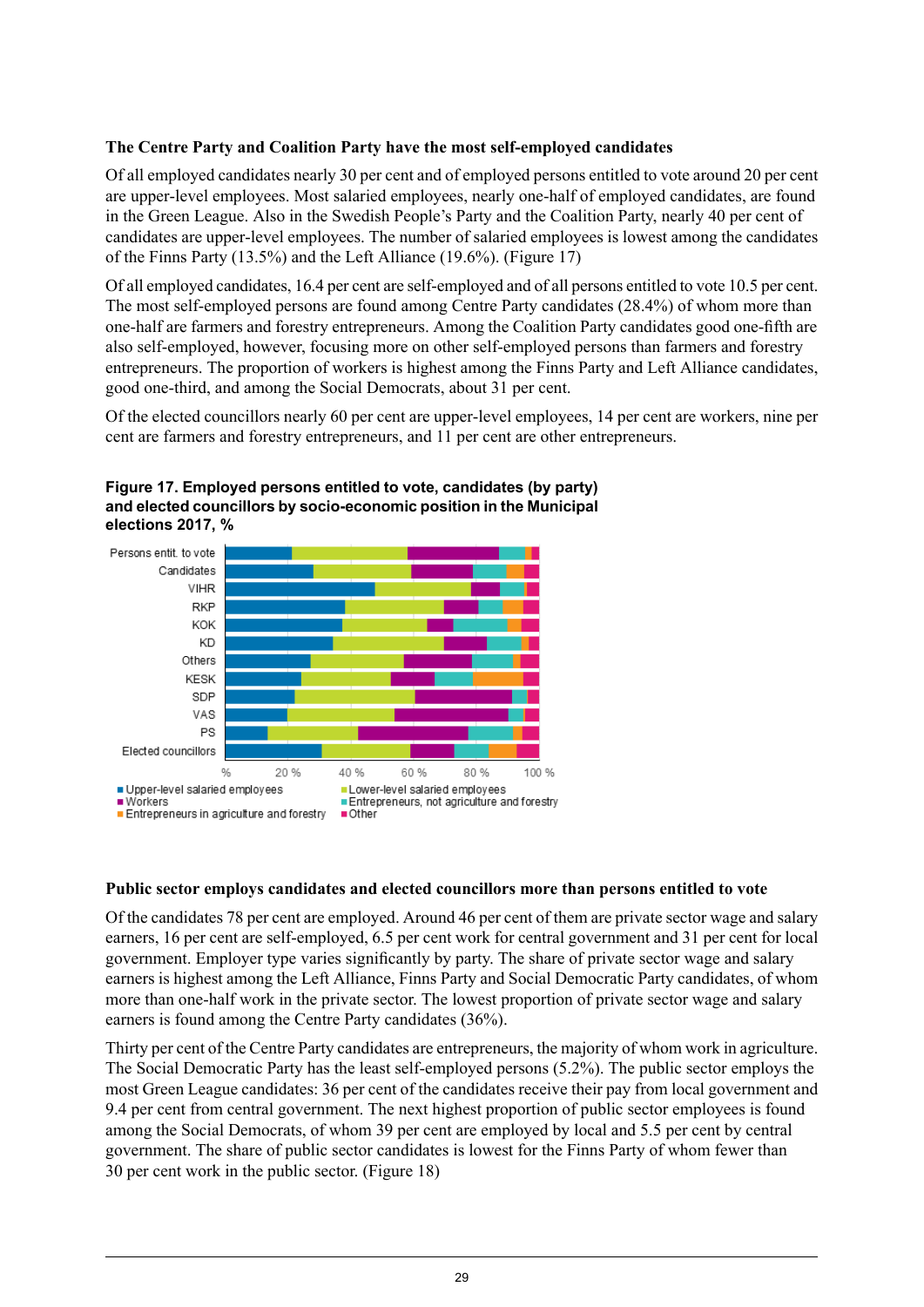### The Centre Party and Coalition Party have the most self-employed candidates

Of all employed candidates nearly 30 per cent and of employed persons entitled to vote around 20 per cent are upper-level employees. Most salaried employees, nearly one-half of employed candidates, are found in the Green League. Also in the Swedish People's Party and the Coalition Party, nearly 40 per cent of candidates are upper-level employees. The number of salaried employees is lowest among the candidates of the Finns Party (13.5%) and the Left Alliance (19.6%). (Figure 17)

Of all employed candidates, 16.4 per cent are self-employed and of all persons entitled to vote 10.5 per cent. The most self-employed persons are found among Centre Party candidates (28.4%) of whom more than one-half are farmers and forestry entrepreneurs. Among the Coalition Party candidates good one-fifth are also self-employed, however, focusing more on other self-employed persons than farmers and forestry entrepreneurs. The proportion of workers is highest among the Finns Party and Left Alliance candidates, good one-third, and among the Social Democrats, about 31 per cent.

Of the elected councillors nearly 60 per cent are upper-level employees, 14 per cent are workers, nine per cent are farmers and forestry entrepreneurs, and 11 per cent are other entrepreneurs.

**Figure 17. Employed persons entitled to vote, candidates (by party) and elected councillors by socio-economic position in the Municipal elections 2017, %**

### Public sector employs candidates and elected councillors more than persons entitled to vote

Of the candidates 78 per cent are employed. Around 46 per cent of them are private sector wage and salary earners, 16 per cent are self-employed, 6.5 per cent work for central government and 31 per cent for local government. Employer type varies significantly by party. The share of private sector wage and salary earners is highest among the Left Alliance, Finns Party and Social Democratic Party candidates, of whom more than one-half work in the private sector. The lowest proportion of private sector wage and salary earners is found among the Centre Party candidates (36%).

Thirty per cent of the Centre Party candidates are entrepreneurs, the majority of whom work in agriculture. The Social Democratic Party has the least self-employed persons (5.2%). The public sector employs the most Green League candidates: 36 per cent of the candidates receive their pay from local government and 9.4 per cent from central government. The next highest proportion of public sector employees is found among the Social Democrats, of whom 39 per cent are employed by local and 5.5 per cent by central government. The share of public sector candidates is lowest for the Finns Party of whom fewer than 30 per cent work in the public sector. (Figure 18)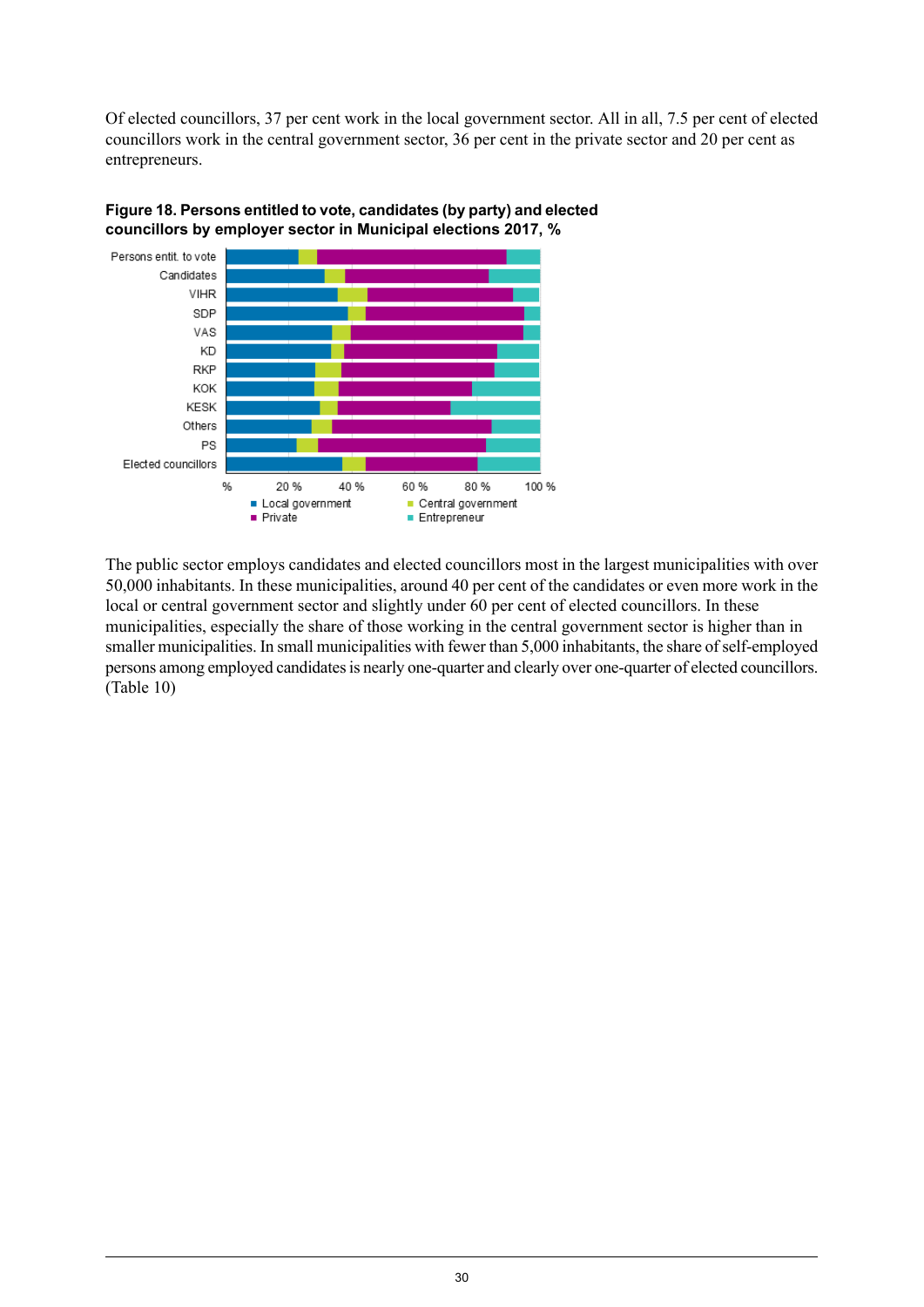Of elected councillors, 37 per cent work in the local government sector. All in all, 7.5 per cent of elected councillors work in the central government sector, 36 per cent in the private sector and 20 per cent as entrepreneurs.

**Figure 18. Persons entitled to vote, candidates (by party) and elected councillors by employer sector in Municipal elections 2017, %**

The public sector employs candidates and elected councillors most in the largest municipalities with over 50,000 inhabitants. In these municipalities, around 40 per cent of the candidates or even more work in the local or central government sector and slightly under 60 per cent of elected councillors. In these municipalities, especially the share of those working in the central government sector is higher than in smaller municipalities. In small municipalities with fewer than 5,000 inhabitants, the share of self-employed persons among employed candidates is nearly one-quarter and clearly over one-quarter of elected councillors. (Table 10)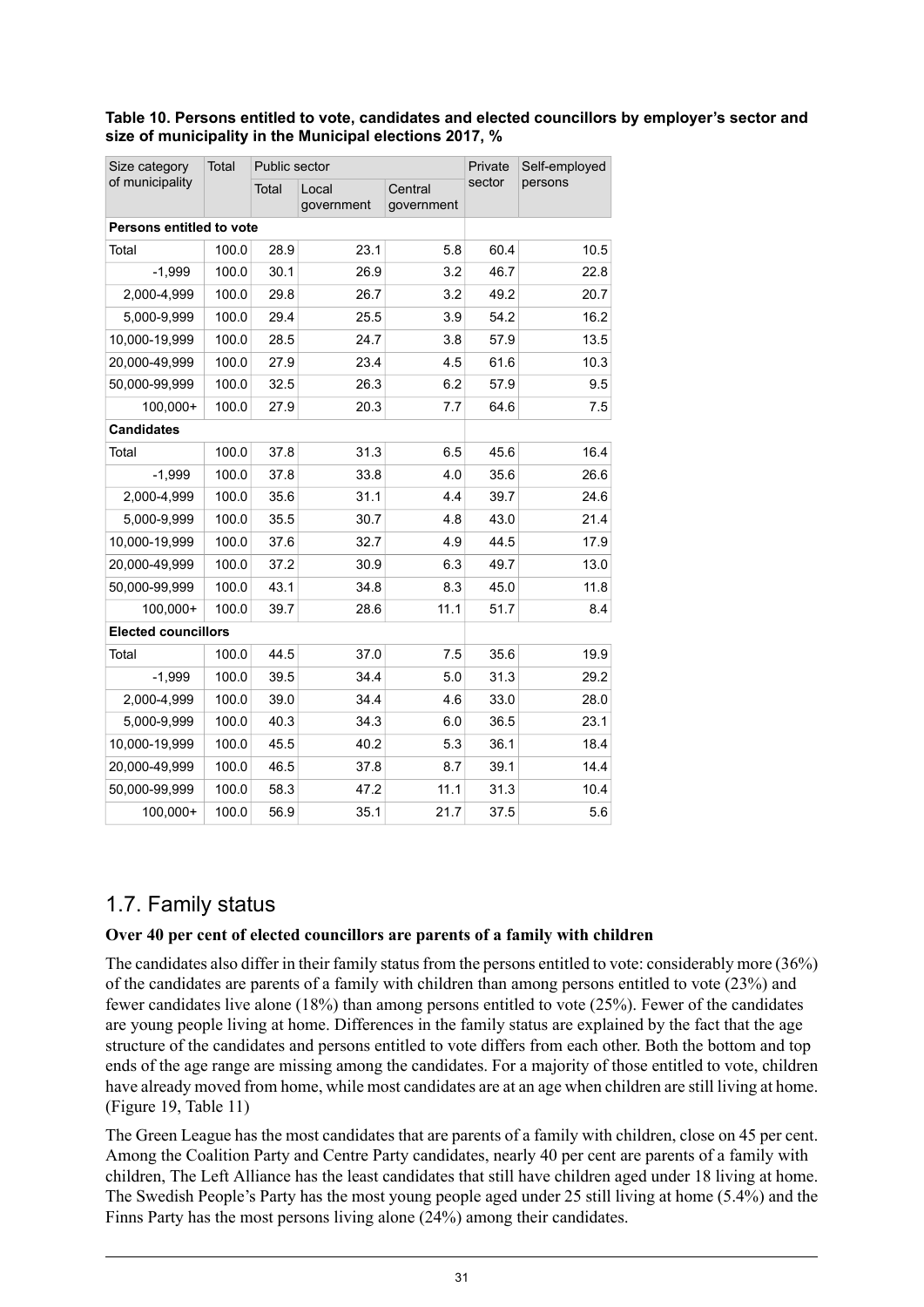**Table 10. Persons entitled to vote, candidates and elected councillors by employer's sector and size of municipality in the Municipal elections 2017, %**

| Size category of municipality | Total | Public sector | | | Private sector | Self-employed persons |
|---|---|---|---|---|---|---|
| | | Total | Local government | Central government | | |
| **Persons entitled to vote** | | | | | | |
| Total | 100.0 | 28.9 | 23.1 | 5.8 | 60.4 | 10.5 |
| -1,999 | 100.0 | 30.1 | 26.9 | 3.2 | 46.7 | 22.8 |
| 2,000-4,999 | 100.0 | 29.8 | 26.7 | 3.2 | 49.2 | 20.7 |
| 5,000-9,999 | 100.0 | 29.4 | 25.5 | 3.9 | 54.2 | 16.2 |
| 10,000-19,999 | 100.0 | 28.5 | 24.7 | 3.8 | 57.9 | 13.5 |
| 20,000-49,999 | 100.0 | 27.9 | 23.4 | 4.5 | 61.6 | 10.3 |
| 50,000-99,999 | 100.0 | 32.5 | 26.3 | 6.2 | 57.9 | 9.5 |
| 100,000+ | 100.0 | 27.9 | 20.3 | 7.7 | 64.6 | 7.5 |
| **Candidates** | | | | | | |
| Total | 100.0 | 37.8 | 31.3 | 6.5 | 45.6 | 16.4 |
| -1,999 | 100.0 | 37.8 | 33.8 | 4.0 | 35.6 | 26.6 |
| 2,000-4,999 | 100.0 | 35.6 | 31.1 | 4.4 | 39.7 | 24.6 |
| 5,000-9,999 | 100.0 | 35.5 | 30.7 | 4.8 | 43.0 | 21.4 |
| 10,000-19,999 | 100.0 | 37.6 | 32.7 | 4.9 | 44.5 | 17.9 |
| 20,000-49,999 | 100.0 | 37.2 | 30.9 | 6.3 | 49.7 | 13.0 |
| 50,000-99,999 | 100.0 | 43.1 | 34.8 | 8.3 | 45.0 | 11.8 |
| 100,000+ | 100.0 | 39.7 | 28.6 | 11.1 | 51.7 | 8.4 |
| **Elected councillors** | | | | | | |
| Total | 100.0 | 44.5 | 37.0 | 7.5 | 35.6 | 19.9 |
| -1,999 | 100.0 | 39.5 | 34.4 | 5.0 | 31.3 | 29.2 |
| 2,000-4,999 | 100.0 | 39.0 | 34.4 | 4.6 | 33.0 | 28.0 |
| 5,000-9,999 | 100.0 | 40.3 | 34.3 | 6.0 | 36.5 | 23.1 |
| 10,000-19,999 | 100.0 | 45.5 | 40.2 | 5.3 | 36.1 | 18.4 |
| 20,000-49,999 | 100.0 | 46.5 | 37.8 | 8.7 | 39.1 | 14.4 |
| 50,000-99,999 | 100.0 | 58.3 | 47.2 | 11.1 | 31.3 | 10.4 |
| 100,000+ | 100.0 | 56.9 | 35.1 | 21.7 | 37.5 | 5.6 |

## 1.7. Family status

**Over 40 per cent of elected councillors are parents of a family with children**

The candidates also differ in their family status from the persons entitled to vote: considerably more (36%) of the candidates are parents of a family with children than among persons entitled to vote (23%) and fewer candidates live alone (18%) than among persons entitled to vote (25%). Fewer of the candidates are young people living at home. Differences in the family status are explained by the fact that the age structure of the candidates and persons entitled to vote differs from each other. Both the bottom and top ends of the age range are missing among the candidates. For a majority of those entitled to vote, children have already moved from home, while most candidates are at an age when children are still living at home. (Figure 19, Table 11)

The Green League has the most candidates that are parents of a family with children, close on 45 per cent. Among the Coalition Party and Centre Party candidates, nearly 40 per cent are parents of a family with children, The Left Alliance has the least candidates that still have children aged under 18 living at home. The Swedish People's Party has the most young people aged under 25 still living at home (5.4%) and the Finns Party has the most persons living alone (24%) among their candidates.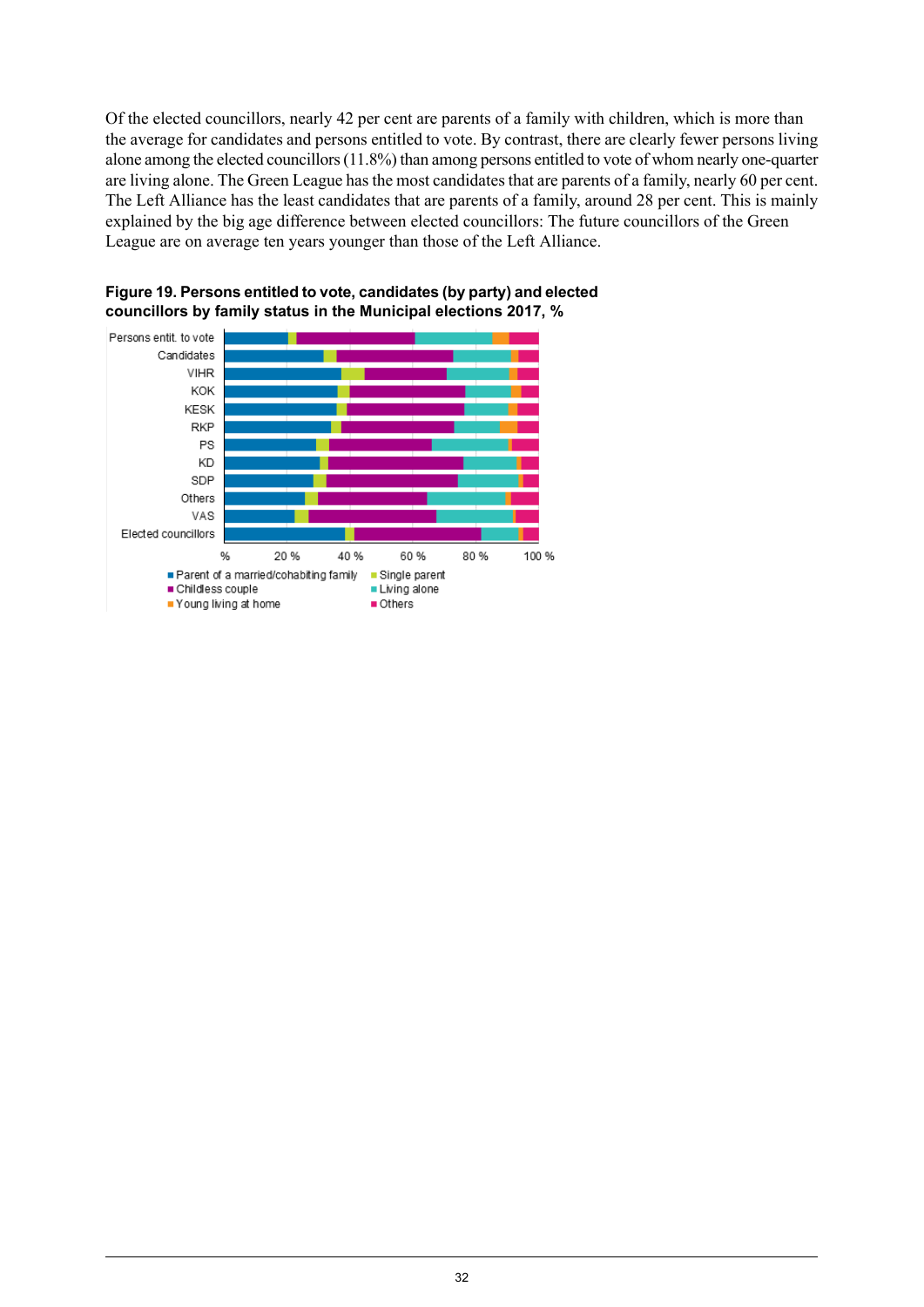Of the elected councillors, nearly 42 per cent are parents of a family with children, which is more than the average for candidates and persons entitled to vote. By contrast, there are clearly fewer persons living alone among the elected councillors (11.8%) than among persons entitled to vote of whom nearly one-quarter are living alone. The Green League has the most candidates that are parents of a family, nearly 60 per cent. The Left Alliance has the least candidates that are parents of a family, around 28 per cent. This is mainly explained by the big age difference between elected councillors: The future councillors of the Green League are on average ten years younger than those of the Left Alliance.

**Figure 19. Persons entitled to vote, candidates (by party) and elected councillors by family status in the Municipal elections 2017, %**

Persons entit. to vote
Candidates
VIHR
KOK
KESK
RKP
PS
KD
SDP
Others
VAS
Elected councillors

% 20 % 40 % 60 % 80 % 100 %

■ Parent of a married/cohabiting family ■ Single parent
■ Childless couple ■ Living alone
■ Young living at home ■ Others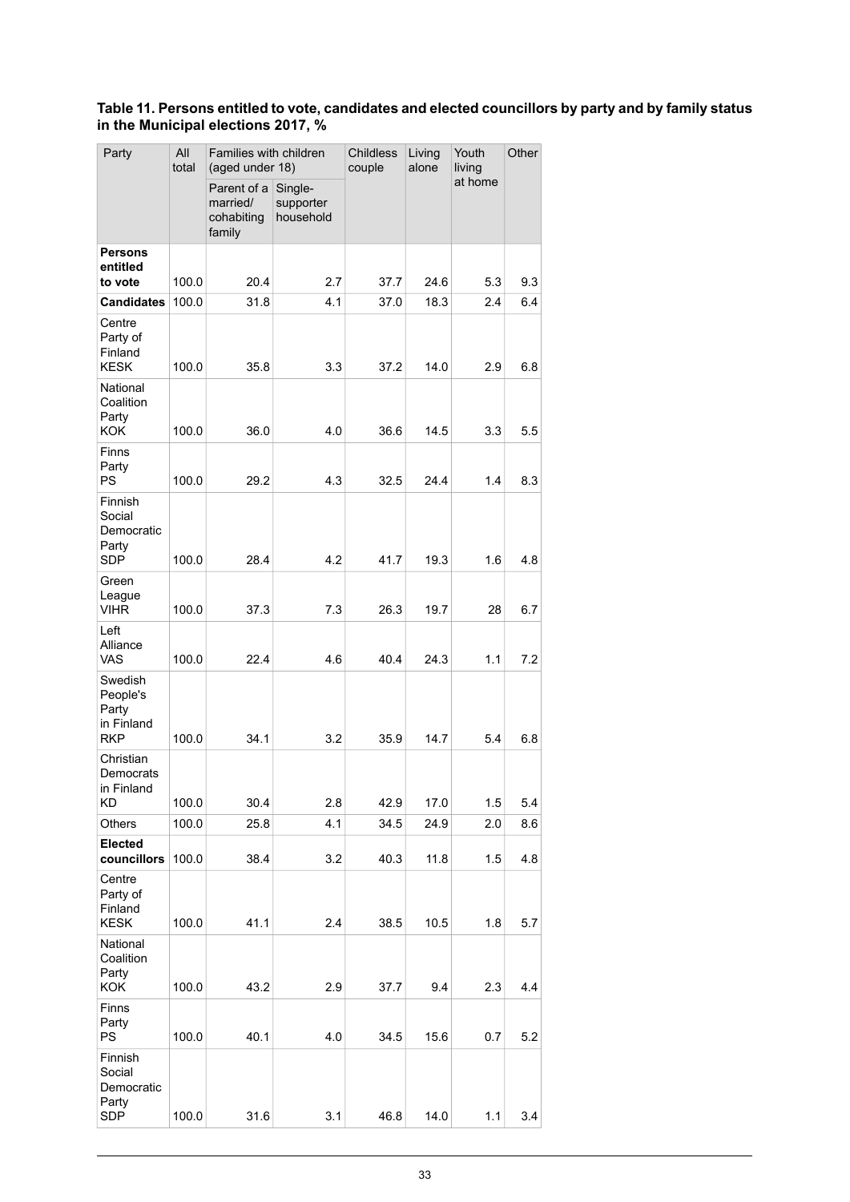**Table 11. Persons entitled to vote, candidates and elected councillors by party and by family status in the Municipal elections 2017, %**

| Party | All total | Families with children (aged under 18) | | Childless couple | Living alone | Youth living at home | Other |
|---|---|---|---|---|---|---|---|
| | | Parent of a married/ cohabiting family | Single-supporter household | | | | |
| **Persons entitled to vote** | 100.0 | 20.4 | 2.7 | 37.7 | 24.6 | 5.3 | 9.3 |
| **Candidates** | 100.0 | 31.8 | 4.1 | 37.0 | 18.3 | 2.4 | 6.4 |
| Centre Party of Finland KESK | 100.0 | 35.8 | 3.3 | 37.2 | 14.0 | 2.9 | 6.8 |
| National Coalition Party KOK | 100.0 | 36.0 | 4.0 | 36.6 | 14.5 | 3.3 | 5.5 |
| Finns Party PS | 100.0 | 29.2 | 4.3 | 32.5 | 24.4 | 1.4 | 8.3 |
| Finnish Social Democratic Party SDP | 100.0 | 28.4 | 4.2 | 41.7 | 19.3 | 1.6 | 4.8 |
| Green League VIHR | 100.0 | 37.3 | 7.3 | 26.3 | 19.7 | 28 | 6.7 |
| Left Alliance VAS | 100.0 | 22.4 | 4.6 | 40.4 | 24.3 | 1.1 | 7.2 |
| Swedish People's Party in Finland RKP | 100.0 | 34.1 | 3.2 | 35.9 | 14.7 | 5.4 | 6.8 |
| Christian Democrats in Finland KD | 100.0 | 30.4 | 2.8 | 42.9 | 17.0 | 1.5 | 5.4 |
| Others | 100.0 | 25.8 | 4.1 | 34.5 | 24.9 | 2.0 | 8.6 |
| **Elected councillors** | 100.0 | 38.4 | 3.2 | 40.3 | 11.8 | 1.5 | 4.8 |
| Centre Party of Finland KESK | 100.0 | 41.1 | 2.4 | 38.5 | 10.5 | 1.8 | 5.7 |
| National Coalition Party KOK | 100.0 | 43.2 | 2.9 | 37.7 | 9.4 | 2.3 | 4.4 |
| Finns Party PS | 100.0 | 40.1 | 4.0 | 34.5 | 15.6 | 0.7 | 5.2 |
| Finnish Social Democratic Party SDP | 100.0 | 31.6 | 3.1 | 46.8 | 14.0 | 1.1 | 3.4 |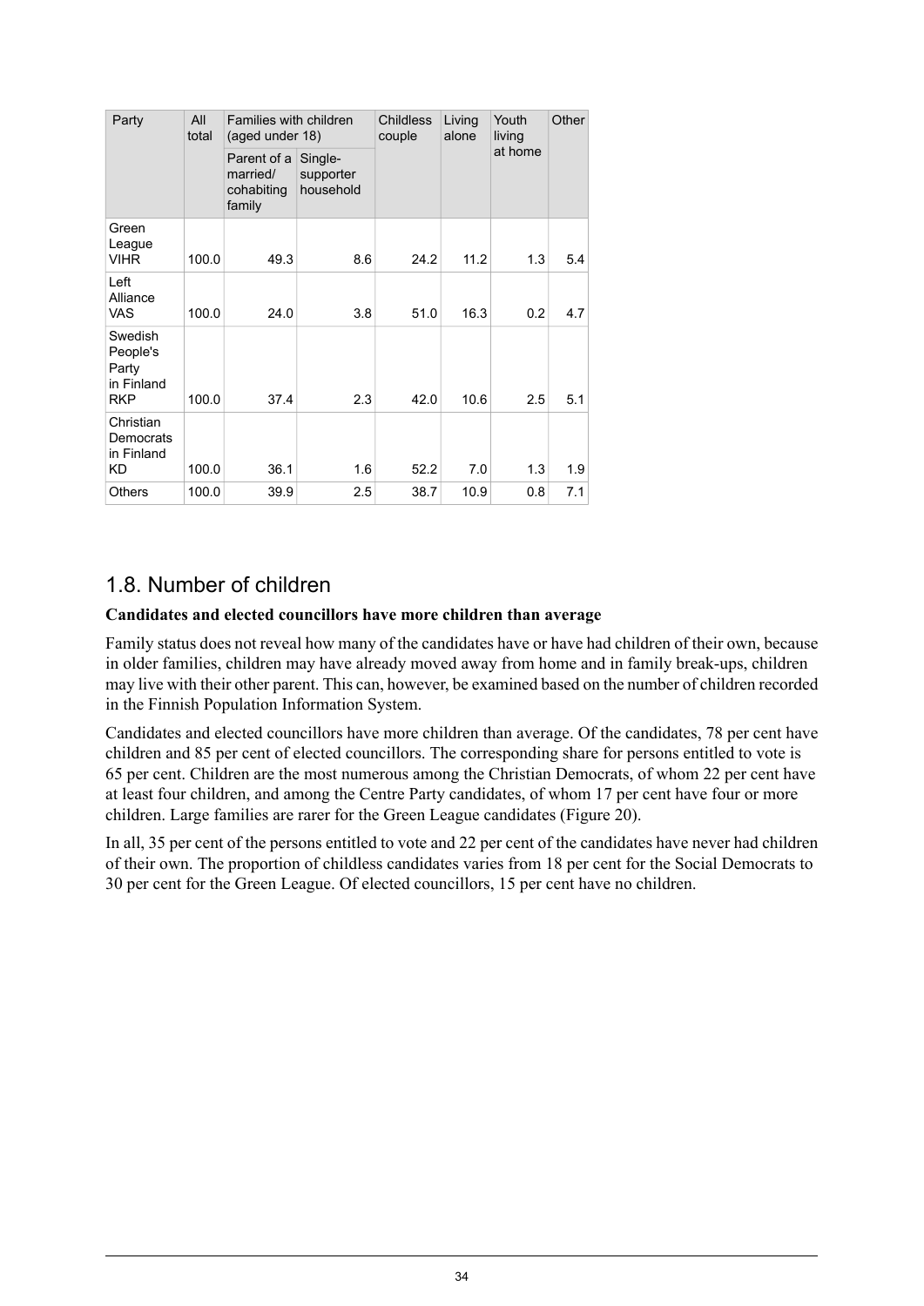| Party | All total | Families with children (aged under 18) | | Childless couple | Living alone | Youth living at home | Other |
|---|---|---|---|---|---|---|---|
| | | Parent of a married/ cohabiting family | Single-supporter household | | | | |
| Green League VIHR | 100.0 | 49.3 | 8.6 | 24.2 | 11.2 | 1.3 | 5.4 |
| Left Alliance VAS | 100.0 | 24.0 | 3.8 | 51.0 | 16.3 | 0.2 | 4.7 |
| Swedish People's Party in Finland RKP | 100.0 | 37.4 | 2.3 | 42.0 | 10.6 | 2.5 | 5.1 |
| Christian Democrats in Finland KD | 100.0 | 36.1 | 1.6 | 52.2 | 7.0 | 1.3 | 1.9 |
| Others | 100.0 | 39.9 | 2.5 | 38.7 | 10.9 | 0.8 | 7.1 |

## 1.8. Number of children

**Candidates and elected councillors have more children than average**

Family status does not reveal how many of the candidates have or have had children of their own, because in older families, children may have already moved away from home and in family break-ups, children may live with their other parent. This can, however, be examined based on the number of children recorded in the Finnish Population Information System.

Candidates and elected councillors have more children than average. Of the candidates, 78 per cent have children and 85 per cent of elected councillors. The corresponding share for persons entitled to vote is 65 per cent. Children are the most numerous among the Christian Democrats, of whom 22 per cent have at least four children, and among the Centre Party candidates, of whom 17 per cent have four or more children. Large families are rarer for the Green League candidates (Figure 20).

In all, 35 per cent of the persons entitled to vote and 22 per cent of the candidates have never had children of their own. The proportion of childless candidates varies from 18 per cent for the Social Democrats to 30 per cent for the Green League. Of elected councillors, 15 per cent have no children.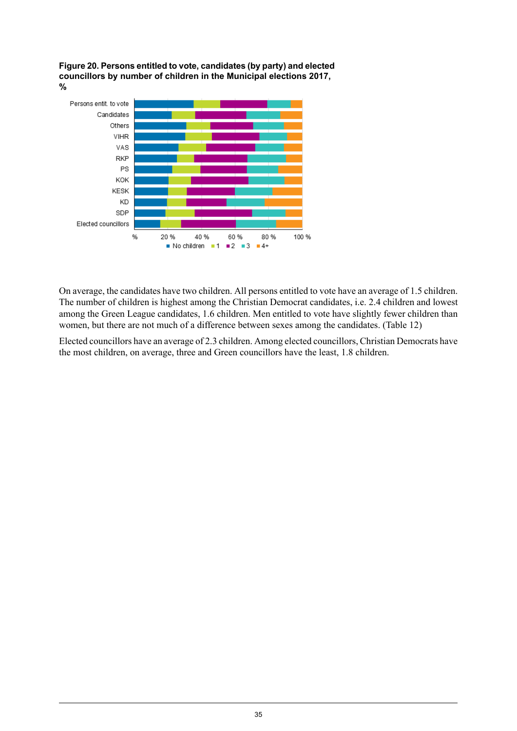**Figure 20. Persons entitled to vote, candidates (by party) and elected councillors by number of children in the Municipal elections 2017, %**

On average, the candidates have two children. All persons entitled to vote have an average of 1.5 children. The number of children is highest among the Christian Democrat candidates, i.e. 2.4 children and lowest among the Green League candidates, 1.6 children. Men entitled to vote have slightly fewer children than women, but there are not much of a difference between sexes among the candidates. (Table 12)

Elected councillors have an average of 2.3 children. Among elected councillors, Christian Democrats have the most children, on average, three and Green councillors have the least, 1.8 children.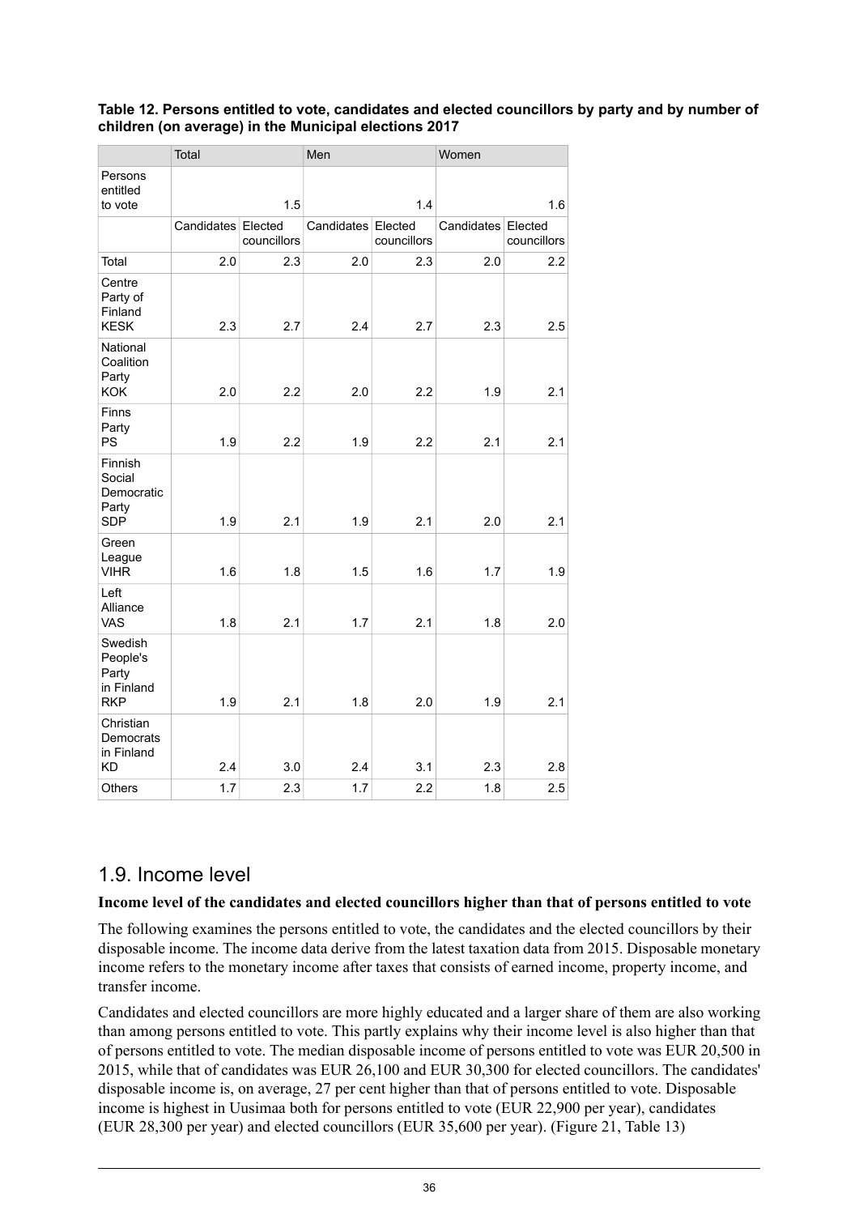**Table 12. Persons entitled to vote, candidates and elected councillors by party and by number of children (on average) in the Municipal elections 2017**

| | Total | | Men | | Women | |
|---|---|---|---|---|---|---|
| Persons entitled to vote | | 1.5 | | 1.4 | | 1.6 |
| | Candidates | Elected councillors | Candidates | Elected councillors | Candidates | Elected councillors |
| Total | 2.0 | 2.3 | 2.0 | 2.3 | 2.0 | 2.2 |
| Centre Party of Finland KESK | 2.3 | 2.7 | 2.4 | 2.7 | 2.3 | 2.5 |
| National Coalition Party KOK | 2.0 | 2.2 | 2.0 | 2.2 | 1.9 | 2.1 |
| Finns Party PS | 1.9 | 2.2 | 1.9 | 2.2 | 2.1 | 2.1 |
| Finnish Social Democratic Party SDP | 1.9 | 2.1 | 1.9 | 2.1 | 2.0 | 2.1 |
| Green League VIHR | 1.6 | 1.8 | 1.5 | 1.6 | 1.7 | 1.9 |
| Left Alliance VAS | 1.8 | 2.1 | 1.7 | 2.1 | 1.8 | 2.0 |
| Swedish People's Party in Finland RKP | 1.9 | 2.1 | 1.8 | 2.0 | 1.9 | 2.1 |
| Christian Democrats in Finland KD | 2.4 | 3.0 | 2.4 | 3.1 | 2.3 | 2.8 |
| Others | 1.7 | 2.3 | 1.7 | 2.2 | 1.8 | 2.5 |

## 1.9. Income level

**Income level of the candidates and elected councillors higher than that of persons entitled to vote**

The following examines the persons entitled to vote, the candidates and the elected councillors by their disposable income. The income data derive from the latest taxation data from 2015. Disposable monetary income refers to the monetary income after taxes that consists of earned income, property income, and transfer income.

Candidates and elected councillors are more highly educated and a larger share of them are also working than among persons entitled to vote. This partly explains why their income level is also higher than that of persons entitled to vote. The median disposable income of persons entitled to vote was EUR 20,500 in 2015, while that of candidates was EUR 26,100 and EUR 30,300 for elected councillors. The candidates' disposable income is, on average, 27 per cent higher than that of persons entitled to vote. Disposable income is highest in Uusimaa both for persons entitled to vote (EUR 22,900 per year), candidates (EUR 28,300 per year) and elected councillors (EUR 35,600 per year). (Figure 21, Table 13)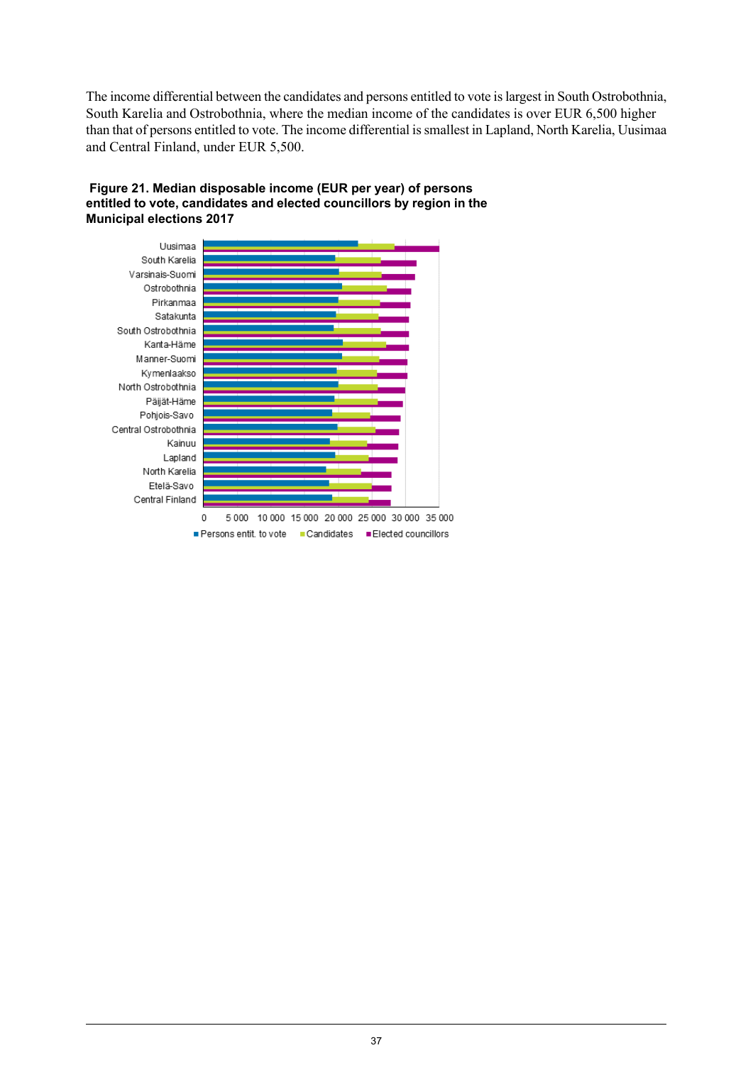The income differential between the candidates and persons entitled to vote is largest in South Ostrobothnia, South Karelia and Ostrobothnia, where the median income of the candidates is over EUR 6,500 higher than that of persons entitled to vote. The income differential is smallest in Lapland, North Karelia, Uusimaa and Central Finland, under EUR 5,500.

**Figure 21. Median disposable income (EUR per year) of persons entitled to vote, candidates and elected councillors by region in the Municipal elections 2017**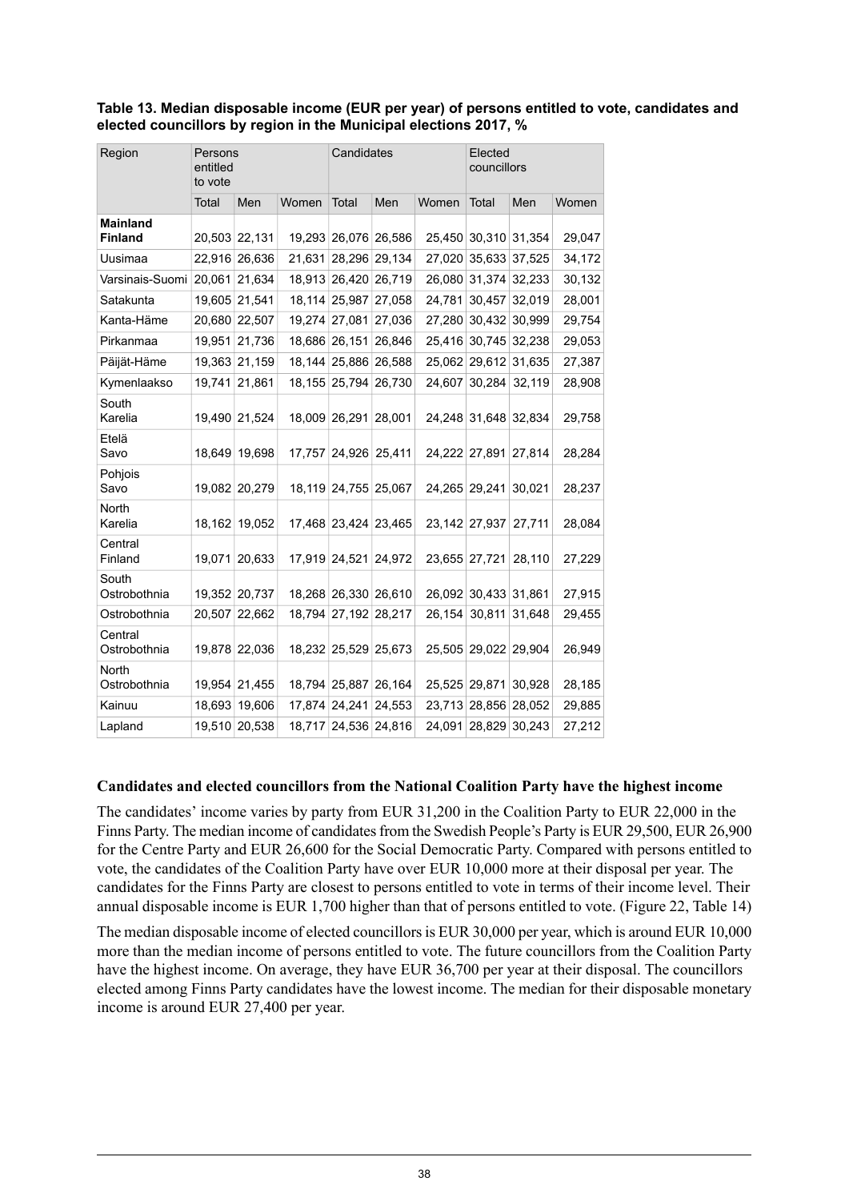**Table 13. Median disposable income (EUR per year) of persons entitled to vote, candidates and elected councillors by region in the Municipal elections 2017, %**

| Region | Persons entitled to vote | | | Candidates | | | Elected councillors | | |
|---|---|---|---|---|---|---|---|---|---|
| | Total | Men | Women | Total | Men | Women | Total | Men | Women |
| **Mainland Finland** | 20,503 | 22,131 | 19,293 | 26,076 | 26,586 | 25,450 | 30,310 | 31,354 | 29,047 |
| Uusimaa | 22,916 | 26,636 | 21,631 | 28,296 | 29,134 | 27,020 | 35,633 | 37,525 | 34,172 |
| Varsinais-Suomi | 20,061 | 21,634 | 18,913 | 26,420 | 26,719 | 26,080 | 31,374 | 32,233 | 30,132 |
| Satakunta | 19,605 | 21,541 | 18,114 | 25,987 | 27,058 | 24,781 | 30,457 | 32,019 | 28,001 |
| Kanta-Häme | 20,680 | 22,507 | 19,274 | 27,081 | 27,036 | 27,280 | 30,432 | 30,999 | 29,754 |
| Pirkanmaa | 19,951 | 21,736 | 18,686 | 26,151 | 26,846 | 25,416 | 30,745 | 32,238 | 29,053 |
| Päijät-Häme | 19,363 | 21,159 | 18,144 | 25,886 | 26,588 | 25,062 | 29,612 | 31,635 | 27,387 |
| Kymenlaakso | 19,741 | 21,861 | 18,155 | 25,794 | 26,730 | 24,607 | 30,284 | 32,119 | 28,908 |
| South Karelia | 19,490 | 21,524 | 18,009 | 26,291 | 28,001 | 24,248 | 31,648 | 32,834 | 29,758 |
| Etelä Savo | 18,649 | 19,698 | 17,757 | 24,926 | 25,411 | 24,222 | 27,891 | 27,814 | 28,284 |
| Pohjois Savo | 19,082 | 20,279 | 18,119 | 24,755 | 25,067 | 24,265 | 29,241 | 30,021 | 28,237 |
| North Karelia | 18,162 | 19,052 | 17,468 | 23,424 | 23,465 | 23,142 | 27,937 | 27,711 | 28,084 |
| Central Finland | 19,071 | 20,633 | 17,919 | 24,521 | 24,972 | 23,655 | 27,721 | 28,110 | 27,229 |
| South Ostrobothnia | 19,352 | 20,737 | 18,268 | 26,330 | 26,610 | 26,092 | 30,433 | 31,861 | 27,915 |
| Ostrobothnia | 20,507 | 22,662 | 18,794 | 27,192 | 28,217 | 26,154 | 30,811 | 31,648 | 29,455 |
| Central Ostrobothnia | 19,878 | 22,036 | 18,232 | 25,529 | 25,673 | 25,505 | 29,022 | 29,904 | 26,949 |
| North Ostrobothnia | 19,954 | 21,455 | 18,794 | 25,887 | 26,164 | 25,525 | 29,871 | 30,928 | 28,185 |
| Kainuu | 18,693 | 19,606 | 17,874 | 24,241 | 24,553 | 23,713 | 28,856 | 28,052 | 29,885 |
| Lapland | 19,510 | 20,538 | 18,717 | 24,536 | 24,816 | 24,091 | 28,829 | 30,243 | 27,212 |

### Candidates and elected councillors from the National Coalition Party have the highest income

The candidates' income varies by party from EUR 31,200 in the Coalition Party to EUR 22,000 in the Finns Party. The median income of candidates from the Swedish People's Party is EUR 29,500, EUR 26,900 for the Centre Party and EUR 26,600 for the Social Democratic Party. Compared with persons entitled to vote, the candidates of the Coalition Party have over EUR 10,000 more at their disposal per year. The candidates for the Finns Party are closest to persons entitled to vote in terms of their income level. Their annual disposable income is EUR 1,700 higher than that of persons entitled to vote. (Figure 22, Table 14)

The median disposable income of elected councillors is EUR 30,000 per year, which is around EUR 10,000 more than the median income of persons entitled to vote. The future councillors from the Coalition Party have the highest income. On average, they have EUR 36,700 per year at their disposal. The councillors elected among Finns Party candidates have the lowest income. The median for their disposable monetary income is around EUR 27,400 per year.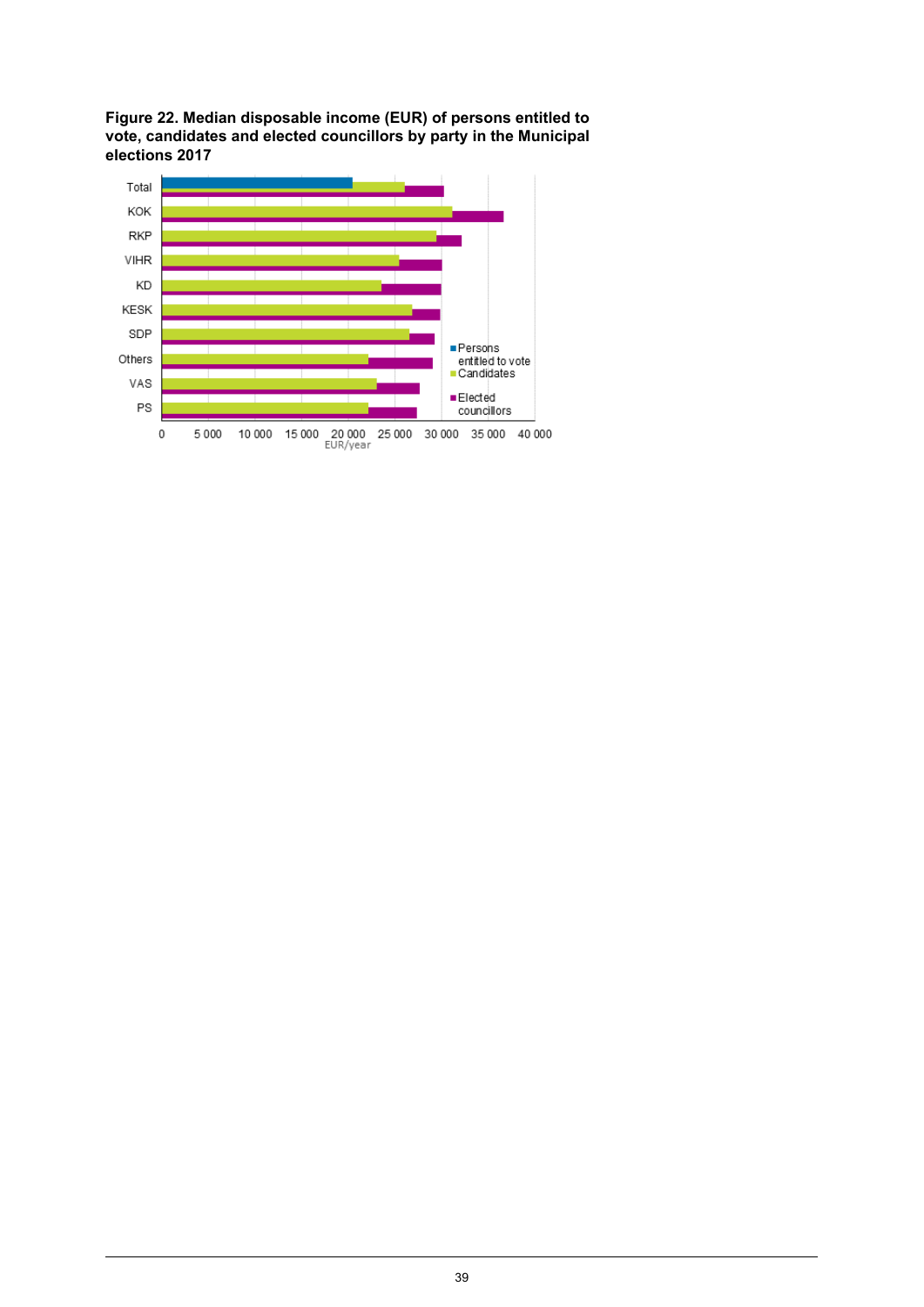**Figure 22. Median disposable income (EUR) of persons entitled to vote, candidates and elected councillors by party in the Municipal elections 2017**

Total
KOK
RKP
VIHR
KD
KESK
SDP
Others
VAS
PS

0 5 000 10 000 15 000 20 000 25 000 30 000 35 000 40 000
EUR/year

■ Persons entitled to vote
■ Candidates
■ Elected councillors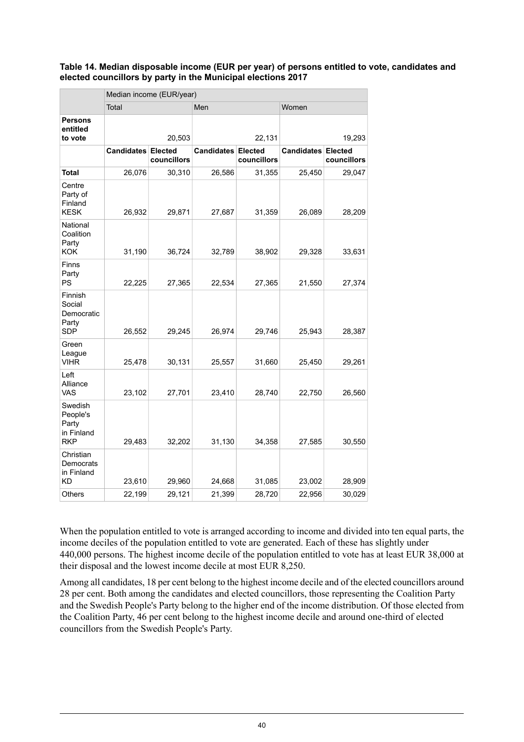**Table 14. Median disposable income (EUR per year) of persons entitled to vote, candidates and elected councillors by party in the Municipal elections 2017**

| | Median income (EUR/year) | | | | | |
|---|---|---|---|---|---|---|
| | Total | | Men | | Women | |
| **Persons entitled to vote** | | 20,503 | | 22,131 | | 19,293 |
| | **Candidates** | **Elected councillors** | **Candidates** | **Elected councillors** | **Candidates** | **Elected councillors** |
| **Total** | 26,076 | 30,310 | 26,586 | 31,355 | 25,450 | 29,047 |
| Centre Party of Finland KESK | 26,932 | 29,871 | 27,687 | 31,359 | 26,089 | 28,209 |
| National Coalition Party KOK | 31,190 | 36,724 | 32,789 | 38,902 | 29,328 | 33,631 |
| Finns Party PS | 22,225 | 27,365 | 22,534 | 27,365 | 21,550 | 27,374 |
| Finnish Social Democratic Party SDP | 26,552 | 29,245 | 26,974 | 29,746 | 25,943 | 28,387 |
| Green League VIHR | 25,478 | 30,131 | 25,557 | 31,660 | 25,450 | 29,261 |
| Left Alliance VAS | 23,102 | 27,701 | 23,410 | 28,740 | 22,750 | 26,560 |
| Swedish People's Party in Finland RKP | 29,483 | 32,202 | 31,130 | 34,358 | 27,585 | 30,550 |
| Christian Democrats in Finland KD | 23,610 | 29,960 | 24,668 | 31,085 | 23,002 | 28,909 |
| Others | 22,199 | 29,121 | 21,399 | 28,720 | 22,956 | 30,029 |

When the population entitled to vote is arranged according to income and divided into ten equal parts, the income deciles of the population entitled to vote are generated. Each of these has slightly under 440,000 persons. The highest income decile of the population entitled to vote has at least EUR 38,000 at their disposal and the lowest income decile at most EUR 8,250.

Among all candidates, 18 per cent belong to the highest income decile and of the elected councillors around 28 per cent. Both among the candidates and elected councillors, those representing the Coalition Party and the Swedish People's Party belong to the higher end of the income distribution. Of those elected from the Coalition Party, 46 per cent belong to the highest income decile and around one-third of elected councillors from the Swedish People's Party.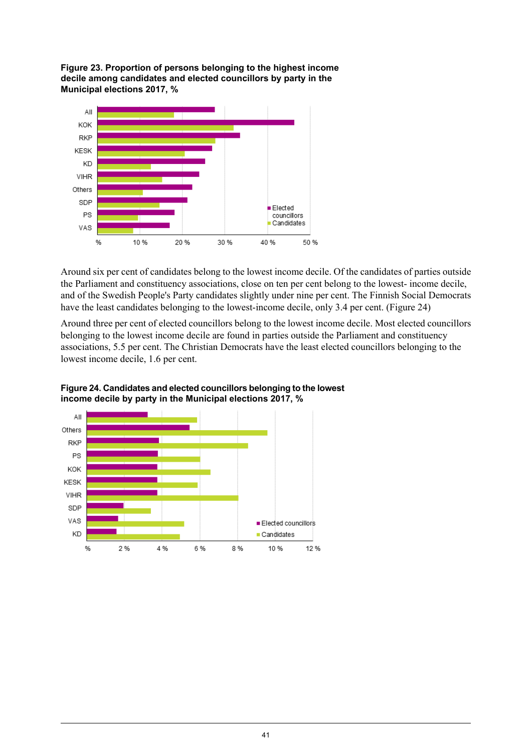**Figure 23. Proportion of persons belonging to the highest income decile among candidates and elected councillors by party in the Municipal elections 2017, %**

Around six per cent of candidates belong to the lowest income decile. Of the candidates of parties outside the Parliament and constituency associations, close on ten per cent belong to the lowest- income decile, and of the Swedish People's Party candidates slightly under nine per cent. The Finnish Social Democrats have the least candidates belonging to the lowest-income decile, only 3.4 per cent. (Figure 24)

Around three per cent of elected councillors belong to the lowest income decile. Most elected councillors belonging to the lowest income decile are found in parties outside the Parliament and constituency associations, 5.5 per cent. The Christian Democrats have the least elected councillors belonging to the lowest income decile, 1.6 per cent.

**Figure 24. Candidates and elected councillors belonging to the lowest income decile by party in the Municipal elections 2017, %**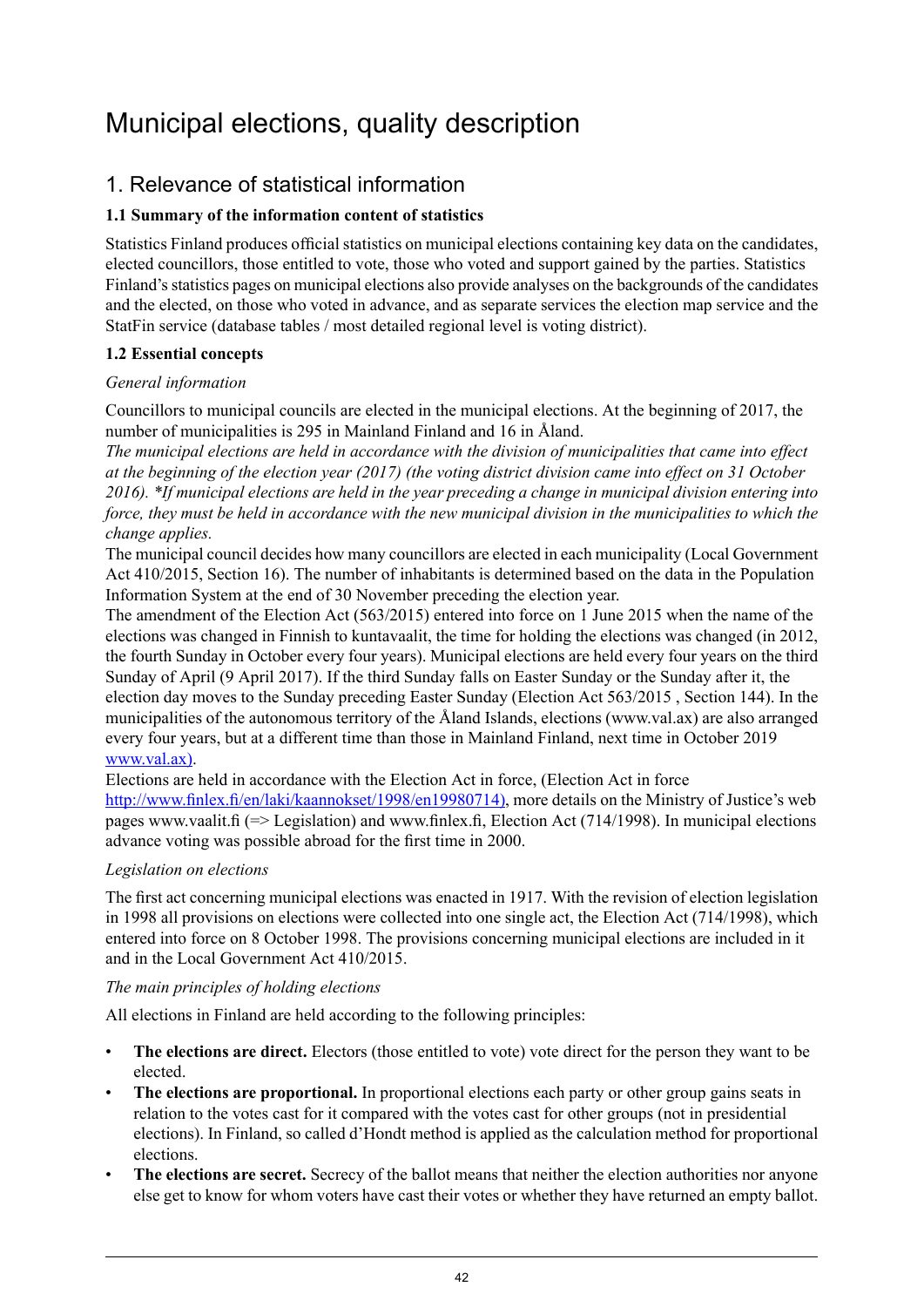# Municipal elections, quality description

## 1. Relevance of statistical information

### 1.1 Summary of the information content of statistics

Statistics Finland produces official statistics on municipal elections containing key data on the candidates, elected councillors, those entitled to vote, those who voted and support gained by the parties. Statistics Finland's statistics pages on municipal elections also provide analyses on the backgrounds of the candidates and the elected, on those who voted in advance, and as separate services the election map service and the StatFin service (database tables / most detailed regional level is voting district).

### 1.2 Essential concepts

*General information*

Councillors to municipal councils are elected in the municipal elections. At the beginning of 2017, the number of municipalities is 295 in Mainland Finland and 16 in Åland.
*The municipal elections are held in accordance with the division of municipalities that came into effect at the beginning of the election year (2017) (the voting district division came into effect on 31 October 2016). *If municipal elections are held in the year preceding a change in municipal division entering into force, they must be held in accordance with the new municipal division in the municipalities to which the change applies.*
The municipal council decides how many councillors are elected in each municipality (Local Government Act 410/2015, Section 16). The number of inhabitants is determined based on the data in the Population Information System at the end of 30 November preceding the election year.
The amendment of the Election Act (563/2015) entered into force on 1 June 2015 when the name of the elections was changed in Finnish to kuntavaalit, the time for holding the elections was changed (in 2012, the fourth Sunday in October every four years). Municipal elections are held every four years on the third Sunday of April (9 April 2017). If the third Sunday falls on Easter Sunday or the Sunday after it, the election day moves to the Sunday preceding Easter Sunday (Election Act 563/2015 , Section 144). In the municipalities of the autonomous territory of the Åland Islands, elections (www.val.ax) are also arranged every four years, but at a different time than those in Mainland Finland, next time in October 2019 www.val.ax).
Elections are held in accordance with the Election Act in force, (Election Act in force http://www.finlex.fi/en/laki/kaannokset/1998/en19980714), more details on the Ministry of Justice's web pages www.vaalit.fi (=> Legislation) and www.finlex.fi, Election Act (714/1998). In municipal elections advance voting was possible abroad for the first time in 2000.

*Legislation on elections*

The first act concerning municipal elections was enacted in 1917. With the revision of election legislation in 1998 all provisions on elections were collected into one single act, the Election Act (714/1998), which entered into force on 8 October 1998. The provisions concerning municipal elections are included in it and in the Local Government Act 410/2015.

*The main principles of holding elections*

All elections in Finland are held according to the following principles:

- **The elections are direct.** Electors (those entitled to vote) vote direct for the person they want to be elected.
- **The elections are proportional.** In proportional elections each party or other group gains seats in relation to the votes cast for it compared with the votes cast for other groups (not in presidential elections). In Finland, so called d'Hondt method is applied as the calculation method for proportional elections.
- **The elections are secret.** Secrecy of the ballot means that neither the election authorities nor anyone else get to know for whom voters have cast their votes or whether they have returned an empty ballot.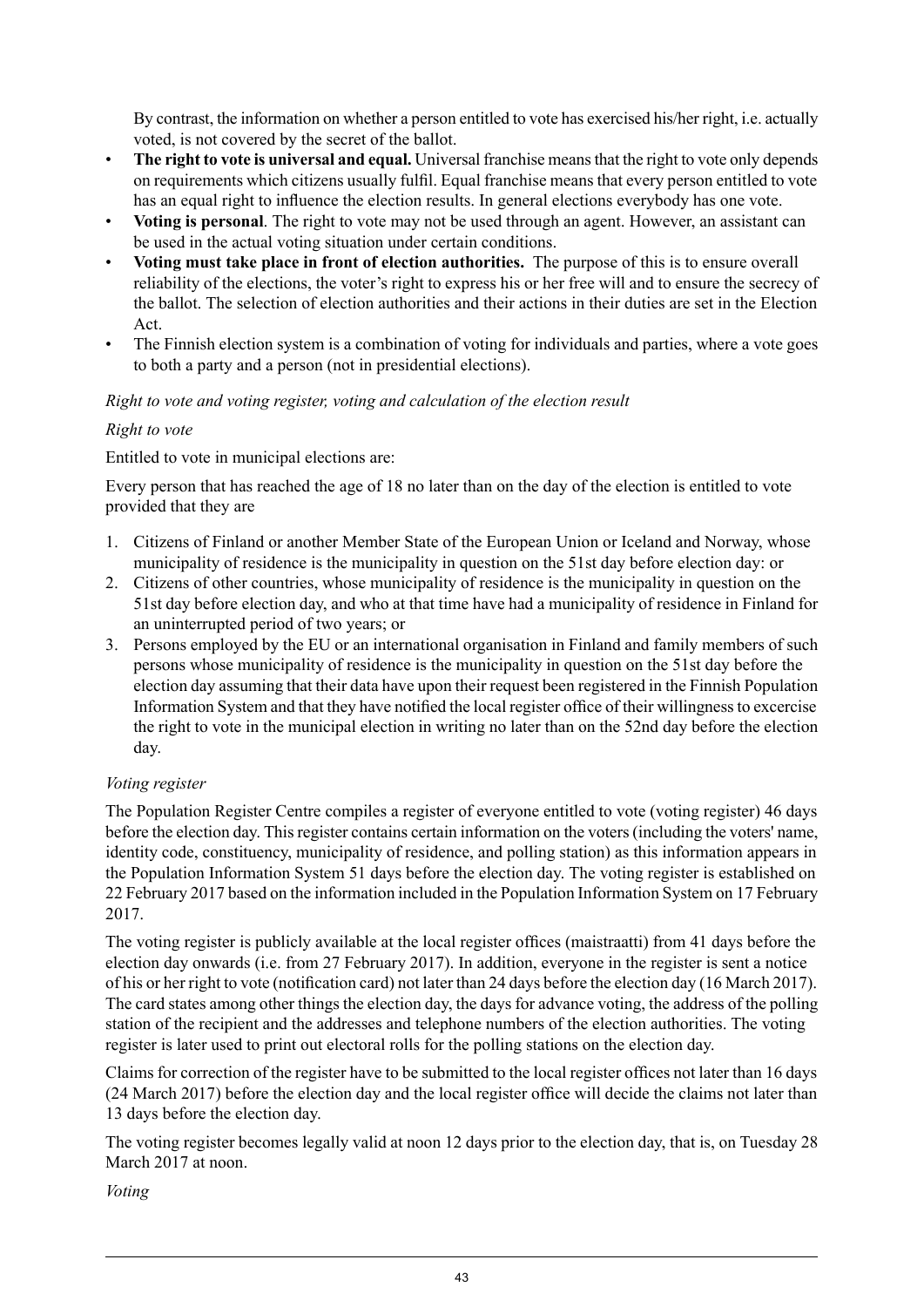By contrast, the information on whether a person entitled to vote has exercised his/her right, i.e. actually voted, is not covered by the secret of the ballot.

- **The right to vote is universal and equal.** Universal franchise means that the right to vote only depends on requirements which citizens usually fulfil. Equal franchise means that every person entitled to vote has an equal right to influence the election results. In general elections everybody has one vote.
- **Voting is personal**. The right to vote may not be used through an agent. However, an assistant can be used in the actual voting situation under certain conditions.
- **Voting must take place in front of election authorities.** The purpose of this is to ensure overall reliability of the elections, the voter's right to express his or her free will and to ensure the secrecy of the ballot. The selection of election authorities and their actions in their duties are set in the Election Act.
- The Finnish election system is a combination of voting for individuals and parties, where a vote goes to both a party and a person (not in presidential elections).

*Right to vote and voting register, voting and calculation of the election result*

*Right to vote*

Entitled to vote in municipal elections are:

Every person that has reached the age of 18 no later than on the day of the election is entitled to vote provided that they are

1. Citizens of Finland or another Member State of the European Union or Iceland and Norway, whose municipality of residence is the municipality in question on the 51st day before election day: or
2. Citizens of other countries, whose municipality of residence is the municipality in question on the 51st day before election day, and who at that time have had a municipality of residence in Finland for an uninterrupted period of two years; or
3. Persons employed by the EU or an international organisation in Finland and family members of such persons whose municipality of residence is the municipality in question on the 51st day before the election day assuming that their data have upon their request been registered in the Finnish Population Information System and that they have notified the local register office of their willingness to excercise the right to vote in the municipal election in writing no later than on the 52nd day before the election day.

*Voting register*

The Population Register Centre compiles a register of everyone entitled to vote (voting register) 46 days before the election day. This register contains certain information on the voters (including the voters' name, identity code, constituency, municipality of residence, and polling station) as this information appears in the Population Information System 51 days before the election day. The voting register is established on 22 February 2017 based on the information included in the Population Information System on 17 February 2017.

The voting register is publicly available at the local register offices (maistraatti) from 41 days before the election day onwards (i.e. from 27 February 2017). In addition, everyone in the register is sent a notice of his or her right to vote (notification card) not later than 24 days before the election day (16 March 2017). The card states among other things the election day, the days for advance voting, the address of the polling station of the recipient and the addresses and telephone numbers of the election authorities. The voting register is later used to print out electoral rolls for the polling stations on the election day.

Claims for correction of the register have to be submitted to the local register offices not later than 16 days (24 March 2017) before the election day and the local register office will decide the claims not later than 13 days before the election day.

The voting register becomes legally valid at noon 12 days prior to the election day, that is, on Tuesday 28 March 2017 at noon.

*Voting*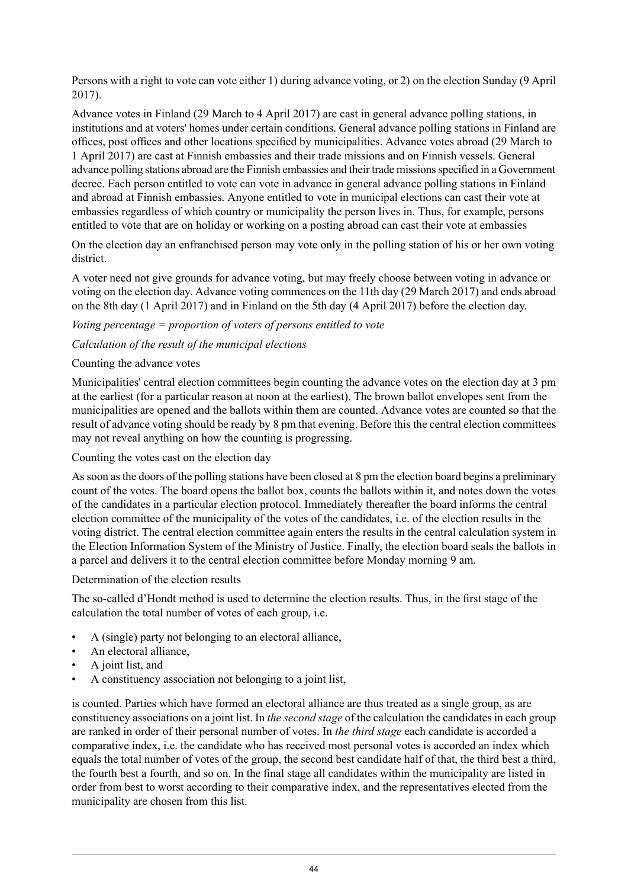Persons with a right to vote can vote either 1) during advance voting, or 2) on the election Sunday (9 April 2017).

Advance votes in Finland (29 March to 4 April 2017) are cast in general advance polling stations, in institutions and at voters' homes under certain conditions. General advance polling stations in Finland are offices, post offices and other locations specified by municipalities. Advance votes abroad (29 March to 1 April 2017) are cast at Finnish embassies and their trade missions and on Finnish vessels. General advance polling stations abroad are the Finnish embassies and their trade missions specified in a Government decree. Each person entitled to vote can vote in advance in general advance polling stations in Finland and abroad at Finnish embassies. Anyone entitled to vote in municipal elections can cast their vote at embassies regardless of which country or municipality the person lives in. Thus, for example, persons entitled to vote that are on holiday or working on a posting abroad can cast their vote at embassies

On the election day an enfranchised person may vote only in the polling station of his or her own voting district.

A voter need not give grounds for advance voting, but may freely choose between voting in advance or voting on the election day. Advance voting commences on the 11th day (29 March 2017) and ends abroad on the 8th day (1 April 2017) and in Finland on the 5th day (4 April 2017) before the election day.

*Voting percentage = proportion of voters of persons entitled to vote*

*Calculation of the result of the municipal elections*

Counting the advance votes

Municipalities' central election committees begin counting the advance votes on the election day at 3 pm at the earliest (for a particular reason at noon at the earliest). The brown ballot envelopes sent from the municipalities are opened and the ballots within them are counted. Advance votes are counted so that the result of advance voting should be ready by 8 pm that evening. Before this the central election committees may not reveal anything on how the counting is progressing.

Counting the votes cast on the election day

As soon as the doors of the polling stations have been closed at 8 pm the election board begins a preliminary count of the votes. The board opens the ballot box, counts the ballots within it, and notes down the votes of the candidates in a particular election protocol. Immediately thereafter the board informs the central election committee of the municipality of the votes of the candidates, i.e. of the election results in the voting district. The central election committee again enters the results in the central calculation system in the Election Information System of the Ministry of Justice. Finally, the election board seals the ballots in a parcel and delivers it to the central election committee before Monday morning 9 am.

Determination of the election results

The so-called d'Hondt method is used to determine the election results. Thus, in the first stage of the calculation the total number of votes of each group, i.e.

- A (single) party not belonging to an electoral alliance,
- An electoral alliance,
- A joint list, and
- A constituency association not belonging to a joint list,

is counted. Parties which have formed an electoral alliance are thus treated as a single group, as are constituency associations on a joint list. In *the second stage* of the calculation the candidates in each group are ranked in order of their personal number of votes. In *the third stage* each candidate is accorded a comparative index, i.e. the candidate who has received most personal votes is accorded an index which equals the total number of votes of the group, the second best candidate half of that, the third best a third, the fourth best a fourth, and so on. In the final stage all candidates within the municipality are listed in order from best to worst according to their comparative index, and the representatives elected from the municipality are chosen from this list.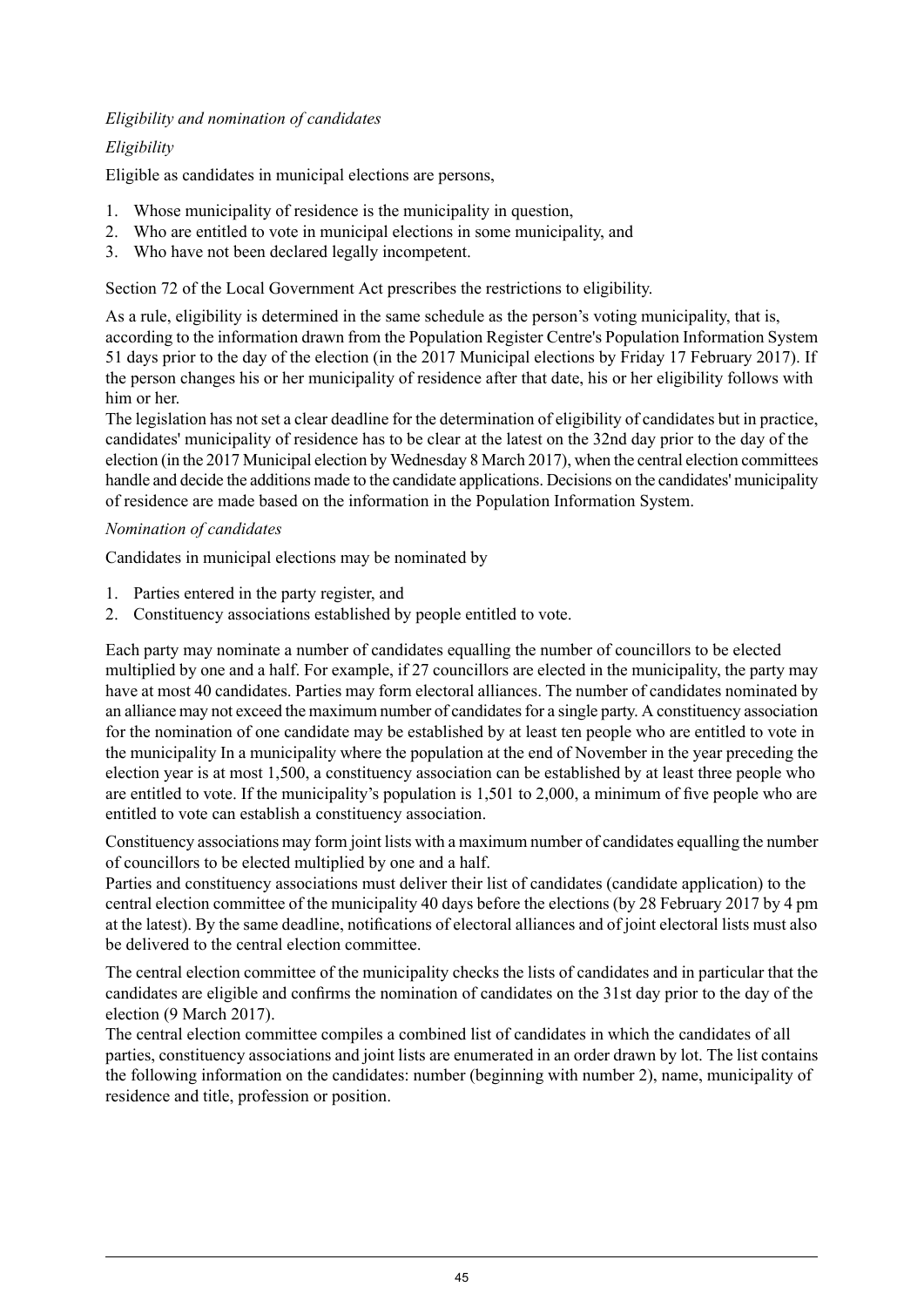*Eligibility and nomination of candidates*

*Eligibility*

Eligible as candidates in municipal elections are persons,

1. Whose municipality of residence is the municipality in question,
2. Who are entitled to vote in municipal elections in some municipality, and
3. Who have not been declared legally incompetent.

Section 72 of the Local Government Act prescribes the restrictions to eligibility.

As a rule, eligibility is determined in the same schedule as the person's voting municipality, that is, according to the information drawn from the Population Register Centre's Population Information System 51 days prior to the day of the election (in the 2017 Municipal elections by Friday 17 February 2017). If the person changes his or her municipality of residence after that date, his or her eligibility follows with him or her.

The legislation has not set a clear deadline for the determination of eligibility of candidates but in practice, candidates' municipality of residence has to be clear at the latest on the 32nd day prior to the day of the election (in the 2017 Municipal election by Wednesday 8 March 2017), when the central election committees handle and decide the additions made to the candidate applications. Decisions on the candidates' municipality of residence are made based on the information in the Population Information System.

*Nomination of candidates*

Candidates in municipal elections may be nominated by

1. Parties entered in the party register, and
2. Constituency associations established by people entitled to vote.

Each party may nominate a number of candidates equalling the number of councillors to be elected multiplied by one and a half. For example, if 27 councillors are elected in the municipality, the party may have at most 40 candidates. Parties may form electoral alliances. The number of candidates nominated by an alliance may not exceed the maximum number of candidates for a single party. A constituency association for the nomination of one candidate may be established by at least ten people who are entitled to vote in the municipality In a municipality where the population at the end of November in the year preceding the election year is at most 1,500, a constituency association can be established by at least three people who are entitled to vote. If the municipality's population is 1,501 to 2,000, a minimum of five people who are entitled to vote can establish a constituency association.

Constituency associations may form joint lists with a maximum number of candidates equalling the number of councillors to be elected multiplied by one and a half.

Parties and constituency associations must deliver their list of candidates (candidate application) to the central election committee of the municipality 40 days before the elections (by 28 February 2017 by 4 pm at the latest). By the same deadline, notifications of electoral alliances and of joint electoral lists must also be delivered to the central election committee.

The central election committee of the municipality checks the lists of candidates and in particular that the candidates are eligible and confirms the nomination of candidates on the 31st day prior to the day of the election (9 March 2017).

The central election committee compiles a combined list of candidates in which the candidates of all parties, constituency associations and joint lists are enumerated in an order drawn by lot. The list contains the following information on the candidates: number (beginning with number 2), name, municipality of residence and title, profession or position.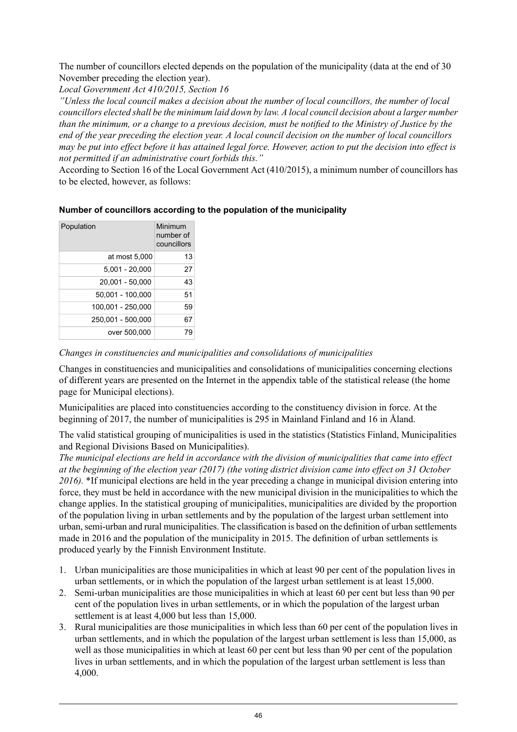The number of councillors elected depends on the population of the municipality (data at the end of 30 November preceding the election year).

*Local Government Act 410/2015, Section 16*

*"Unless the local council makes a decision about the number of local councillors, the number of local councillors elected shall be the minimum laid down by law. A local council decision about a larger number than the minimum, or a change to a previous decision, must be notified to the Ministry of Justice by the end of the year preceding the election year. A local council decision on the number of local councillors may be put into effect before it has attained legal force. However, action to put the decision into effect is not permitted if an administrative court forbids this."*

According to Section 16 of the Local Government Act (410/2015), a minimum number of councillors has to be elected, however, as follows:

**Number of councillors according to the population of the municipality**

| Population | Minimum number of councillors |
|---|---|
| at most 5,000 | 13 |
| 5,001 - 20,000 | 27 |
| 20,001 - 50,000 | 43 |
| 50,001 - 100,000 | 51 |
| 100,001 - 250,000 | 59 |
| 250,001 - 500,000 | 67 |
| over 500,000 | 79 |

*Changes in constituencies and municipalities and consolidations of municipalities*

Changes in constituencies and municipalities and consolidations of municipalities concerning elections of different years are presented on the Internet in the appendix table of the statistical release (the home page for Municipal elections).

Municipalities are placed into constituencies according to the constituency division in force. At the beginning of 2017, the number of municipalities is 295 in Mainland Finland and 16 in Åland.

The valid statistical grouping of municipalities is used in the statistics (Statistics Finland, Municipalities and Regional Divisions Based on Municipalities).

*The municipal elections are held in accordance with the division of municipalities that came into effect at the beginning of the election year (2017) (the voting district division came into effect on 31 October 2016).* *If municipal elections are held in the year preceding a change in municipal division entering into force, they must be held in accordance with the new municipal division in the municipalities to which the change applies. In the statistical grouping of municipalities, municipalities are divided by the proportion of the population living in urban settlements and by the population of the largest urban settlement into urban, semi-urban and rural municipalities. The classification is based on the definition of urban settlements made in 2016 and the population of the municipality in 2015. The definition of urban settlements is produced yearly by the Finnish Environment Institute.

1. Urban municipalities are those municipalities in which at least 90 per cent of the population lives in urban settlements, or in which the population of the largest urban settlement is at least 15,000.
2. Semi-urban municipalities are those municipalities in which at least 60 per cent but less than 90 per cent of the population lives in urban settlements, or in which the population of the largest urban settlement is at least 4,000 but less than 15,000.
3. Rural municipalities are those municipalities in which less than 60 per cent of the population lives in urban settlements, and in which the population of the largest urban settlement is less than 15,000, as well as those municipalities in which at least 60 per cent but less than 90 per cent of the population lives in urban settlements, and in which the population of the largest urban settlement is less than 4,000.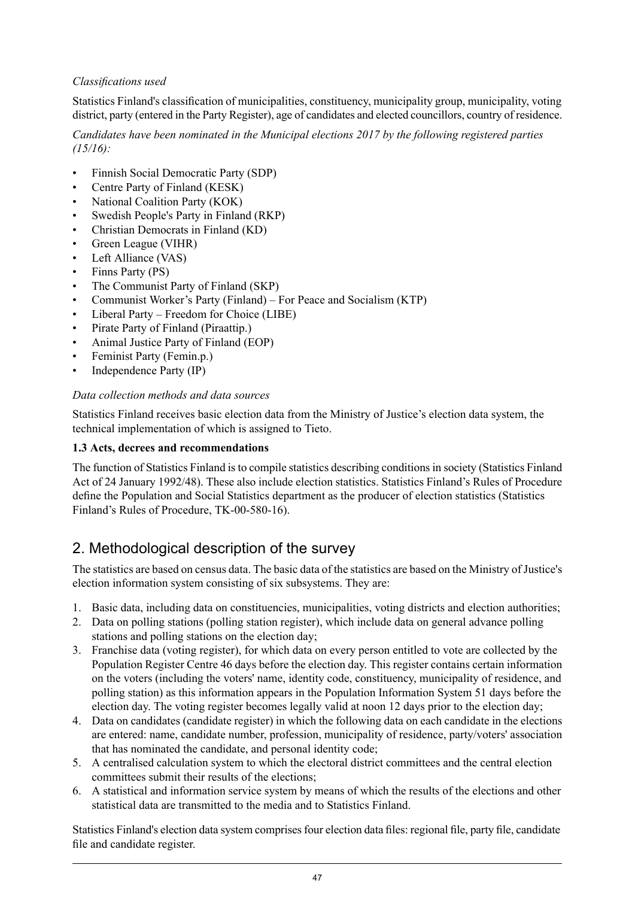*Classifications used*

Statistics Finland's classification of municipalities, constituency, municipality group, municipality, voting district, party (entered in the Party Register), age of candidates and elected councillors, country of residence.

*Candidates have been nominated in the Municipal elections 2017 by the following registered parties (15/16):*

- Finnish Social Democratic Party (SDP)
- Centre Party of Finland (KESK)
- National Coalition Party (KOK)
- Swedish People's Party in Finland (RKP)
- Christian Democrats in Finland (KD)
- Green League (VIHR)
- Left Alliance (VAS)
- Finns Party (PS)
- The Communist Party of Finland (SKP)
- Communist Worker's Party (Finland) – For Peace and Socialism (KTP)
- Liberal Party – Freedom for Choice (LIBE)
- Pirate Party of Finland (Piraattip.)
- Animal Justice Party of Finland (EOP)
- Feminist Party (Femin.p.)
- Independence Party (IP)

*Data collection methods and data sources*

Statistics Finland receives basic election data from the Ministry of Justice's election data system, the technical implementation of which is assigned to Tieto.

**1.3 Acts, decrees and recommendations**

The function of Statistics Finland is to compile statistics describing conditions in society (Statistics Finland Act of 24 January 1992/48). These also include election statistics. Statistics Finland's Rules of Procedure define the Population and Social Statistics department as the producer of election statistics (Statistics Finland's Rules of Procedure, TK-00-580-16).

## 2. Methodological description of the survey

The statistics are based on census data. The basic data of the statistics are based on the Ministry of Justice's election information system consisting of six subsystems. They are:

1. Basic data, including data on constituencies, municipalities, voting districts and election authorities;
2. Data on polling stations (polling station register), which include data on general advance polling stations and polling stations on the election day;
3. Franchise data (voting register), for which data on every person entitled to vote are collected by the Population Register Centre 46 days before the election day. This register contains certain information on the voters (including the voters' name, identity code, constituency, municipality of residence, and polling station) as this information appears in the Population Information System 51 days before the election day. The voting register becomes legally valid at noon 12 days prior to the election day;
4. Data on candidates (candidate register) in which the following data on each candidate in the elections are entered: name, candidate number, profession, municipality of residence, party/voters' association that has nominated the candidate, and personal identity code;
5. A centralised calculation system to which the electoral district committees and the central election committees submit their results of the elections;
6. A statistical and information service system by means of which the results of the elections and other statistical data are transmitted to the media and to Statistics Finland.

Statistics Finland's election data system comprises four election data files: regional file, party file, candidate file and candidate register.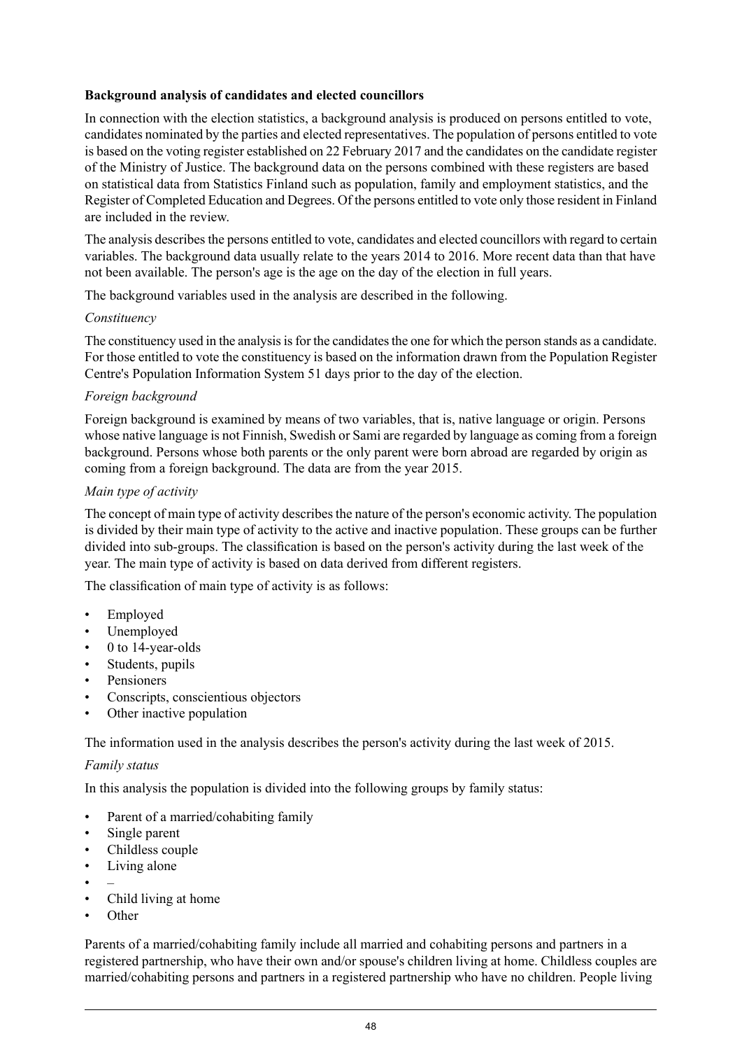**Background analysis of candidates and elected councillors**

In connection with the election statistics, a background analysis is produced on persons entitled to vote, candidates nominated by the parties and elected representatives. The population of persons entitled to vote is based on the voting register established on 22 February 2017 and the candidates on the candidate register of the Ministry of Justice. The background data on the persons combined with these registers are based on statistical data from Statistics Finland such as population, family and employment statistics, and the Register of Completed Education and Degrees. Of the persons entitled to vote only those resident in Finland are included in the review.

The analysis describes the persons entitled to vote, candidates and elected councillors with regard to certain variables. The background data usually relate to the years 2014 to 2016. More recent data than that have not been available. The person's age is the age on the day of the election in full years.

The background variables used in the analysis are described in the following.

*Constituency*

The constituency used in the analysis is for the candidates the one for which the person stands as a candidate. For those entitled to vote the constituency is based on the information drawn from the Population Register Centre's Population Information System 51 days prior to the day of the election.

*Foreign background*

Foreign background is examined by means of two variables, that is, native language or origin. Persons whose native language is not Finnish, Swedish or Sami are regarded by language as coming from a foreign background. Persons whose both parents or the only parent were born abroad are regarded by origin as coming from a foreign background. The data are from the year 2015.

*Main type of activity*

The concept of main type of activity describes the nature of the person's economic activity. The population is divided by their main type of activity to the active and inactive population. These groups can be further divided into sub-groups. The classification is based on the person's activity during the last week of the year. The main type of activity is based on data derived from different registers.

The classification of main type of activity is as follows:

- Employed
- Unemployed
- 0 to 14-year-olds
- Students, pupils
- Pensioners
- Conscripts, conscientious objectors
- Other inactive population

The information used in the analysis describes the person's activity during the last week of 2015.

*Family status*

In this analysis the population is divided into the following groups by family status:

- Parent of a married/cohabiting family
- Single parent
- Childless couple
- Living alone
- –
- Child living at home
- Other

Parents of a married/cohabiting family include all married and cohabiting persons and partners in a registered partnership, who have their own and/or spouse's children living at home. Childless couples are married/cohabiting persons and partners in a registered partnership who have no children. People living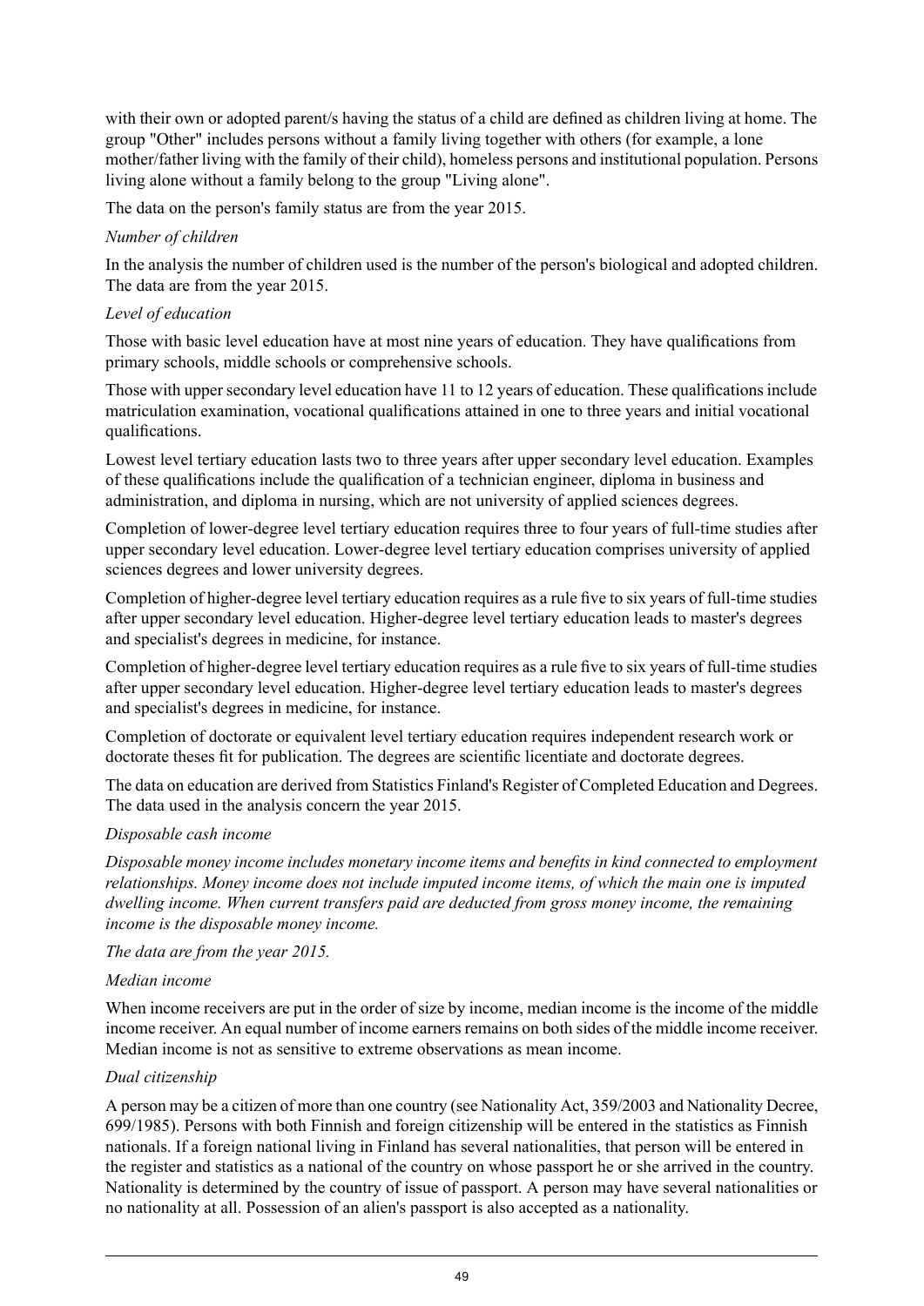with their own or adopted parent/s having the status of a child are defined as children living at home. The group "Other" includes persons without a family living together with others (for example, a lone mother/father living with the family of their child), homeless persons and institutional population. Persons living alone without a family belong to the group "Living alone".

The data on the person's family status are from the year 2015.

*Number of children*

In the analysis the number of children used is the number of the person's biological and adopted children. The data are from the year 2015.

*Level of education*

Those with basic level education have at most nine years of education. They have qualifications from primary schools, middle schools or comprehensive schools.

Those with upper secondary level education have 11 to 12 years of education. These qualifications include matriculation examination, vocational qualifications attained in one to three years and initial vocational qualifications.

Lowest level tertiary education lasts two to three years after upper secondary level education. Examples of these qualifications include the qualification of a technician engineer, diploma in business and administration, and diploma in nursing, which are not university of applied sciences degrees.

Completion of lower-degree level tertiary education requires three to four years of full-time studies after upper secondary level education. Lower-degree level tertiary education comprises university of applied sciences degrees and lower university degrees.

Completion of higher-degree level tertiary education requires as a rule five to six years of full-time studies after upper secondary level education. Higher-degree level tertiary education leads to master's degrees and specialist's degrees in medicine, for instance.

Completion of higher-degree level tertiary education requires as a rule five to six years of full-time studies after upper secondary level education. Higher-degree level tertiary education leads to master's degrees and specialist's degrees in medicine, for instance.

Completion of doctorate or equivalent level tertiary education requires independent research work or doctorate theses fit for publication. The degrees are scientific licentiate and doctorate degrees.

The data on education are derived from Statistics Finland's Register of Completed Education and Degrees. The data used in the analysis concern the year 2015.

*Disposable cash income*

*Disposable money income includes monetary income items and benefits in kind connected to employment relationships. Money income does not include imputed income items, of which the main one is imputed dwelling income. When current transfers paid are deducted from gross money income, the remaining income is the disposable money income.*

*The data are from the year 2015.*

*Median income*

When income receivers are put in the order of size by income, median income is the income of the middle income receiver. An equal number of income earners remains on both sides of the middle income receiver. Median income is not as sensitive to extreme observations as mean income.

*Dual citizenship*

A person may be a citizen of more than one country (see Nationality Act, 359/2003 and Nationality Decree, 699/1985). Persons with both Finnish and foreign citizenship will be entered in the statistics as Finnish nationals. If a foreign national living in Finland has several nationalities, that person will be entered in the register and statistics as a national of the country on whose passport he or she arrived in the country. Nationality is determined by the country of issue of passport. A person may have several nationalities or no nationality at all. Possession of an alien's passport is also accepted as a nationality.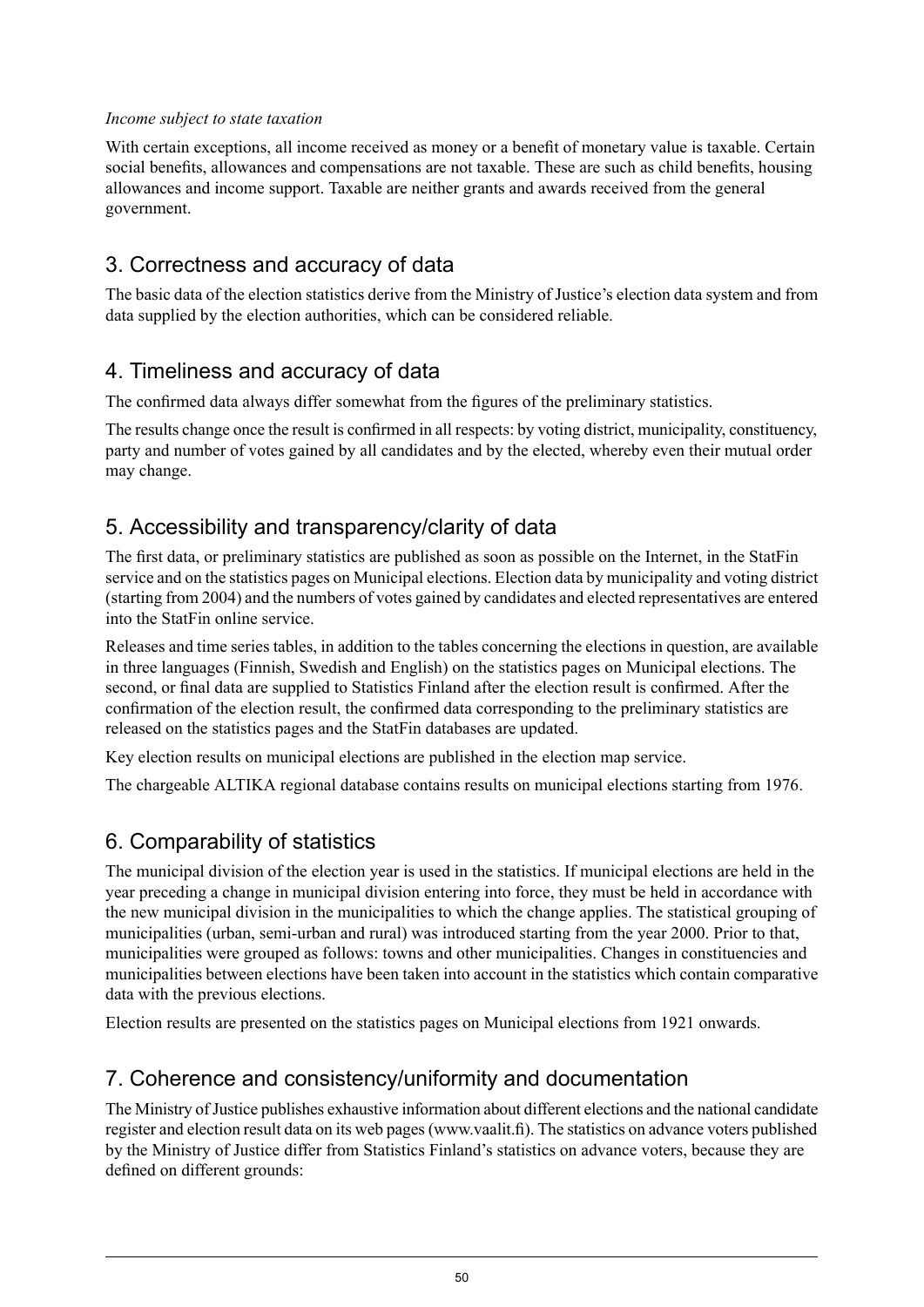*Income subject to state taxation*

With certain exceptions, all income received as money or a benefit of monetary value is taxable. Certain social benefits, allowances and compensations are not taxable. These are such as child benefits, housing allowances and income support. Taxable are neither grants and awards received from the general government.

## 3. Correctness and accuracy of data

The basic data of the election statistics derive from the Ministry of Justice's election data system and from data supplied by the election authorities, which can be considered reliable.

## 4. Timeliness and accuracy of data

The confirmed data always differ somewhat from the figures of the preliminary statistics.

The results change once the result is confirmed in all respects: by voting district, municipality, constituency, party and number of votes gained by all candidates and by the elected, whereby even their mutual order may change.

## 5. Accessibility and transparency/clarity of data

The first data, or preliminary statistics are published as soon as possible on the Internet, in the StatFin service and on the statistics pages on Municipal elections. Election data by municipality and voting district (starting from 2004) and the numbers of votes gained by candidates and elected representatives are entered into the StatFin online service.

Releases and time series tables, in addition to the tables concerning the elections in question, are available in three languages (Finnish, Swedish and English) on the statistics pages on Municipal elections. The second, or final data are supplied to Statistics Finland after the election result is confirmed. After the confirmation of the election result, the confirmed data corresponding to the preliminary statistics are released on the statistics pages and the StatFin databases are updated.

Key election results on municipal elections are published in the election map service.

The chargeable ALTIKA regional database contains results on municipal elections starting from 1976.

## 6. Comparability of statistics

The municipal division of the election year is used in the statistics. If municipal elections are held in the year preceding a change in municipal division entering into force, they must be held in accordance with the new municipal division in the municipalities to which the change applies. The statistical grouping of municipalities (urban, semi-urban and rural) was introduced starting from the year 2000. Prior to that, municipalities were grouped as follows: towns and other municipalities. Changes in constituencies and municipalities between elections have been taken into account in the statistics which contain comparative data with the previous elections.

Election results are presented on the statistics pages on Municipal elections from 1921 onwards.

## 7. Coherence and consistency/uniformity and documentation

The Ministry of Justice publishes exhaustive information about different elections and the national candidate register and election result data on its web pages (www.vaalit.fi). The statistics on advance voters published by the Ministry of Justice differ from Statistics Finland's statistics on advance voters, because they are defined on different grounds: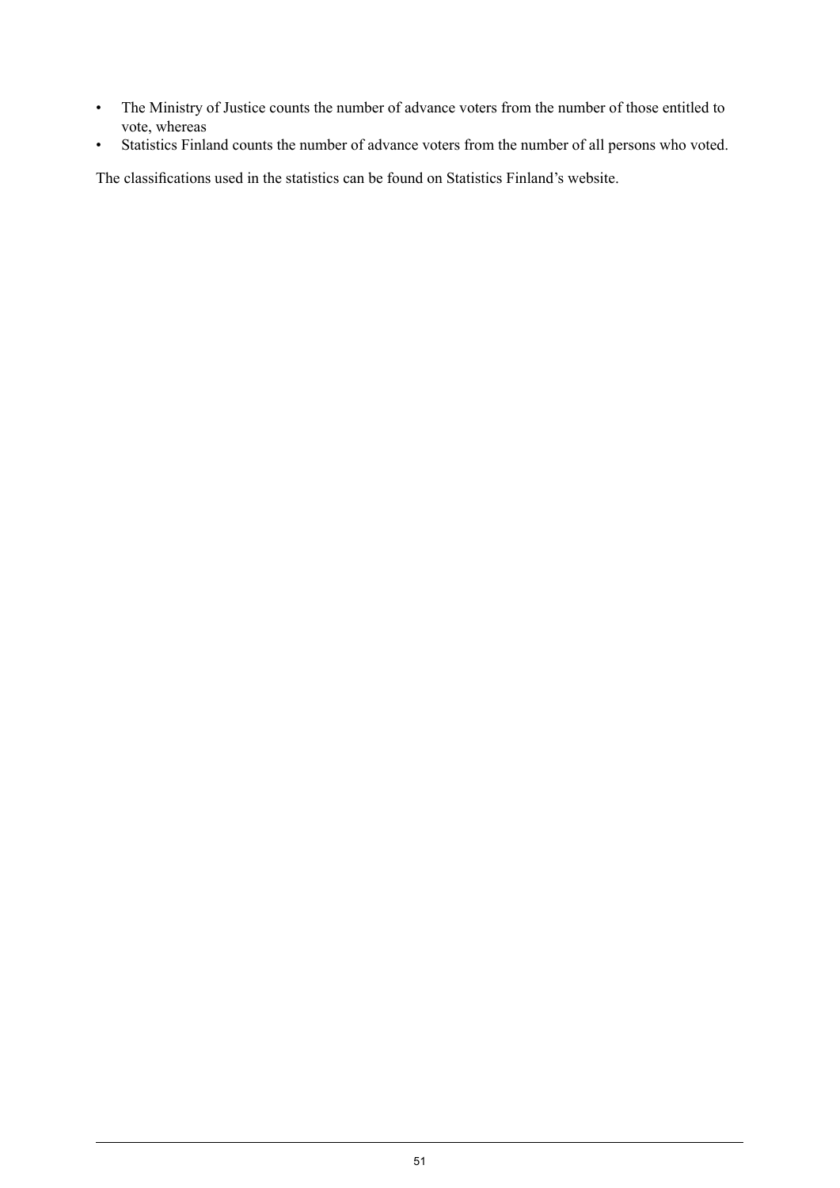- The Ministry of Justice counts the number of advance voters from the number of those entitled to vote, whereas
- Statistics Finland counts the number of advance voters from the number of all persons who voted.

The classifications used in the statistics can be found on Statistics Finland's website.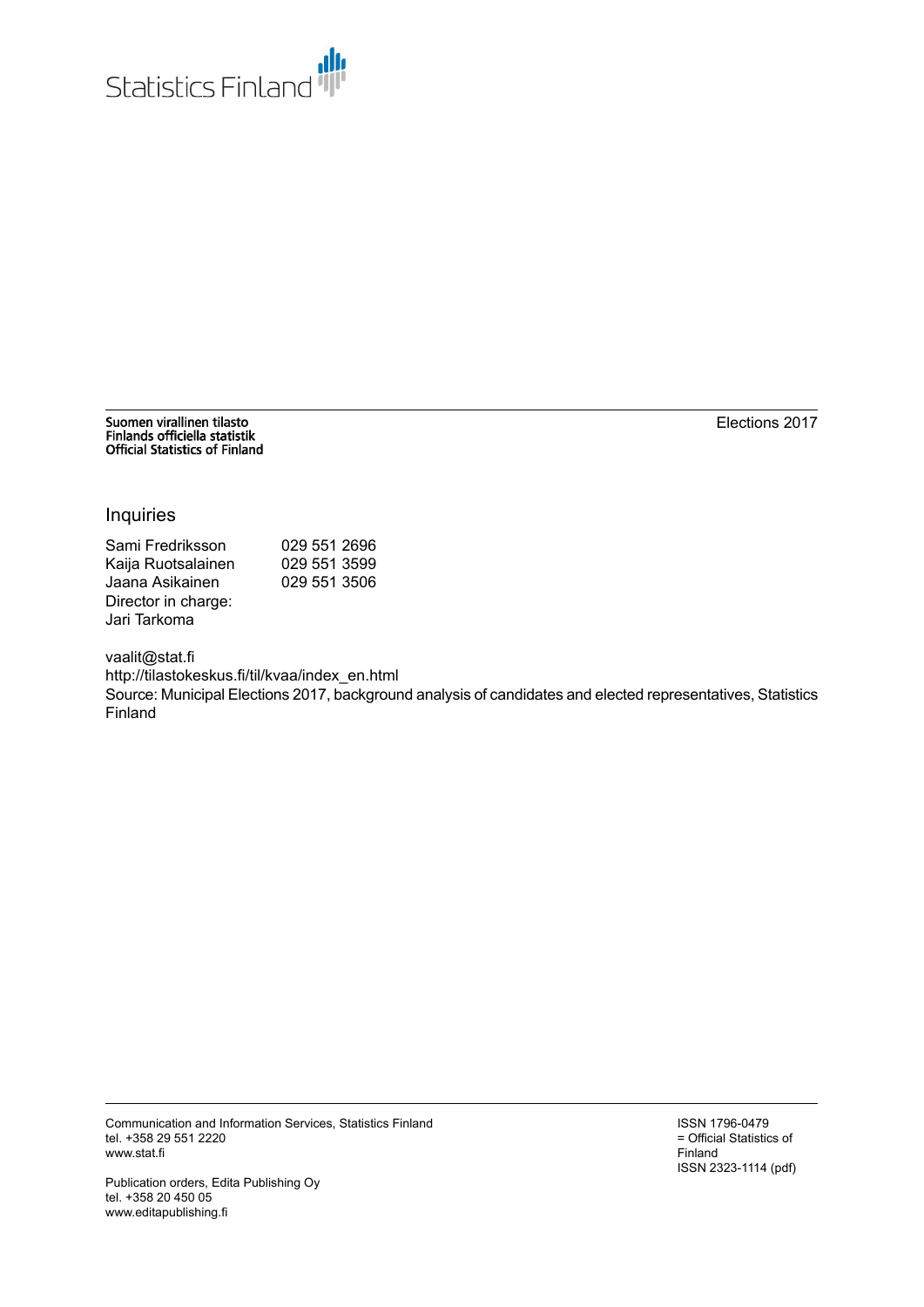Statistics Finland

Suomen virallinen tilasto
Finlands officiella statistik
Official Statistics of Finland

Elections 2017

## Inquiries

| | |
|---|---|
| Sami Fredriksson | 029 551 2696 |
| Kaija Ruotsalainen | 029 551 3599 |
| Jaana Asikainen | 029 551 3506 |
| Director in charge: | |
| Jari Tarkoma | |

vaalit@stat.fi
http://tilastokeskus.fi/til/kvaa/index_en.html
Source: Municipal Elections 2017, background analysis of candidates and elected representatives, Statistics Finland

Communication and Information Services, Statistics Finland
tel. +358 29 551 2220
www.stat.fi

Publication orders, Edita Publishing Oy
tel. +358 20 450 05
www.editapublishing.fi

ISSN 1796-0479
= Official Statistics of Finland
ISSN 2323-1114 (pdf)